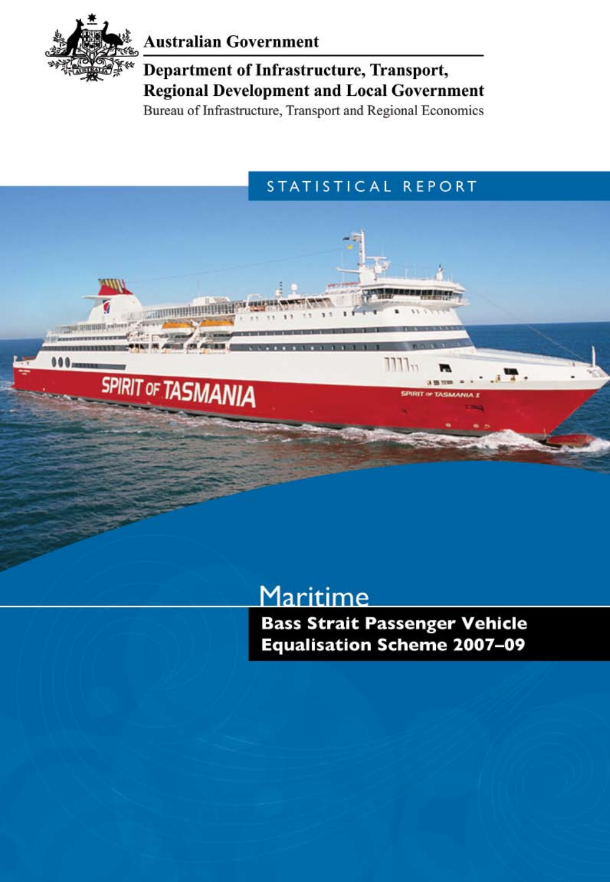Australian Government

Department of Infrastructure, Transport, Regional Development and Local Government

Bureau of Infrastructure, Transport and Regional Economics

STATISTICAL REPORT

# Maritime

## Bass Strait Passenger Vehicle Equalisation Scheme 2007–09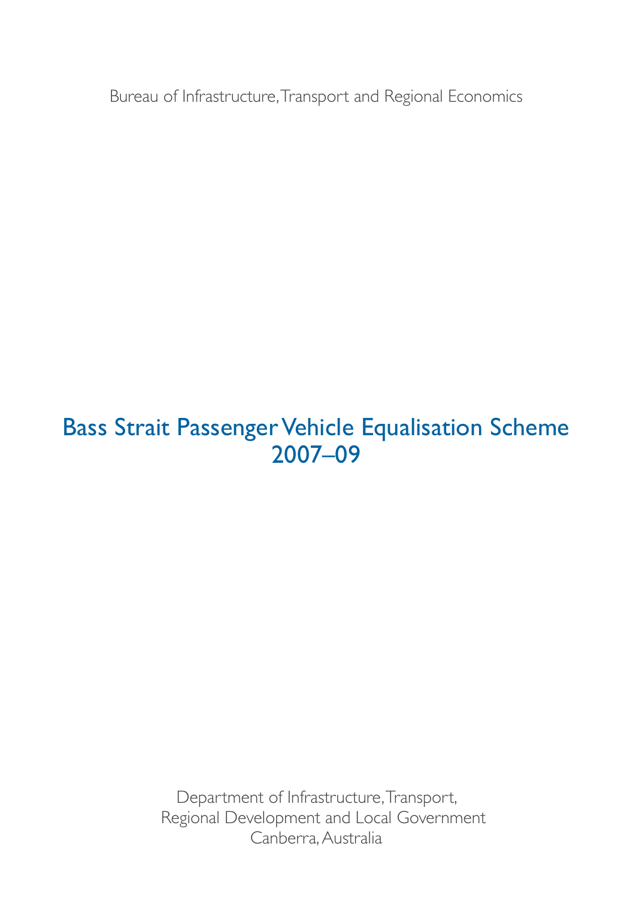Bureau of Infrastructure, Transport and Regional Economics

# Bass Strait Passenger Vehicle Equalisation Scheme 2007–09

Department of Infrastructure, Transport,
Regional Development and Local Government
Canberra, Australia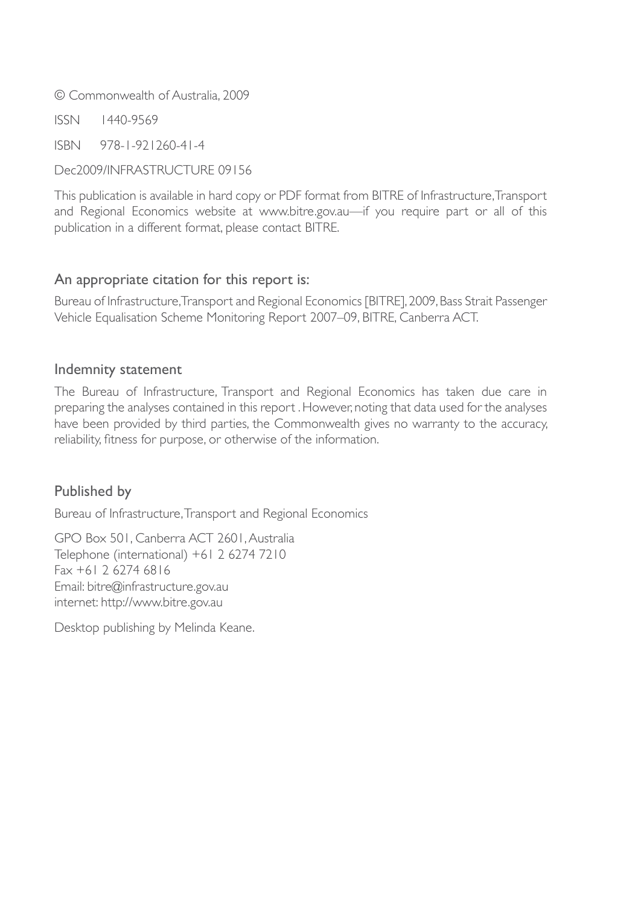© Commonwealth of Australia, 2009

ISSN 1440-9569

ISBN 978-1-921260-41-4

Dec2009/INFRASTRUCTURE 09156

This publication is available in hard copy or PDF format from BITRE of Infrastructure, Transport and Regional Economics website at www.bitre.gov.au—if you require part or all of this publication in a different format, please contact BITRE.

## An appropriate citation for this report is:

Bureau of Infrastructure, Transport and Regional Economics [BITRE], 2009, Bass Strait Passenger Vehicle Equalisation Scheme Monitoring Report 2007–09, BITRE, Canberra ACT.

## Indemnity statement

The Bureau of Infrastructure, Transport and Regional Economics has taken due care in preparing the analyses contained in this report . However, noting that data used for the analyses have been provided by third parties, the Commonwealth gives no warranty to the accuracy, reliability, fitness for purpose, or otherwise of the information.

## Published by

Bureau of Infrastructure, Transport and Regional Economics

GPO Box 501, Canberra ACT 2601, Australia
Telephone (international) +61 2 6274 7210
Fax +61 2 6274 6816
Email: bitre@infrastructure.gov.au
internet: http://www.bitre.gov.au

Desktop publishing by Melinda Keane.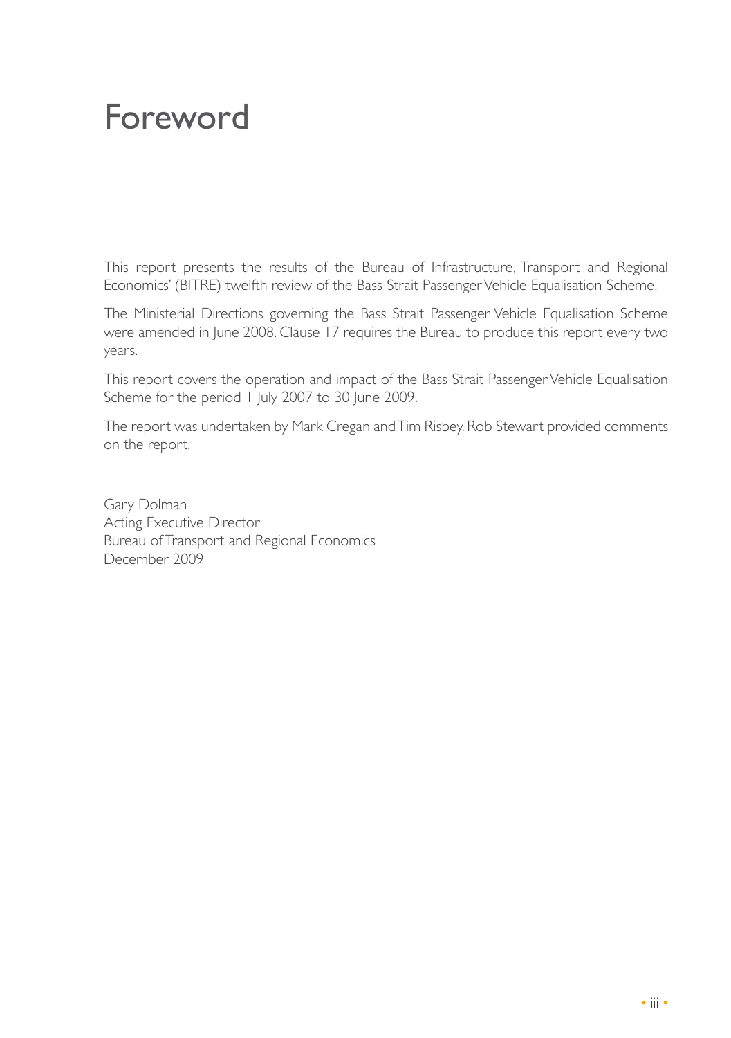# Foreword

This report presents the results of the Bureau of Infrastructure, Transport and Regional Economics' (BITRE) twelfth review of the Bass Strait Passenger Vehicle Equalisation Scheme.

The Ministerial Directions governing the Bass Strait Passenger Vehicle Equalisation Scheme were amended in June 2008. Clause 17 requires the Bureau to produce this report every two years.

This report covers the operation and impact of the Bass Strait Passenger Vehicle Equalisation Scheme for the period 1 July 2007 to 30 June 2009.

The report was undertaken by Mark Cregan and Tim Risbey. Rob Stewart provided comments on the report.

Gary Dolman
Acting Executive Director
Bureau of Transport and Regional Economics
December 2009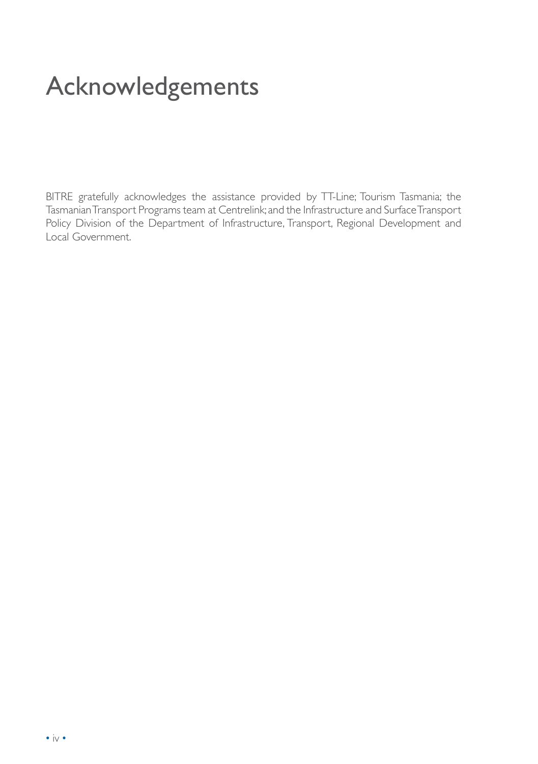# Acknowledgements

BITRE gratefully acknowledges the assistance provided by TT-Line; Tourism Tasmania; the Tasmanian Transport Programs team at Centrelink; and the Infrastructure and Surface Transport Policy Division of the Department of Infrastructure, Transport, Regional Development and Local Government.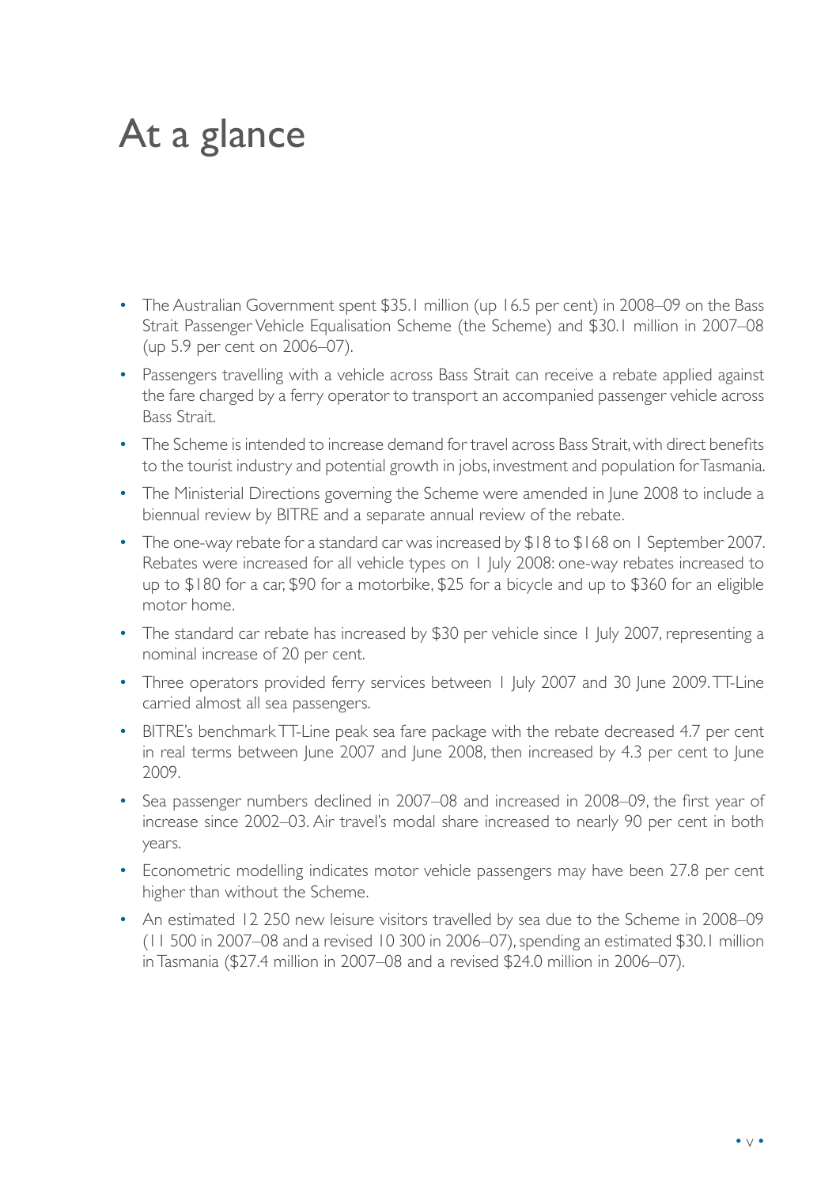# At a glance

- The Australian Government spent $35.1 million (up 16.5 per cent) in 2008–09 on the Bass Strait Passenger Vehicle Equalisation Scheme (the Scheme) and $30.1 million in 2007–08 (up 5.9 per cent on 2006–07).
- Passengers travelling with a vehicle across Bass Strait can receive a rebate applied against the fare charged by a ferry operator to transport an accompanied passenger vehicle across Bass Strait.
- The Scheme is intended to increase demand for travel across Bass Strait, with direct benefits to the tourist industry and potential growth in jobs, investment and population for Tasmania.
- The Ministerial Directions governing the Scheme were amended in June 2008 to include a biennual review by BITRE and a separate annual review of the rebate.
- The one-way rebate for a standard car was increased by $18 to $168 on 1 September 2007. Rebates were increased for all vehicle types on 1 July 2008: one-way rebates increased to up to $180 for a car, $90 for a motorbike, $25 for a bicycle and up to $360 for an eligible motor home.
- The standard car rebate has increased by $30 per vehicle since 1 July 2007, representing a nominal increase of 20 per cent.
- Three operators provided ferry services between 1 July 2007 and 30 June 2009. TT-Line carried almost all sea passengers.
- BITRE's benchmark TT-Line peak sea fare package with the rebate decreased 4.7 per cent in real terms between June 2007 and June 2008, then increased by 4.3 per cent to June 2009.
- Sea passenger numbers declined in 2007–08 and increased in 2008–09, the first year of increase since 2002–03. Air travel's modal share increased to nearly 90 per cent in both years.
- Econometric modelling indicates motor vehicle passengers may have been 27.8 per cent higher than without the Scheme.
- An estimated 12 250 new leisure visitors travelled by sea due to the Scheme in 2008–09 (11 500 in 2007–08 and a revised 10 300 in 2006–07), spending an estimated $30.1 million in Tasmania ($27.4 million in 2007–08 and a revised $24.0 million in 2006–07).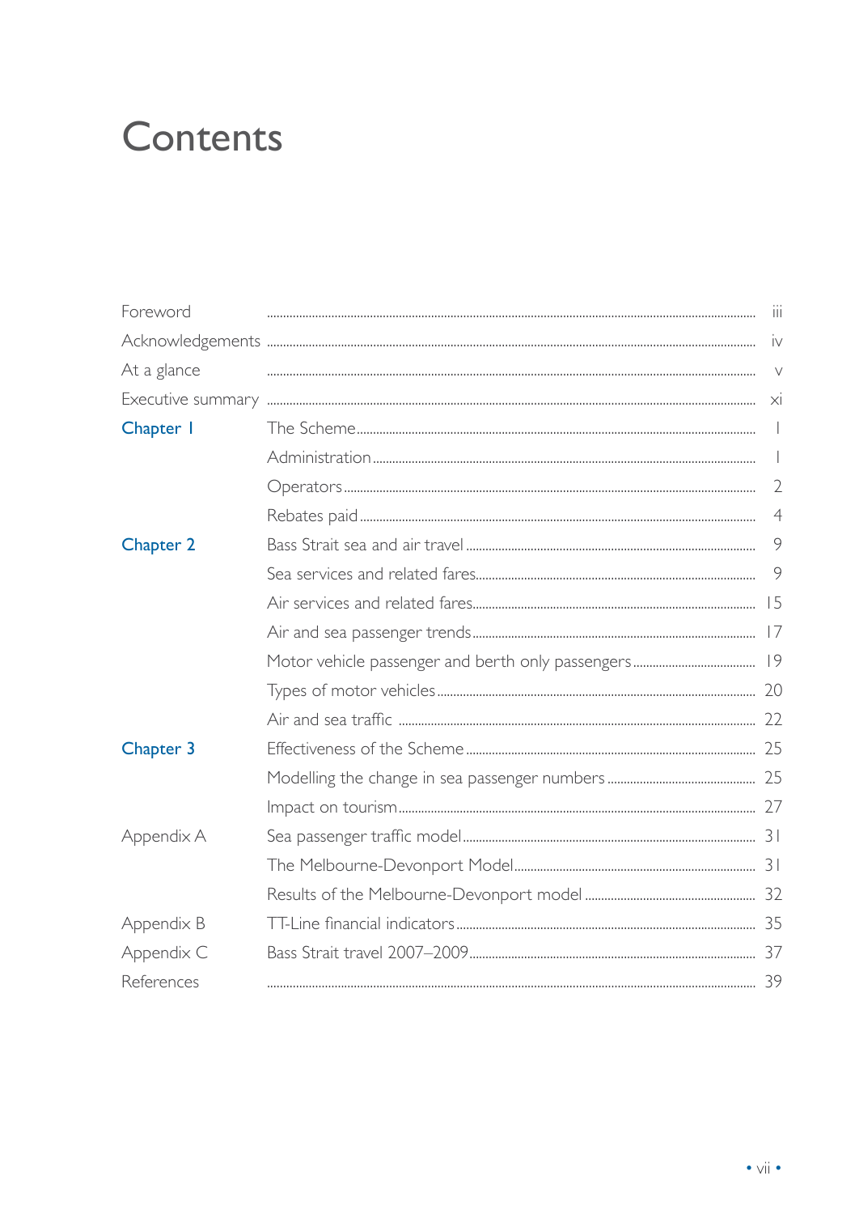# Contents

| | | |
|---|---|---|
| Foreword | | iii |
| Acknowledgements | | iv |
| At a glance | | v |
| Executive summary | | xi |
| Chapter 1 | The Scheme | 1 |
| | Administration | 1 |
| | Operators | 2 |
| | Rebates paid | 4 |
| Chapter 2 | Bass Strait sea and air travel | 9 |
| | Sea services and related fares | 9 |
| | Air services and related fares | 15 |
| | Air and sea passenger trends | 17 |
| | Motor vehicle passenger and berth only passengers | 19 |
| | Types of motor vehicles | 20 |
| | Air and sea traffic | 22 |
| Chapter 3 | Effectiveness of the Scheme | 25 |
| | Modelling the change in sea passenger numbers | 25 |
| | Impact on tourism | 27 |
| Appendix A | Sea passenger traffic model | 31 |
| | The Melbourne-Devonport Model | 31 |
| | Results of the Melbourne-Devonport model | 32 |
| Appendix B | TT-Line financial indicators | 35 |
| Appendix C | Bass Strait travel 2007–2009 | 37 |
| References | | 39 |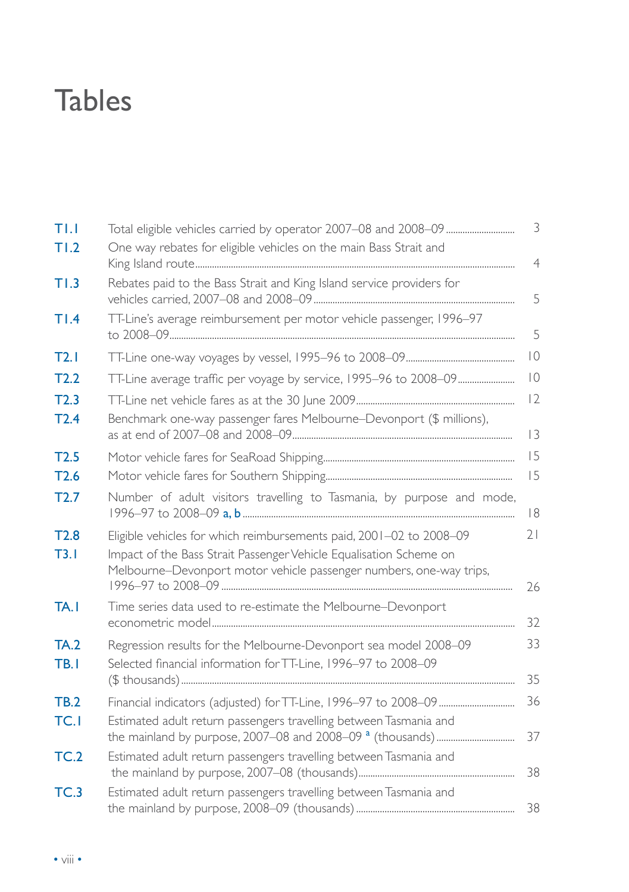# Tables

| | | |
|---|---|---|
| T1.1 | Total eligible vehicles carried by operator 2007–08 and 2008–09 | 3 |
| T1.2 | One way rebates for eligible vehicles on the main Bass Strait and King Island route | 4 |
| T1.3 | Rebates paid to the Bass Strait and King Island service providers for vehicles carried, 2007–08 and 2008–09 | 5 |
| T1.4 | TT-Line's average reimbursement per motor vehicle passenger, 1996–97 to 2008–09 | 5 |
| T2.1 | TT-Line one-way voyages by vessel, 1995–96 to 2008–09 | 10 |
| T2.2 | TT-Line average traffic per voyage by service, 1995–96 to 2008–09 | 10 |
| T2.3 | TT-Line net vehicle fares as at the 30 June 2009 | 12 |
| T2.4 | Benchmark one-way passenger fares Melbourne–Devonport ($ millions), as at end of 2007–08 and 2008–09 | 13 |
| T2.5 | Motor vehicle fares for SeaRoad Shipping | 15 |
| T2.6 | Motor vehicle fares for Southern Shipping | 15 |
| T2.7 | Number of adult visitors travelling to Tasmania, by purpose and mode, 1996–97 to 2008–09 a, b | 18 |
| T2.8 | Eligible vehicles for which reimbursements paid, 2001–02 to 2008–09 | 21 |
| T3.1 | Impact of the Bass Strait Passenger Vehicle Equalisation Scheme on Melbourne–Devonport motor vehicle passenger numbers, one-way trips, 1996–97 to 2008–09 | 26 |
| TA.1 | Time series data used to re-estimate the Melbourne–Devonport econometric model | 32 |
| TA.2 | Regression results for the Melbourne-Devonport sea model 2008–09 | 33 |
| TB.1 | Selected financial information for TT-Line, 1996–97 to 2008–09 ($ thousands) | 35 |
| TB.2 | Financial indicators (adjusted) for TT-Line, 1996–97 to 2008–09 | 36 |
| TC.1 | Estimated adult return passengers travelling between Tasmania and the mainland by purpose, 2007–08 and 2008–09 [a] (thousands) | 37 |
| TC.2 | Estimated adult return passengers travelling between Tasmania and the mainland by purpose, 2007–08 (thousands) | 38 |
| TC.3 | Estimated adult return passengers travelling between Tasmania and the mainland by purpose, 2008–09 (thousands) | 38 |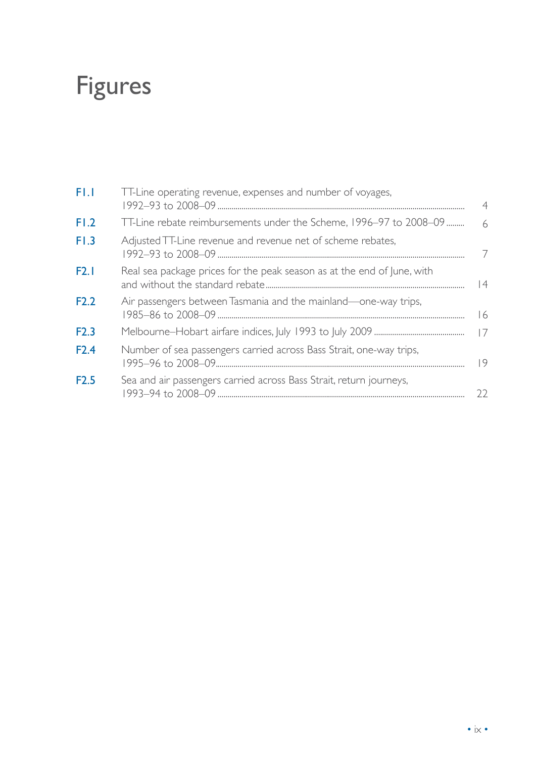# Figures

| | | |
|---|---|---|
| F1.1 | TT-Line operating revenue, expenses and number of voyages, 1992–93 to 2008–09 | 4 |
| F1.2 | TT-Line rebate reimbursements under the Scheme, 1996–97 to 2008–09 | 6 |
| F1.3 | Adjusted TT-Line revenue and revenue net of scheme rebates, 1992–93 to 2008–09 | 7 |
| F2.1 | Real sea package prices for the peak season as at the end of June, with and without the standard rebate | 14 |
| F2.2 | Air passengers between Tasmania and the mainland—one-way trips, 1985–86 to 2008–09 | 16 |
| F2.3 | Melbourne–Hobart airfare indices, July 1993 to July 2009 | 17 |
| F2.4 | Number of sea passengers carried across Bass Strait, one-way trips, 1995–96 to 2008–09 | 19 |
| F2.5 | Sea and air passengers carried across Bass Strait, return journeys, 1993–94 to 2008–09 | 22 |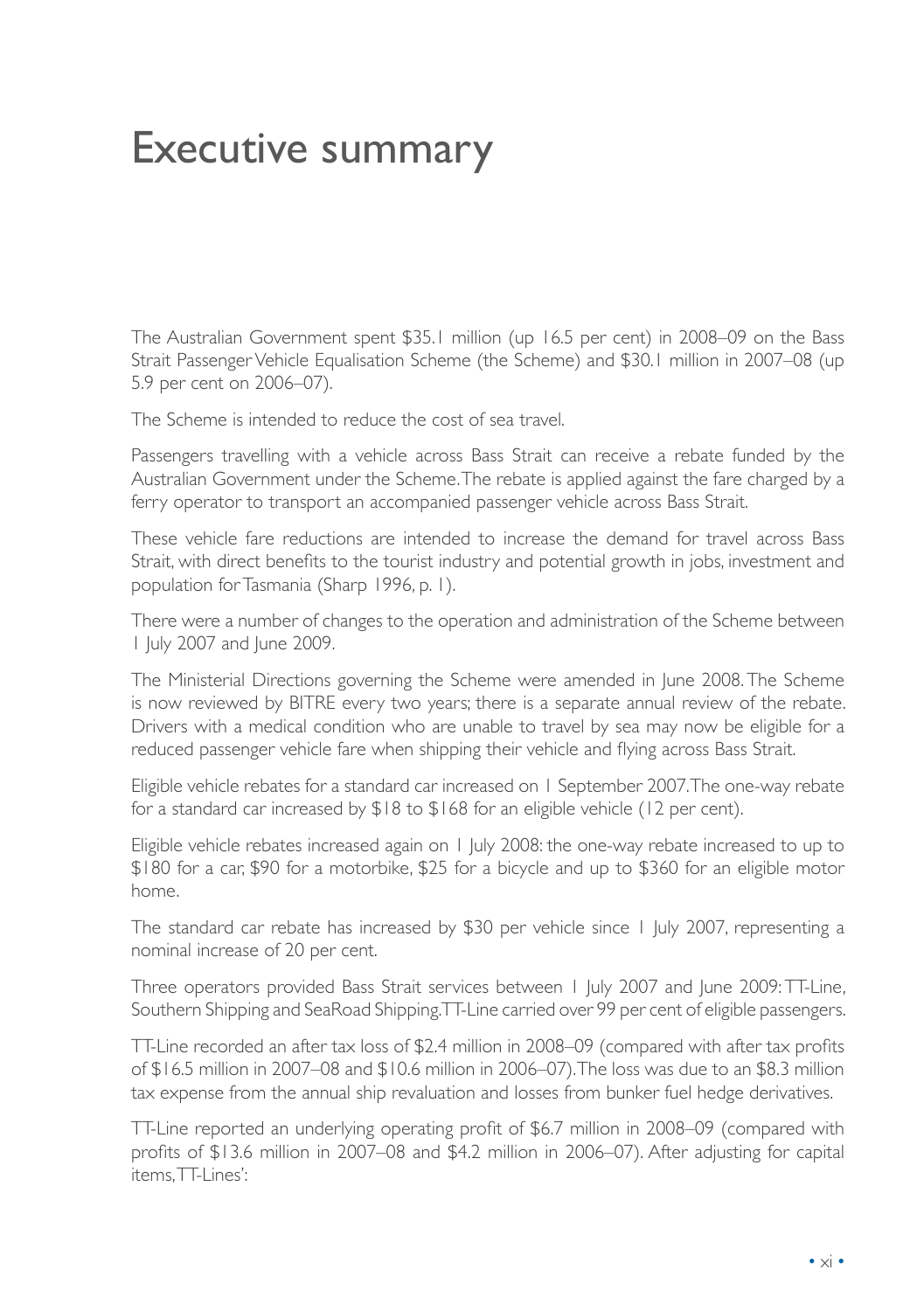# Executive summary

The Australian Government spent $35.1 million (up 16.5 per cent) in 2008–09 on the Bass Strait Passenger Vehicle Equalisation Scheme (the Scheme) and $30.1 million in 2007–08 (up 5.9 per cent on 2006–07).

The Scheme is intended to reduce the cost of sea travel.

Passengers travelling with a vehicle across Bass Strait can receive a rebate funded by the Australian Government under the Scheme. The rebate is applied against the fare charged by a ferry operator to transport an accompanied passenger vehicle across Bass Strait.

These vehicle fare reductions are intended to increase the demand for travel across Bass Strait, with direct benefits to the tourist industry and potential growth in jobs, investment and population for Tasmania (Sharp 1996, p. 1).

There were a number of changes to the operation and administration of the Scheme between 1 July 2007 and June 2009.

The Ministerial Directions governing the Scheme were amended in June 2008. The Scheme is now reviewed by BITRE every two years; there is a separate annual review of the rebate. Drivers with a medical condition who are unable to travel by sea may now be eligible for a reduced passenger vehicle fare when shipping their vehicle and flying across Bass Strait.

Eligible vehicle rebates for a standard car increased on 1 September 2007. The one-way rebate for a standard car increased by $18 to $168 for an eligible vehicle (12 per cent).

Eligible vehicle rebates increased again on 1 July 2008: the one-way rebate increased to up to $180 for a car, $90 for a motorbike, $25 for a bicycle and up to $360 for an eligible motor home.

The standard car rebate has increased by $30 per vehicle since 1 July 2007, representing a nominal increase of 20 per cent.

Three operators provided Bass Strait services between 1 July 2007 and June 2009: TT-Line, Southern Shipping and SeaRoad Shipping. TT-Line carried over 99 per cent of eligible passengers.

TT-Line recorded an after tax loss of $2.4 million in 2008–09 (compared with after tax profits of $16.5 million in 2007–08 and $10.6 million in 2006–07). The loss was due to an $8.3 million tax expense from the annual ship revaluation and losses from bunker fuel hedge derivatives.

TT-Line reported an underlying operating profit of $6.7 million in 2008–09 (compared with profits of $13.6 million in 2007–08 and $4.2 million in 2006–07). After adjusting for capital items, TT-Lines':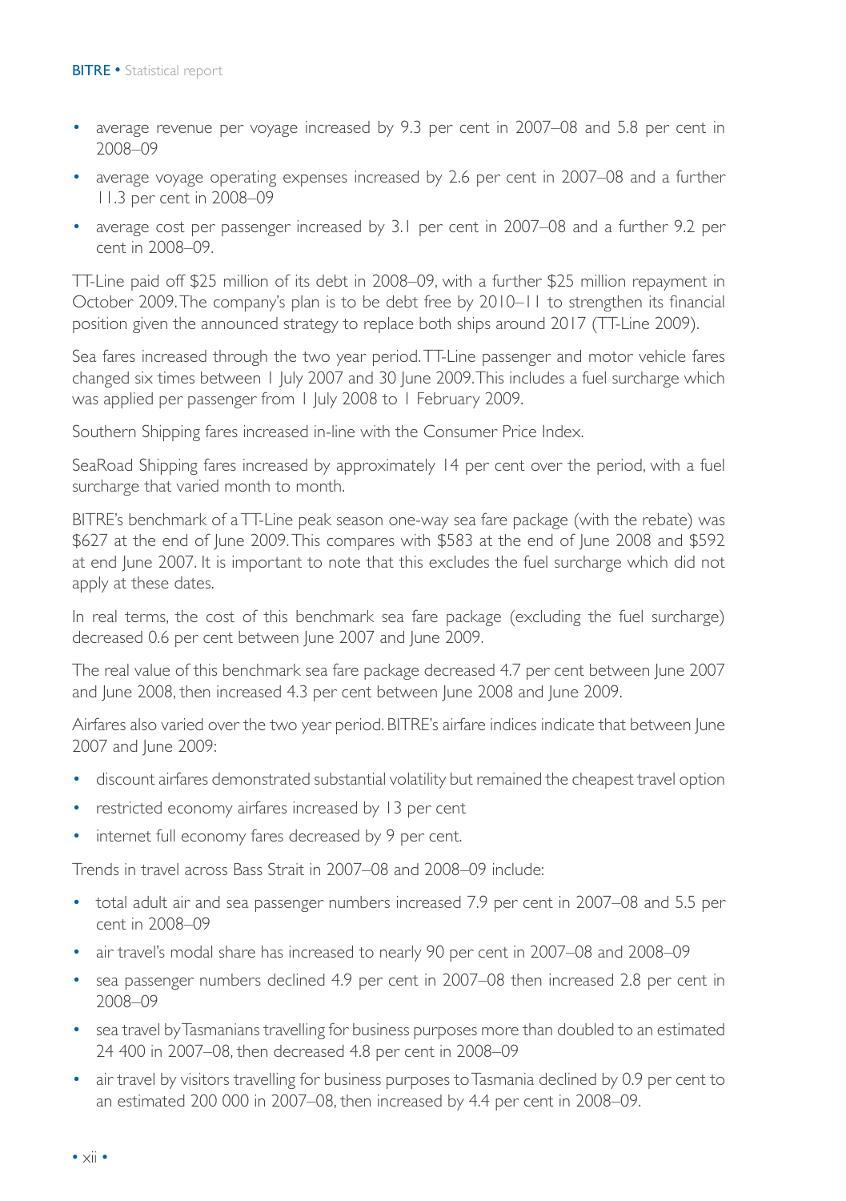- average revenue per voyage increased by 9.3 per cent in 2007–08 and 5.8 per cent in 2008–09
- average voyage operating expenses increased by 2.6 per cent in 2007–08 and a further 11.3 per cent in 2008–09
- average cost per passenger increased by 3.1 per cent in 2007–08 and a further 9.2 per cent in 2008–09.

TT-Line paid off $25 million of its debt in 2008–09, with a further $25 million repayment in October 2009. The company's plan is to be debt free by 2010–11 to strengthen its financial position given the announced strategy to replace both ships around 2017 (TT-Line 2009).

Sea fares increased through the two year period. TT-Line passenger and motor vehicle fares changed six times between 1 July 2007 and 30 June 2009. This includes a fuel surcharge which was applied per passenger from 1 July 2008 to 1 February 2009.

Southern Shipping fares increased in-line with the Consumer Price Index.

SeaRoad Shipping fares increased by approximately 14 per cent over the period, with a fuel surcharge that varied month to month.

BITRE's benchmark of a TT-Line peak season one-way sea fare package (with the rebate) was $627 at the end of June 2009. This compares with $583 at the end of June 2008 and $592 at end June 2007. It is important to note that this excludes the fuel surcharge which did not apply at these dates.

In real terms, the cost of this benchmark sea fare package (excluding the fuel surcharge) decreased 0.6 per cent between June 2007 and June 2009.

The real value of this benchmark sea fare package decreased 4.7 per cent between June 2007 and June 2008, then increased 4.3 per cent between June 2008 and June 2009.

Airfares also varied over the two year period. BITRE's airfare indices indicate that between June 2007 and June 2009:

- discount airfares demonstrated substantial volatility but remained the cheapest travel option
- restricted economy airfares increased by 13 per cent
- internet full economy fares decreased by 9 per cent.

Trends in travel across Bass Strait in 2007–08 and 2008–09 include:

- total adult air and sea passenger numbers increased 7.9 per cent in 2007–08 and 5.5 per cent in 2008–09
- air travel's modal share has increased to nearly 90 per cent in 2007–08 and 2008–09
- sea passenger numbers declined 4.9 per cent in 2007–08 then increased 2.8 per cent in 2008–09
- sea travel by Tasmanians travelling for business purposes more than doubled to an estimated 24 400 in 2007–08, then decreased 4.8 per cent in 2008–09
- air travel by visitors travelling for business purposes to Tasmania declined by 0.9 per cent to an estimated 200 000 in 2007–08, then increased by 4.4 per cent in 2008–09.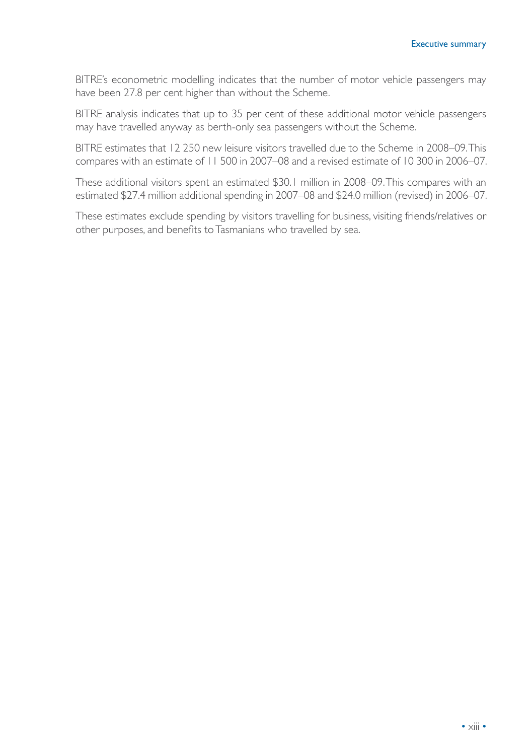BITRE's econometric modelling indicates that the number of motor vehicle passengers may have been 27.8 per cent higher than without the Scheme.

BITRE analysis indicates that up to 35 per cent of these additional motor vehicle passengers may have travelled anyway as berth-only sea passengers without the Scheme.

BITRE estimates that 12 250 new leisure visitors travelled due to the Scheme in 2008–09. This compares with an estimate of 11 500 in 2007–08 and a revised estimate of 10 300 in 2006–07.

These additional visitors spent an estimated $30.1 million in 2008–09. This compares with an estimated $27.4 million additional spending in 2007–08 and $24.0 million (revised) in 2006–07.

These estimates exclude spending by visitors travelling for business, visiting friends/relatives or other purposes, and benefits to Tasmanians who travelled by sea.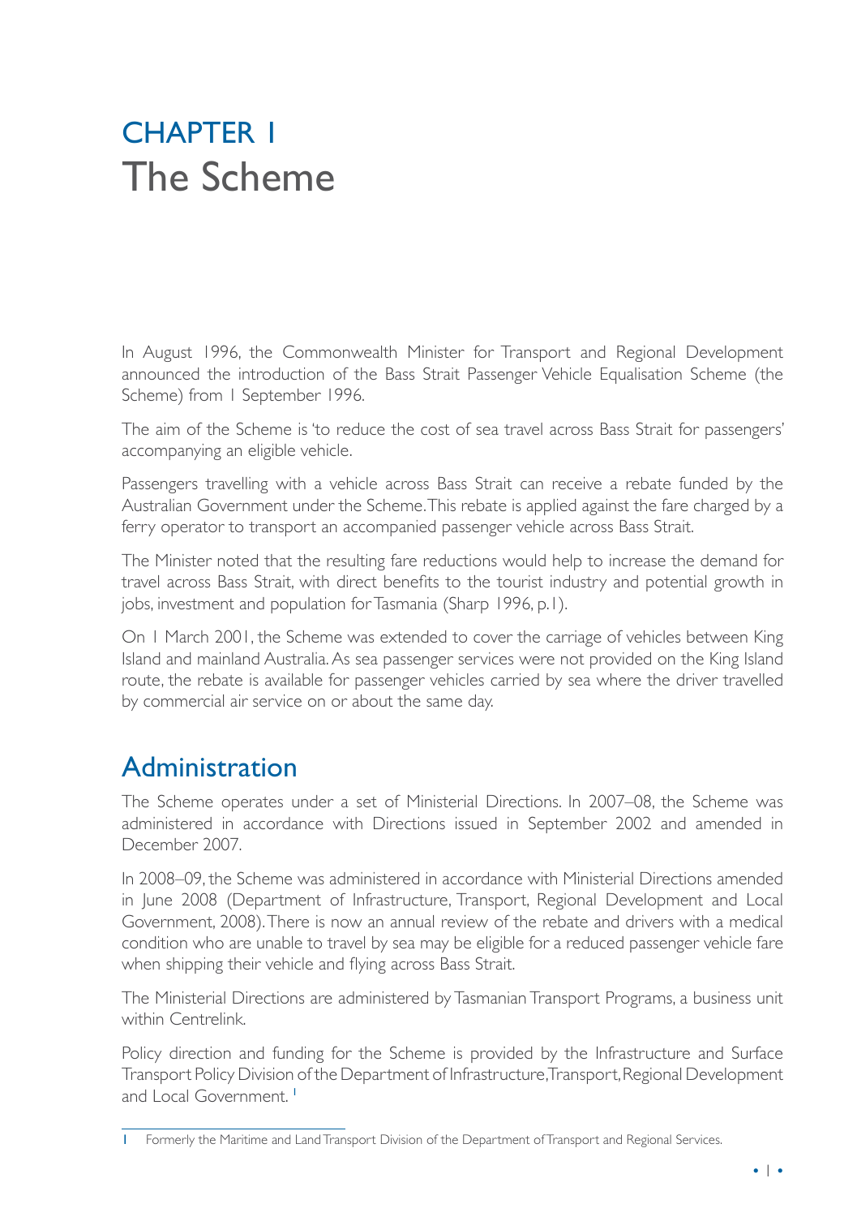# CHAPTER 1
# The Scheme

In August 1996, the Commonwealth Minister for Transport and Regional Development announced the introduction of the Bass Strait Passenger Vehicle Equalisation Scheme (the Scheme) from 1 September 1996.

The aim of the Scheme is 'to reduce the cost of sea travel across Bass Strait for passengers' accompanying an eligible vehicle.

Passengers travelling with a vehicle across Bass Strait can receive a rebate funded by the Australian Government under the Scheme. This rebate is applied against the fare charged by a ferry operator to transport an accompanied passenger vehicle across Bass Strait.

The Minister noted that the resulting fare reductions would help to increase the demand for travel across Bass Strait, with direct benefits to the tourist industry and potential growth in jobs, investment and population for Tasmania (Sharp 1996, p.1).

On 1 March 2001, the Scheme was extended to cover the carriage of vehicles between King Island and mainland Australia. As sea passenger services were not provided on the King Island route, the rebate is available for passenger vehicles carried by sea where the driver travelled by commercial air service on or about the same day.

## Administration

The Scheme operates under a set of Ministerial Directions. In 2007–08, the Scheme was administered in accordance with Directions issued in September 2002 and amended in December 2007.

In 2008–09, the Scheme was administered in accordance with Ministerial Directions amended in June 2008 (Department of Infrastructure, Transport, Regional Development and Local Government, 2008). There is now an annual review of the rebate and drivers with a medical condition who are unable to travel by sea may be eligible for a reduced passenger vehicle fare when shipping their vehicle and flying across Bass Strait.

The Ministerial Directions are administered by Tasmanian Transport Programs, a business unit within Centrelink.

Policy direction and funding for the Scheme is provided by the Infrastructure and Surface Transport Policy Division of the Department of Infrastructure, Transport, Regional Development and Local Government. [1]

---

1 Formerly the Maritime and Land Transport Division of the Department of Transport and Regional Services.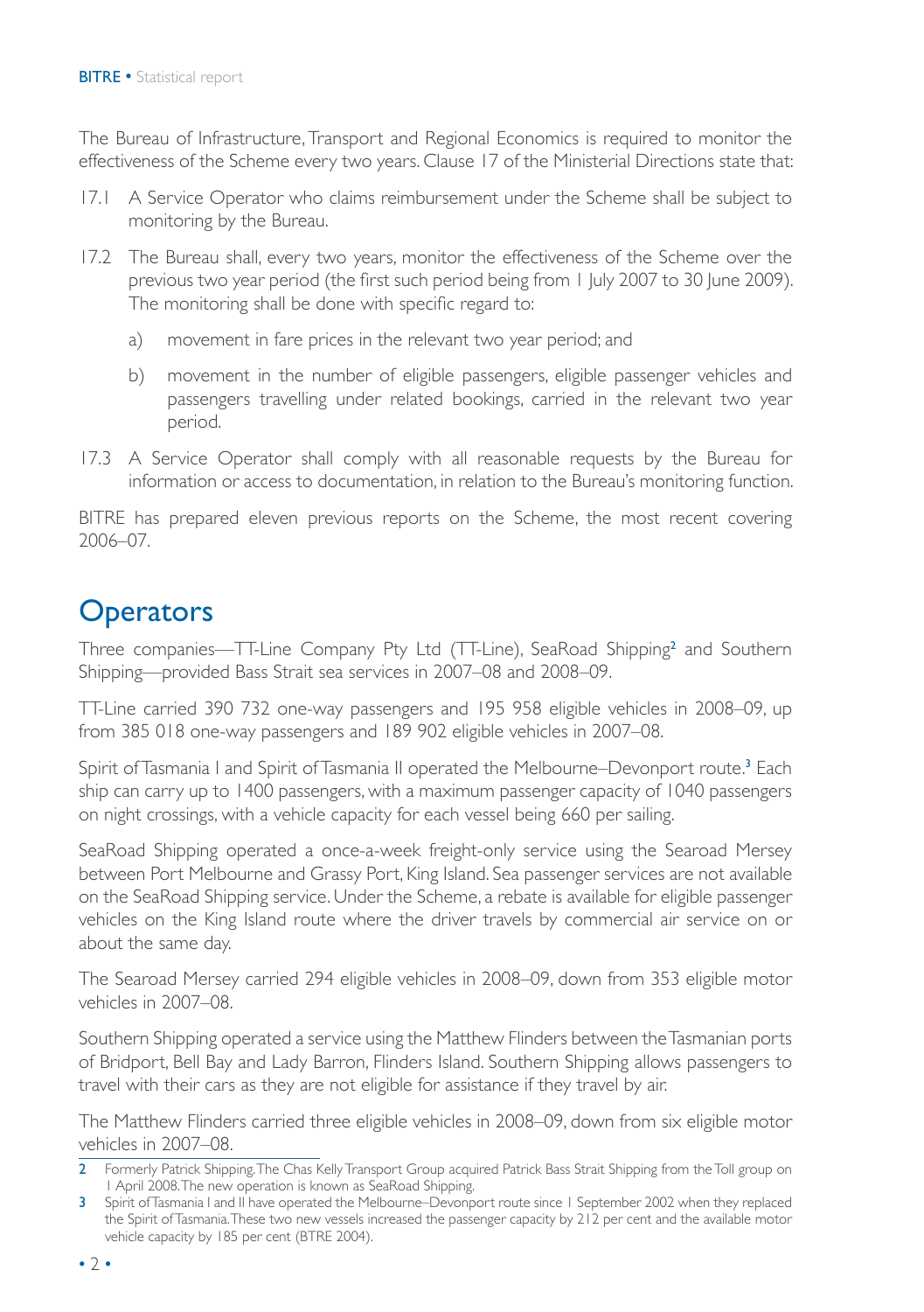The Bureau of Infrastructure, Transport and Regional Economics is required to monitor the effectiveness of the Scheme every two years. Clause 17 of the Ministerial Directions state that:

17.1 A Service Operator who claims reimbursement under the Scheme shall be subject to monitoring by the Bureau.

17.2 The Bureau shall, every two years, monitor the effectiveness of the Scheme over the previous two year period (the first such period being from 1 July 2007 to 30 June 2009). The monitoring shall be done with specific regard to:

   a) movement in fare prices in the relevant two year period; and

   b) movement in the number of eligible passengers, eligible passenger vehicles and passengers travelling under related bookings, carried in the relevant two year period.

17.3 A Service Operator shall comply with all reasonable requests by the Bureau for information or access to documentation, in relation to the Bureau's monitoring function.

BITRE has prepared eleven previous reports on the Scheme, the most recent covering 2006–07.

# Operators

Three companies—TT-Line Company Pty Ltd (TT-Line), SeaRoad Shipping[2] and Southern Shipping—provided Bass Strait sea services in 2007–08 and 2008–09.

TT-Line carried 390 732 one-way passengers and 195 958 eligible vehicles in 2008–09, up from 385 018 one-way passengers and 189 902 eligible vehicles in 2007–08.

Spirit of Tasmania I and Spirit of Tasmania II operated the Melbourne–Devonport route.[3] Each ship can carry up to 1400 passengers, with a maximum passenger capacity of 1040 passengers on night crossings, with a vehicle capacity for each vessel being 660 per sailing.

SeaRoad Shipping operated a once-a-week freight-only service using the Searoad Mersey between Port Melbourne and Grassy Port, King Island. Sea passenger services are not available on the SeaRoad Shipping service. Under the Scheme, a rebate is available for eligible passenger vehicles on the King Island route where the driver travels by commercial air service on or about the same day.

The Searoad Mersey carried 294 eligible vehicles in 2008–09, down from 353 eligible motor vehicles in 2007–08.

Southern Shipping operated a service using the Matthew Flinders between the Tasmanian ports of Bridport, Bell Bay and Lady Barron, Flinders Island. Southern Shipping allows passengers to travel with their cars as they are not eligible for assistance if they travel by air.

The Matthew Flinders carried three eligible vehicles in 2008–09, down from six eligible motor vehicles in 2007–08.

---

2 Formerly Patrick Shipping. The Chas Kelly Transport Group acquired Patrick Bass Strait Shipping from the Toll group on 1 April 2008. The new operation is known as SeaRoad Shipping.

3 Spirit of Tasmania I and II have operated the Melbourne–Devonport route since 1 September 2002 when they replaced the Spirit of Tasmania. These two new vessels increased the passenger capacity by 212 per cent and the available motor vehicle capacity by 185 per cent (BTRE 2004).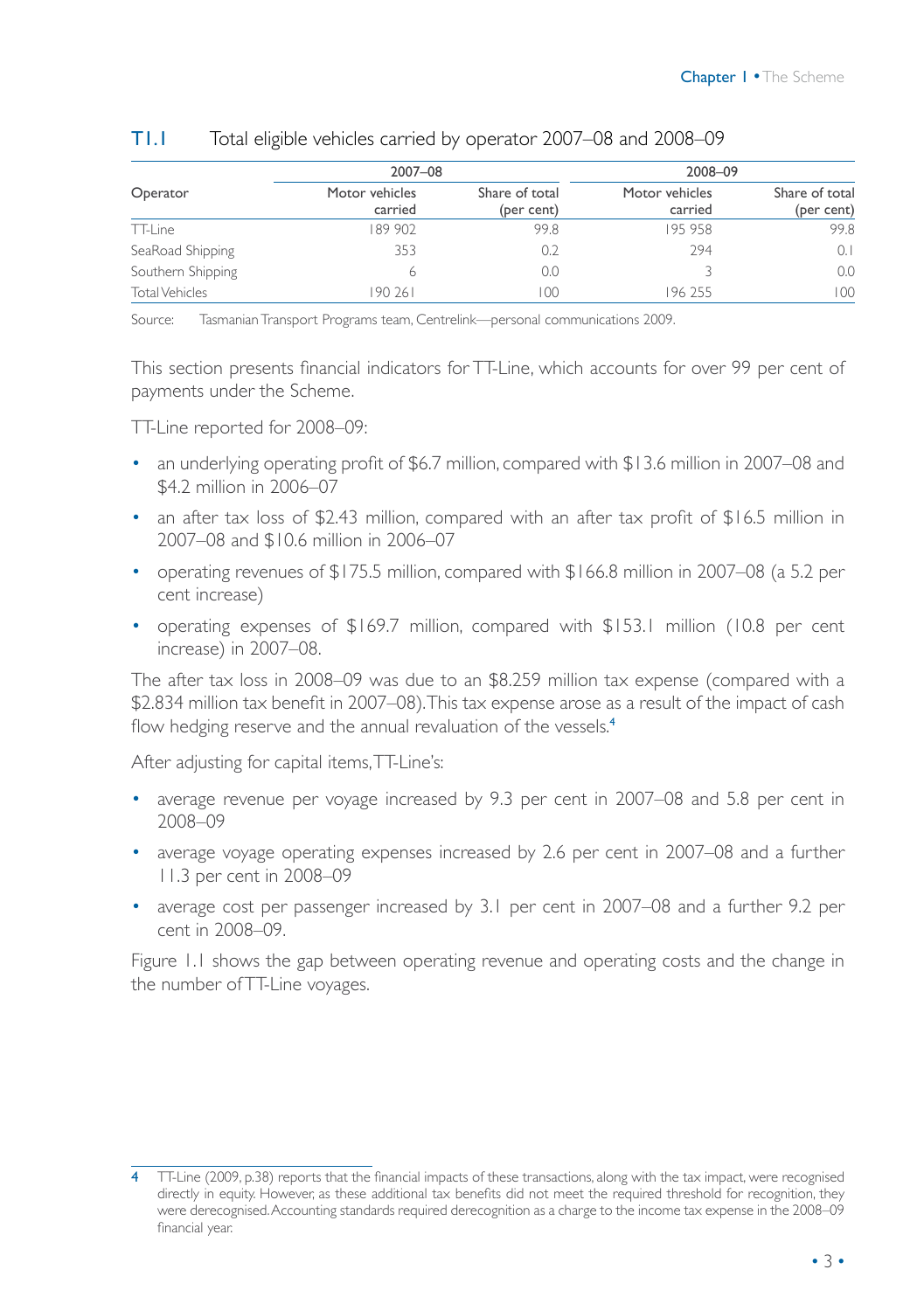### T1.1 Total eligible vehicles carried by operator 2007–08 and 2008–09

| Operator | 2007–08 | | 2008–09 | |
|---|---|---|---|---|
| | Motor vehicles carried | Share of total (per cent) | Motor vehicles carried | Share of total (per cent) |
| TT-Line | 189 902 | 99.8 | 195 958 | 99.8 |
| SeaRoad Shipping | 353 | 0.2 | 294 | 0.1 |
| Southern Shipping | 6 | 0.0 | 3 | 0.0 |
| Total Vehicles | 190 261 | 100 | 196 255 | 100 |

Source: Tasmanian Transport Programs team, Centrelink—personal communications 2009.

This section presents financial indicators for TT-Line, which accounts for over 99 per cent of payments under the Scheme.

TT-Line reported for 2008–09:

- an underlying operating profit of $6.7 million, compared with $13.6 million in 2007–08 and $4.2 million in 2006–07
- an after tax loss of $2.43 million, compared with an after tax profit of $16.5 million in 2007–08 and $10.6 million in 2006–07
- operating revenues of $175.5 million, compared with $166.8 million in 2007–08 (a 5.2 per cent increase)
- operating expenses of $169.7 million, compared with $153.1 million (10.8 per cent increase) in 2007–08.

The after tax loss in 2008–09 was due to an $8.259 million tax expense (compared with a $2.834 million tax benefit in 2007–08). This tax expense arose as a result of the impact of cash flow hedging reserve and the annual revaluation of the vessels.[4]

After adjusting for capital items, TT-Line's:

- average revenue per voyage increased by 9.3 per cent in 2007–08 and 5.8 per cent in 2008–09
- average voyage operating expenses increased by 2.6 per cent in 2007–08 and a further 11.3 per cent in 2008–09
- average cost per passenger increased by 3.1 per cent in 2007–08 and a further 9.2 per cent in 2008–09.

Figure 1.1 shows the gap between operating revenue and operating costs and the change in the number of TT-Line voyages.

[4] TT-Line (2009, p.38) reports that the financial impacts of these transactions, along with the tax impact, were recognised directly in equity. However, as these additional tax benefits did not meet the required threshold for recognition, they were derecognised. Accounting standards required derecognition as a charge to the income tax expense in the 2008–09 financial year.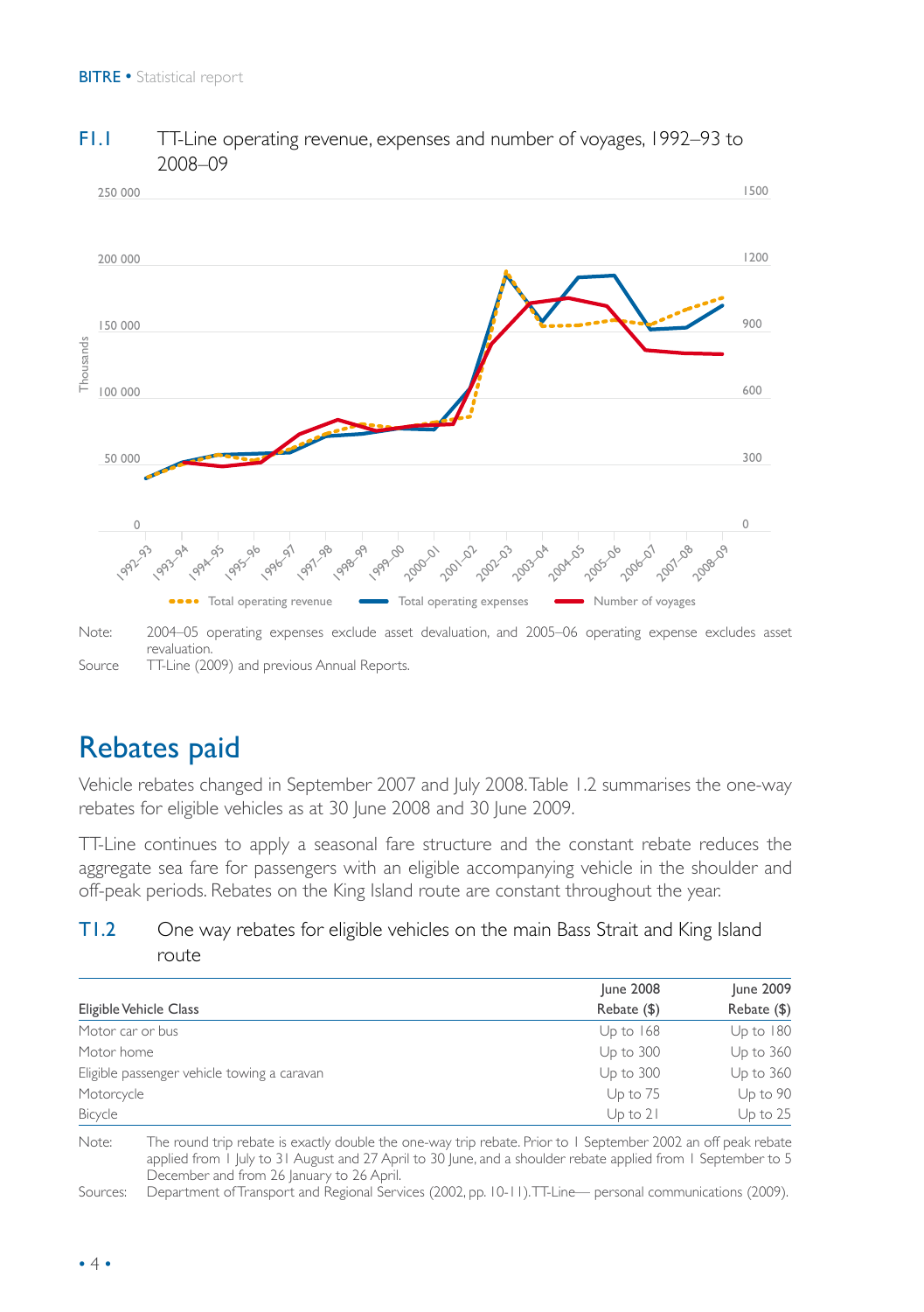## F1.1 TT-Line operating revenue, expenses and number of voyages, 1992–93 to 2008–09

Note: 2004–05 operating expenses exclude asset devaluation, and 2005–06 operating expense excludes asset revaluation.

Source TT-Line (2009) and previous Annual Reports.

# Rebates paid

Vehicle rebates changed in September 2007 and July 2008. Table 1.2 summarises the one-way rebates for eligible vehicles as at 30 June 2008 and 30 June 2009.

TT-Line continues to apply a seasonal fare structure and the constant rebate reduces the aggregate sea fare for passengers with an eligible accompanying vehicle in the shoulder and off-peak periods. Rebates on the King Island route are constant throughout the year.

## T1.2 One way rebates for eligible vehicles on the main Bass Strait and King Island route

| Eligible Vehicle Class | June 2008 Rebate ($) | June 2009 Rebate ($) |
|---|---|---|
| Motor car or bus | Up to 168 | Up to 180 |
| Motor home | Up to 300 | Up to 360 |
| Eligible passenger vehicle towing a caravan | Up to 300 | Up to 360 |
| Motorcycle | Up to 75 | Up to 90 |
| Bicycle | Up to 21 | Up to 25 |

Note: The round trip rebate is exactly double the one-way trip rebate. Prior to 1 September 2002 an off peak rebate applied from 1 July to 31 August and 27 April to 30 June, and a shoulder rebate applied from 1 September to 5 December and from 26 January to 26 April.

Sources: Department of Transport and Regional Services (2002, pp. 10-11). TT-Line— personal communications (2009).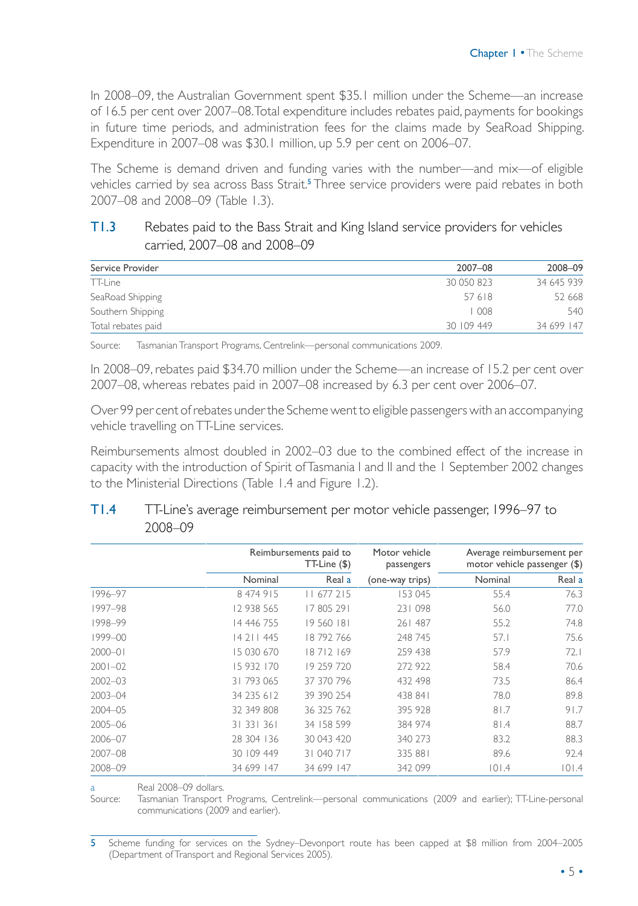In 2008–09, the Australian Government spent $35.1 million under the Scheme—an increase of 16.5 per cent over 2007–08. Total expenditure includes rebates paid, payments for bookings in future time periods, and administration fees for the claims made by SeaRoad Shipping. Expenditure in 2007–08 was $30.1 million, up 5.9 per cent on 2006–07.

The Scheme is demand driven and funding varies with the number—and mix—of eligible vehicles carried by sea across Bass Strait.[5] Three service providers were paid rebates in both 2007–08 and 2008–09 (Table 1.3).

### T1.3 Rebates paid to the Bass Strait and King Island service providers for vehicles carried, 2007–08 and 2008–09

| Service Provider | 2007–08 | 2008–09 |
|---|---|---|
| TT-Line | 30 050 823 | 34 645 939 |
| SeaRoad Shipping | 57 618 | 52 668 |
| Southern Shipping | 1 008 | 540 |
| Total rebates paid | 30 109 449 | 34 699 147 |

Source: Tasmanian Transport Programs, Centrelink—personal communications 2009.

In 2008–09, rebates paid $34.70 million under the Scheme—an increase of 15.2 per cent over 2007–08, whereas rebates paid in 2007–08 increased by 6.3 per cent over 2006–07.

Over 99 per cent of rebates under the Scheme went to eligible passengers with an accompanying vehicle travelling on TT-Line services.

Reimbursements almost doubled in 2002–03 due to the combined effect of the increase in capacity with the introduction of Spirit of Tasmania I and II and the 1 September 2002 changes to the Ministerial Directions (Table 1.4 and Figure 1.2).

### T1.4 TT-Line's average reimbursement per motor vehicle passenger, 1996–97 to 2008–09

| | Reimbursements paid to TT-Line ($) | | Motor vehicle passengers | Average reimbursement per motor vehicle passenger ($) | |
|---|---|---|---|---|---|
| | Nominal | Real a | (one-way trips) | Nominal | Real a |
| 1996–97 | 8 474 915 | 11 677 215 | 153 045 | 55.4 | 76.3 |
| 1997–98 | 12 938 565 | 17 805 291 | 231 098 | 56.0 | 77.0 |
| 1998–99 | 14 446 755 | 19 560 181 | 261 487 | 55.2 | 74.8 |
| 1999–00 | 14 211 445 | 18 792 766 | 248 745 | 57.1 | 75.6 |
| 2000–01 | 15 030 670 | 18 712 169 | 259 438 | 57.9 | 72.1 |
| 2001–02 | 15 932 170 | 19 259 720 | 272 922 | 58.4 | 70.6 |
| 2002–03 | 31 793 065 | 37 370 796 | 432 498 | 73.5 | 86.4 |
| 2003–04 | 34 235 612 | 39 390 254 | 438 841 | 78.0 | 89.8 |
| 2004–05 | 32 349 808 | 36 325 762 | 395 928 | 81.7 | 91.7 |
| 2005–06 | 31 331 361 | 34 158 599 | 384 974 | 81.4 | 88.7 |
| 2006–07 | 28 304 136 | 30 043 420 | 340 273 | 83.2 | 88.3 |
| 2007–08 | 30 109 449 | 31 040 717 | 335 881 | 89.6 | 92.4 |
| 2008–09 | 34 699 147 | 34 699 147 | 342 099 | 101.4 | 101.4 |

a Real 2008–09 dollars.
Source: Tasmanian Transport Programs, Centrelink—personal communications (2009 and earlier); TT-Line-personal communications (2009 and earlier).

[5] Scheme funding for services on the Sydney–Devonport route has been capped at $8 million from 2004–2005 (Department of Transport and Regional Services 2005).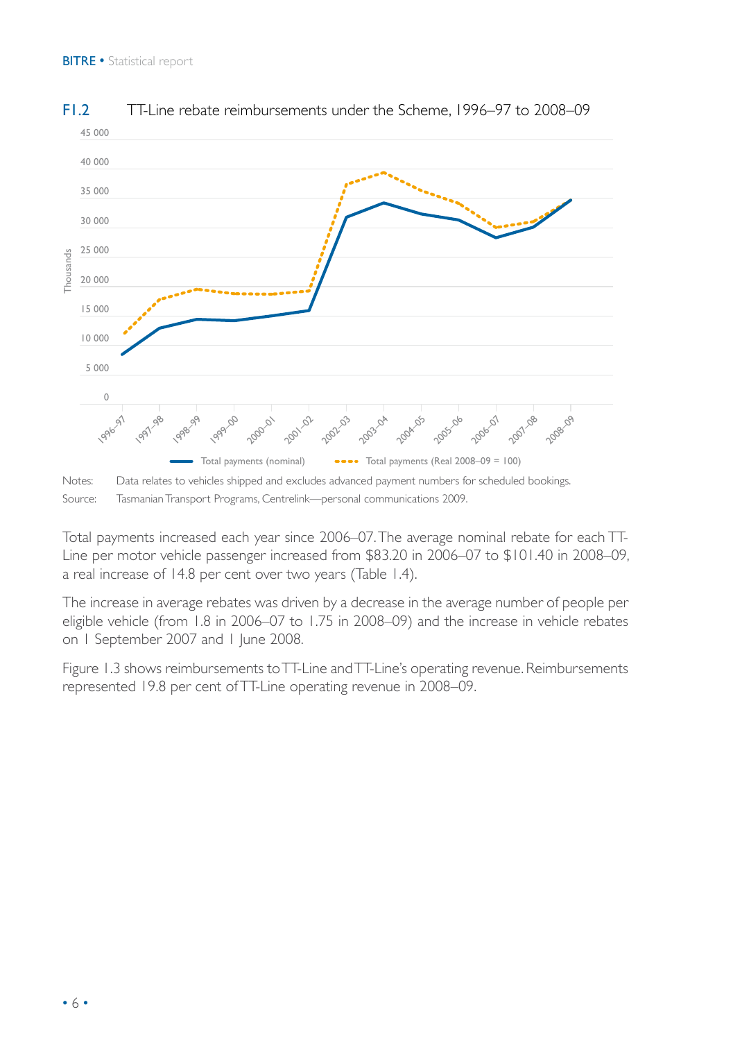**F1.2** TT-Line rebate reimbursements under the Scheme, 1996–97 to 2008–09

Notes: Data relates to vehicles shipped and excludes advanced payment numbers for scheduled bookings.

Source: Tasmanian Transport Programs, Centrelink—personal communications 2009.

Total payments increased each year since 2006–07. The average nominal rebate for each TT-Line per motor vehicle passenger increased from $83.20 in 2006–07 to $101.40 in 2008–09, a real increase of 14.8 per cent over two years (Table 1.4).

The increase in average rebates was driven by a decrease in the average number of people per eligible vehicle (from 1.8 in 2006–07 to 1.75 in 2008–09) and the increase in vehicle rebates on 1 September 2007 and 1 June 2008.

Figure 1.3 shows reimbursements to TT-Line and TT-Line's operating revenue. Reimbursements represented 19.8 per cent of TT-Line operating revenue in 2008–09.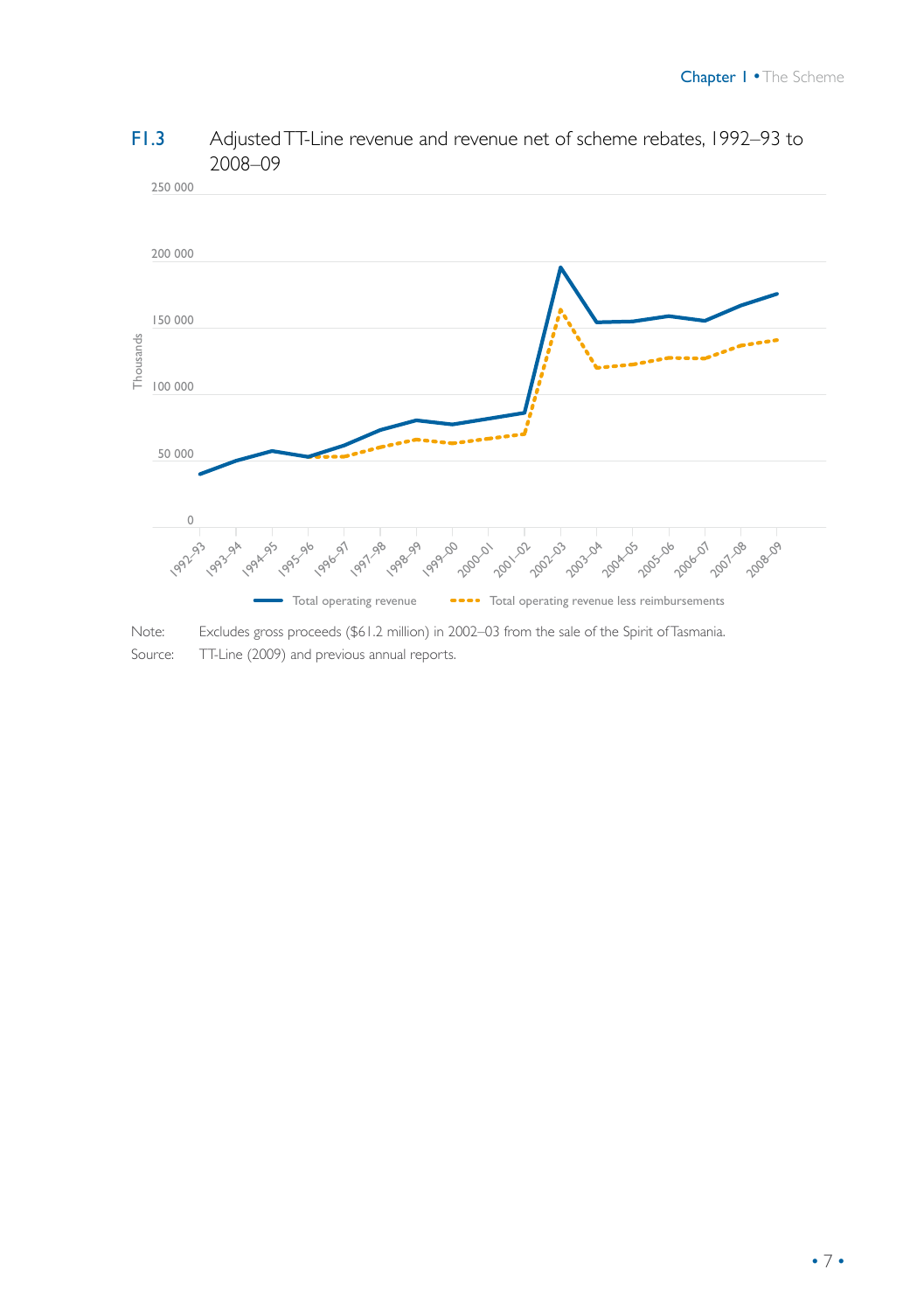F1.3 Adjusted TT-Line revenue and revenue net of scheme rebates, 1992–93 to 2008–09

Note: Excludes gross proceeds ($61.2 million) in 2002–03 from the sale of the Spirit of Tasmania.

Source: TT-Line (2009) and previous annual reports.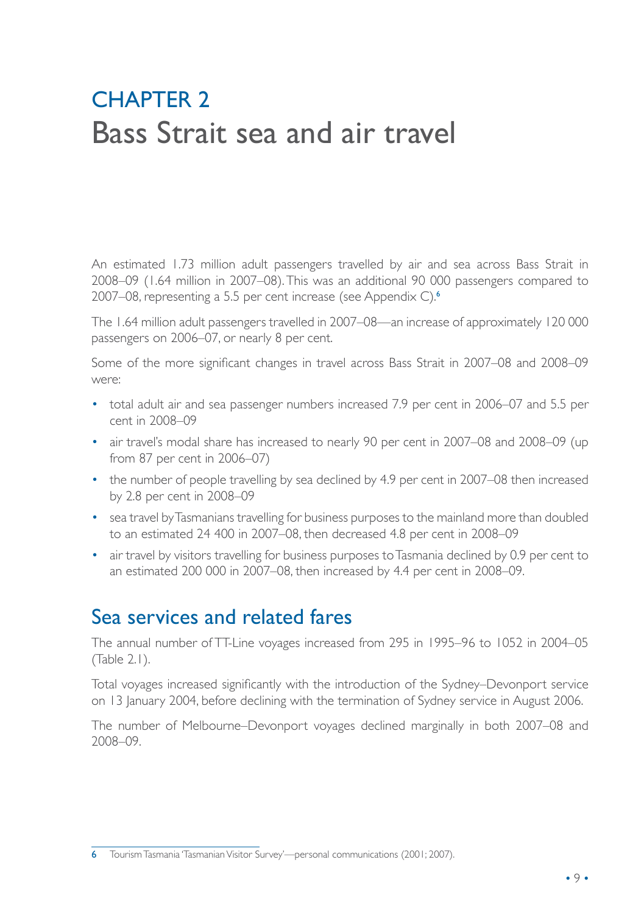# CHAPTER 2
# Bass Strait sea and air travel

An estimated 1.73 million adult passengers travelled by air and sea across Bass Strait in 2008–09 (1.64 million in 2007–08). This was an additional 90 000 passengers compared to 2007–08, representing a 5.5 per cent increase (see Appendix C).[6]

The 1.64 million adult passengers travelled in 2007–08—an increase of approximately 120 000 passengers on 2006–07, or nearly 8 per cent.

Some of the more significant changes in travel across Bass Strait in 2007–08 and 2008–09 were:

- total adult air and sea passenger numbers increased 7.9 per cent in 2006–07 and 5.5 per cent in 2008–09
- air travel's modal share has increased to nearly 90 per cent in 2007–08 and 2008–09 (up from 87 per cent in 2006–07)
- the number of people travelling by sea declined by 4.9 per cent in 2007–08 then increased by 2.8 per cent in 2008–09
- sea travel by Tasmanians travelling for business purposes to the mainland more than doubled to an estimated 24 400 in 2007–08, then decreased 4.8 per cent in 2008–09
- air travel by visitors travelling for business purposes to Tasmania declined by 0.9 per cent to an estimated 200 000 in 2007–08, then increased by 4.4 per cent in 2008–09.

## Sea services and related fares

The annual number of TT-Line voyages increased from 295 in 1995–96 to 1052 in 2004–05 (Table 2.1).

Total voyages increased significantly with the introduction of the Sydney–Devonport service on 13 January 2004, before declining with the termination of Sydney service in August 2006.

The number of Melbourne–Devonport voyages declined marginally in both 2007–08 and 2008–09.

6 Tourism Tasmania 'Tasmanian Visitor Survey'—personal communications (2001; 2007).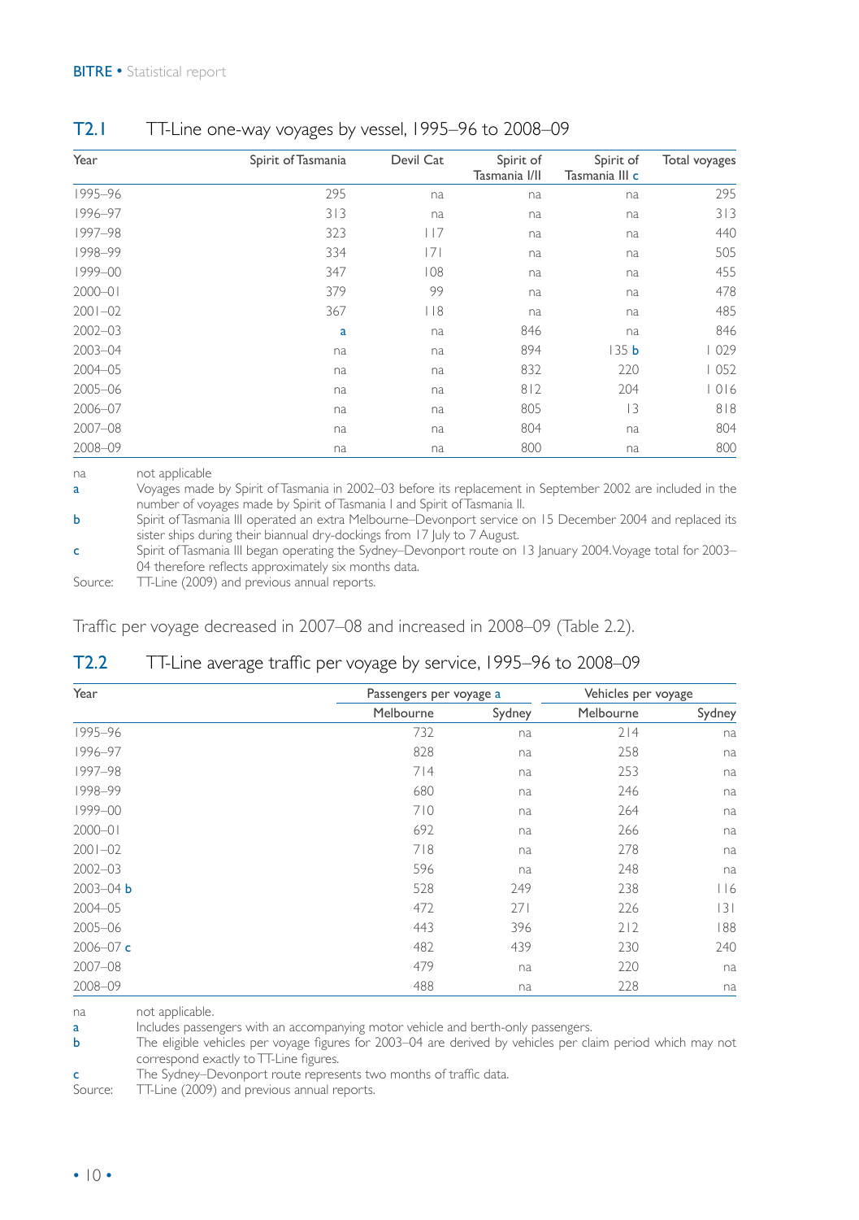## T2.1 TT-Line one-way voyages by vessel, 1995–96 to 2008–09

| Year | Spirit of Tasmania | Devil Cat | Spirit of Tasmania I/II | Spirit of Tasmania III c | Total voyages |
|---|---|---|---|---|---|
| 1995–96 | 295 | na | na | na | 295 |
| 1996–97 | 313 | na | na | na | 313 |
| 1997–98 | 323 | 117 | na | na | 440 |
| 1998–99 | 334 | 171 | na | na | 505 |
| 1999–00 | 347 | 108 | na | na | 455 |
| 2000–01 | 379 | 99 | na | na | 478 |
| 2001–02 | 367 | 118 | na | na | 485 |
| 2002–03 | a | na | 846 | na | 846 |
| 2003–04 | na | na | 894 | 135 b | 1 029 |
| 2004–05 | na | na | 832 | 220 | 1 052 |
| 2005–06 | na | na | 812 | 204 | 1 016 |
| 2006–07 | na | na | 805 | 13 | 818 |
| 2007–08 | na | na | 804 | na | 804 |
| 2008–09 | na | na | 800 | na | 800 |

na not applicable

a Voyages made by Spirit of Tasmania in 2002–03 before its replacement in September 2002 are included in the number of voyages made by Spirit of Tasmania I and Spirit of Tasmania II.

b Spirit of Tasmania III operated an extra Melbourne–Devonport service on 15 December 2004 and replaced its sister ships during their biannual dry-dockings from 17 July to 7 August.

c Spirit of Tasmania III began operating the Sydney–Devonport route on 13 January 2004. Voyage total for 2003–04 therefore reflects approximately six months data.

Source: TT-Line (2009) and previous annual reports.

Traffic per voyage decreased in 2007–08 and increased in 2008–09 (Table 2.2).

## T2.2 TT-Line average traffic per voyage by service, 1995–96 to 2008–09

| Year | Passengers per voyage a | | Vehicles per voyage | |
|---|---|---|---|---|
| | Melbourne | Sydney | Melbourne | Sydney |
| 1995–96 | 732 | na | 214 | na |
| 1996–97 | 828 | na | 258 | na |
| 1997–98 | 714 | na | 253 | na |
| 1998–99 | 680 | na | 246 | na |
| 1999–00 | 710 | na | 264 | na |
| 2000–01 | 692 | na | 266 | na |
| 2001–02 | 718 | na | 278 | na |
| 2002–03 | 596 | na | 248 | na |
| 2003–04 b | 528 | 249 | 238 | 116 |
| 2004–05 | 472 | 271 | 226 | 131 |
| 2005–06 | 443 | 396 | 212 | 188 |
| 2006–07 c | 482 | 439 | 230 | 240 |
| 2007–08 | 479 | na | 220 | na |
| 2008–09 | 488 | na | 228 | na |

na not applicable.

a Includes passengers with an accompanying motor vehicle and berth-only passengers.

b The eligible vehicles per voyage figures for 2003–04 are derived by vehicles per claim period which may not correspond exactly to TT-Line figures.

c The Sydney–Devonport route represents two months of traffic data.

Source: TT-Line (2009) and previous annual reports.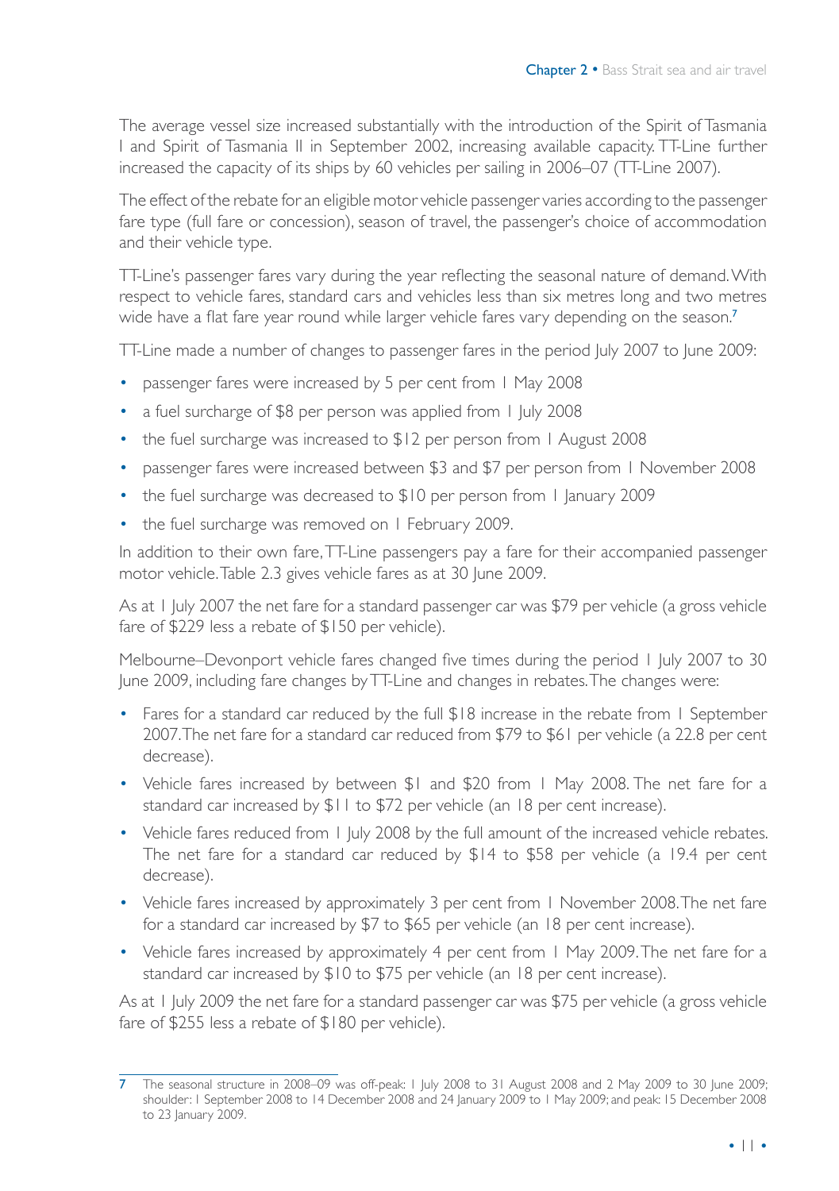The average vessel size increased substantially with the introduction of the Spirit of Tasmania I and Spirit of Tasmania II in September 2002, increasing available capacity. TT-Line further increased the capacity of its ships by 60 vehicles per sailing in 2006–07 (TT-Line 2007).

The effect of the rebate for an eligible motor vehicle passenger varies according to the passenger fare type (full fare or concession), season of travel, the passenger's choice of accommodation and their vehicle type.

TT-Line's passenger fares vary during the year reflecting the seasonal nature of demand. With respect to vehicle fares, standard cars and vehicles less than six metres long and two metres wide have a flat fare year round while larger vehicle fares vary depending on the season.[7]

TT-Line made a number of changes to passenger fares in the period July 2007 to June 2009:

- passenger fares were increased by 5 per cent from 1 May 2008
- a fuel surcharge of $8 per person was applied from 1 July 2008
- the fuel surcharge was increased to $12 per person from 1 August 2008
- passenger fares were increased between $3 and $7 per person from 1 November 2008
- the fuel surcharge was decreased to $10 per person from 1 January 2009
- the fuel surcharge was removed on 1 February 2009.

In addition to their own fare, TT-Line passengers pay a fare for their accompanied passenger motor vehicle. Table 2.3 gives vehicle fares as at 30 June 2009.

As at 1 July 2007 the net fare for a standard passenger car was $79 per vehicle (a gross vehicle fare of $229 less a rebate of $150 per vehicle).

Melbourne–Devonport vehicle fares changed five times during the period 1 July 2007 to 30 June 2009, including fare changes by TT-Line and changes in rebates. The changes were:

- Fares for a standard car reduced by the full $18 increase in the rebate from 1 September 2007. The net fare for a standard car reduced from $79 to $61 per vehicle (a 22.8 per cent decrease).
- Vehicle fares increased by between $1 and $20 from 1 May 2008. The net fare for a standard car increased by $11 to $72 per vehicle (an 18 per cent increase).
- Vehicle fares reduced from 1 July 2008 by the full amount of the increased vehicle rebates. The net fare for a standard car reduced by $14 to $58 per vehicle (a 19.4 per cent decrease).
- Vehicle fares increased by approximately 3 per cent from 1 November 2008. The net fare for a standard car increased by $7 to $65 per vehicle (an 18 per cent increase).
- Vehicle fares increased by approximately 4 per cent from 1 May 2009. The net fare for a standard car increased by $10 to $75 per vehicle (an 18 per cent increase).

As at 1 July 2009 the net fare for a standard passenger car was $75 per vehicle (a gross vehicle fare of $255 less a rebate of $180 per vehicle).

---

7 The seasonal structure in 2008–09 was off-peak: 1 July 2008 to 31 August 2008 and 2 May 2009 to 30 June 2009; shoulder: 1 September 2008 to 14 December 2008 and 24 January 2009 to 1 May 2009; and peak: 15 December 2008 to 23 January 2009.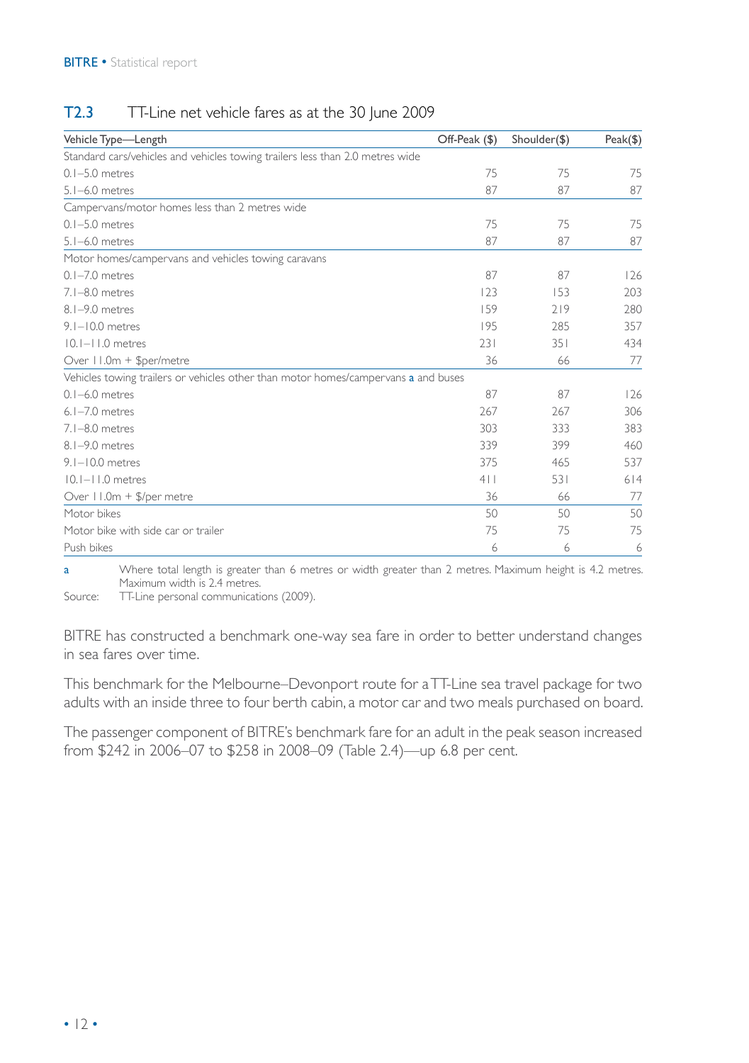## T2.3 TT-Line net vehicle fares as at the 30 June 2009

| Vehicle Type—Length | Off-Peak ($) | Shoulder($) | Peak($) |
|---|---|---|---|
| Standard cars/vehicles and vehicles towing trailers less than 2.0 metres wide | | | |
| 0.1–5.0 metres | 75 | 75 | 75 |
| 5.1–6.0 metres | 87 | 87 | 87 |
| Campervans/motor homes less than 2 metres wide | | | |
| 0.1–5.0 metres | 75 | 75 | 75 |
| 5.1–6.0 metres | 87 | 87 | 87 |
| Motor homes/campervans and vehicles towing caravans | | | |
| 0.1–7.0 metres | 87 | 87 | 126 |
| 7.1–8.0 metres | 123 | 153 | 203 |
| 8.1–9.0 metres | 159 | 219 | 280 |
| 9.1–10.0 metres | 195 | 285 | 357 |
| 10.1–11.0 metres | 231 | 351 | 434 |
| Over 11.0m + $per/metre | 36 | 66 | 77 |
| Vehicles towing trailers or vehicles other than motor homes/campervans [a] and buses | | | |
| 0.1–6.0 metres | 87 | 87 | 126 |
| 6.1–7.0 metres | 267 | 267 | 306 |
| 7.1–8.0 metres | 303 | 333 | 383 |
| 8.1–9.0 metres | 339 | 399 | 460 |
| 9.1–10.0 metres | 375 | 465 | 537 |
| 10.1–11.0 metres | 411 | 531 | 614 |
| Over 11.0m + $/per metre | 36 | 66 | 77 |
| Motor bikes | 50 | 50 | 50 |
| Motor bike with side car or trailer | 75 | 75 | 75 |
| Push bikes | 6 | 6 | 6 |

a Where total length is greater than 6 metres or width greater than 2 metres. Maximum height is 4.2 metres. Maximum width is 2.4 metres.

Source: TT-Line personal communications (2009).

BITRE has constructed a benchmark one-way sea fare in order to better understand changes in sea fares over time.

This benchmark for the Melbourne–Devonport route for a TT-Line sea travel package for two adults with an inside three to four berth cabin, a motor car and two meals purchased on board.

The passenger component of BITRE's benchmark fare for an adult in the peak season increased from $242 in 2006–07 to $258 in 2008–09 (Table 2.4)—up 6.8 per cent.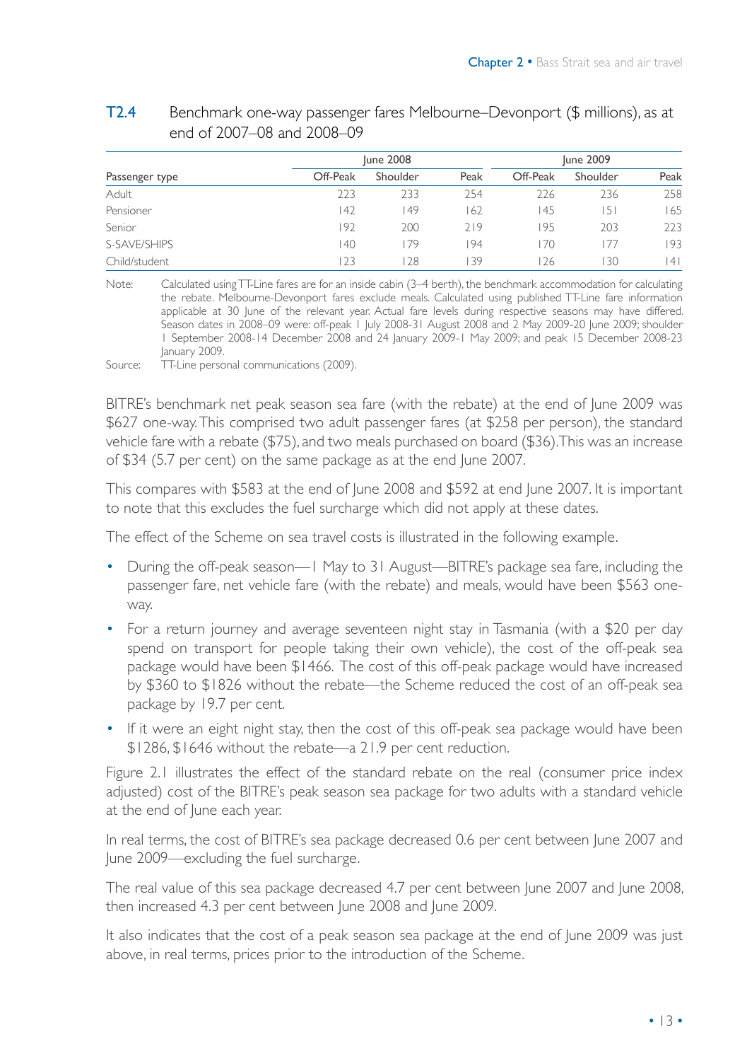**T2.4** Benchmark one-way passenger fares Melbourne–Devonport ($ millions), as at end of 2007–08 and 2008–09

| Passenger type | June 2008 | | | June 2009 | | |
|---|---|---|---|---|---|---|
| | Off-Peak | Shoulder | Peak | Off-Peak | Shoulder | Peak |
| Adult | 223 | 233 | 254 | 226 | 236 | 258 |
| Pensioner | 142 | 149 | 162 | 145 | 151 | 165 |
| Senior | 192 | 200 | 219 | 195 | 203 | 223 |
| S-SAVE/SHIPS | 140 | 179 | 194 | 170 | 177 | 193 |
| Child/student | 123 | 128 | 139 | 126 | 130 | 141 |

Note: Calculated using TT-Line fares are for an inside cabin (3–4 berth), the benchmark accommodation for calculating the rebate. Melbourne-Devonport fares exclude meals. Calculated using published TT-Line fare information applicable at 30 June of the relevant year. Actual fare levels during respective seasons may have differed. Season dates in 2008–09 were: off-peak 1 July 2008-31 August 2008 and 2 May 2009-20 June 2009; shoulder 1 September 2008-14 December 2008 and 24 January 2009-1 May 2009; and peak 15 December 2008-23 January 2009.

Source: TT-Line personal communications (2009).

BITRE's benchmark net peak season sea fare (with the rebate) at the end of June 2009 was $627 one-way. This comprised two adult passenger fares (at $258 per person), the standard vehicle fare with a rebate ($75), and two meals purchased on board ($36). This was an increase of $34 (5.7 per cent) on the same package as at the end June 2007.

This compares with $583 at the end of June 2008 and $592 at end June 2007. It is important to note that this excludes the fuel surcharge which did not apply at these dates.

The effect of the Scheme on sea travel costs is illustrated in the following example.

- During the off-peak season—1 May to 31 August—BITRE's package sea fare, including the passenger fare, net vehicle fare (with the rebate) and meals, would have been $563 one-way.
- For a return journey and average seventeen night stay in Tasmania (with a $20 per day spend on transport for people taking their own vehicle), the cost of the off-peak sea package would have been $1466. The cost of this off-peak package would have increased by $360 to $1826 without the rebate—the Scheme reduced the cost of an off-peak sea package by 19.7 per cent.
- If it were an eight night stay, then the cost of this off-peak sea package would have been $1286, $1646 without the rebate—a 21.9 per cent reduction.

Figure 2.1 illustrates the effect of the standard rebate on the real (consumer price index adjusted) cost of the BITRE's peak season sea package for two adults with a standard vehicle at the end of June each year.

In real terms, the cost of BITRE's sea package decreased 0.6 per cent between June 2007 and June 2009—excluding the fuel surcharge.

The real value of this sea package decreased 4.7 per cent between June 2007 and June 2008, then increased 4.3 per cent between June 2008 and June 2009.

It also indicates that the cost of a peak season sea package at the end of June 2009 was just above, in real terms, prices prior to the introduction of the Scheme.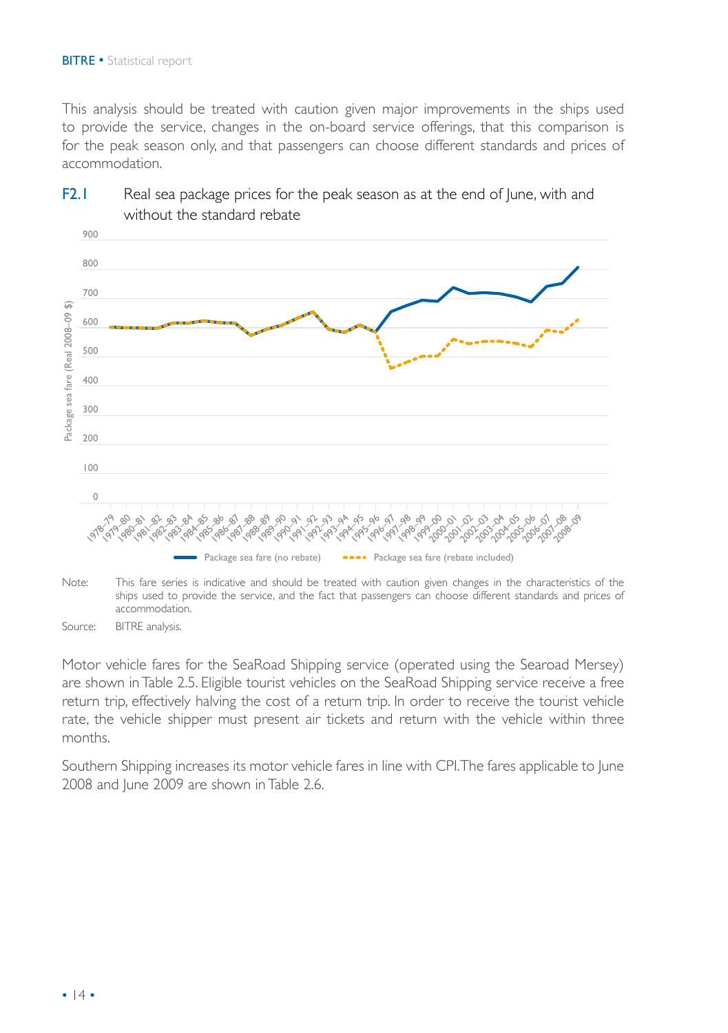This analysis should be treated with caution given major improvements in the ships used to provide the service, changes in the on-board service offerings, that this comparison is for the peak season only, and that passengers can choose different standards and prices of accommodation.

**F2.1** Real sea package prices for the peak season as at the end of June, with and without the standard rebate

Note: This fare series is indicative and should be treated with caution given changes in the characteristics of the ships used to provide the service, and the fact that passengers can choose different standards and prices of accommodation.

Source: BITRE analysis.

Motor vehicle fares for the SeaRoad Shipping service (operated using the Searoad Mersey) are shown in Table 2.5. Eligible tourist vehicles on the SeaRoad Shipping service receive a free return trip, effectively halving the cost of a return trip. In order to receive the tourist vehicle rate, the vehicle shipper must present air tickets and return with the vehicle within three months.

Southern Shipping increases its motor vehicle fares in line with CPI. The fares applicable to June 2008 and June 2009 are shown in Table 2.6.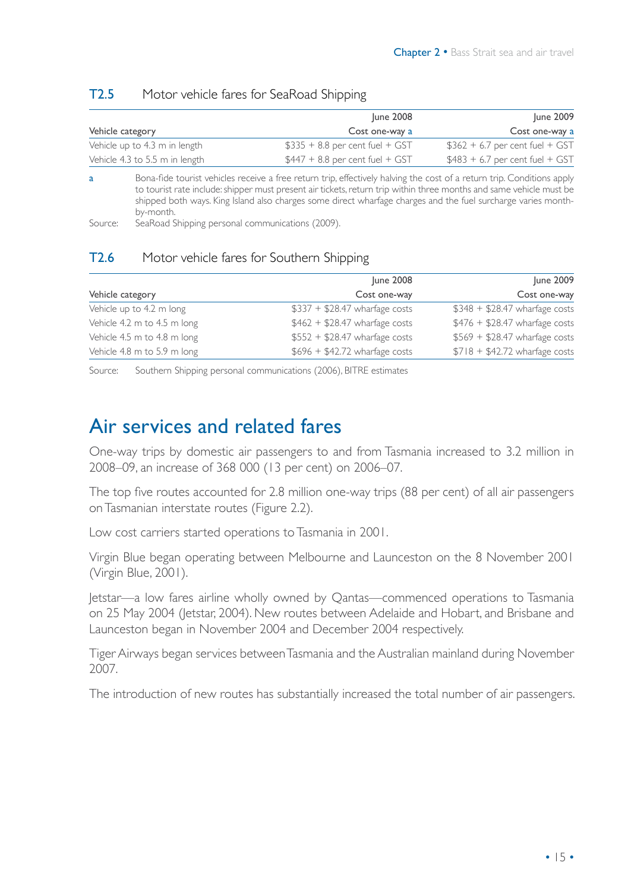### T2.5 Motor vehicle fares for SeaRoad Shipping

| Vehicle category | June 2008<br>Cost one-way a | June 2009<br>Cost one-way a |
|---|---|---|
| Vehicle up to 4.3 m in length | $335 + 8.8 per cent fuel + GST | $362 + 6.7 per cent fuel + GST |
| Vehicle 4.3 to 5.5 m in length | $447 + 8.8 per cent fuel + GST | $483 + 6.7 per cent fuel + GST |

a Bona-fide tourist vehicles receive a free return trip, effectively halving the cost of a return trip. Conditions apply to tourist rate include: shipper must present air tickets, return trip within three months and same vehicle must be shipped both ways. King Island also charges some direct wharfage charges and the fuel surcharge varies month-by-month.

Source: SeaRoad Shipping personal communications (2009).

### T2.6 Motor vehicle fares for Southern Shipping

| Vehicle category | June 2008<br>Cost one-way | June 2009<br>Cost one-way |
|---|---|---|
| Vehicle up to 4.2 m long | $337 + $28.47 wharfage costs | $348 + $28.47 wharfage costs |
| Vehicle 4.2 m to 4.5 m long | $462 + $28.47 wharfage costs | $476 + $28.47 wharfage costs |
| Vehicle 4.5 m to 4.8 m long | $552 + $28.47 wharfage costs | $569 + $28.47 wharfage costs |
| Vehicle 4.8 m to 5.9 m long | $696 + $42.72 wharfage costs | $718 + $42.72 wharfage costs |

Source: Southern Shipping personal communications (2006), BITRE estimates

# Air services and related fares

One-way trips by domestic air passengers to and from Tasmania increased to 3.2 million in 2008–09, an increase of 368 000 (13 per cent) on 2006–07.

The top five routes accounted for 2.8 million one-way trips (88 per cent) of all air passengers on Tasmanian interstate routes (Figure 2.2).

Low cost carriers started operations to Tasmania in 2001.

Virgin Blue began operating between Melbourne and Launceston on the 8 November 2001 (Virgin Blue, 2001).

Jetstar—a low fares airline wholly owned by Qantas—commenced operations to Tasmania on 25 May 2004 (Jetstar, 2004). New routes between Adelaide and Hobart, and Brisbane and Launceston began in November 2004 and December 2004 respectively.

Tiger Airways began services between Tasmania and the Australian mainland during November 2007.

The introduction of new routes has substantially increased the total number of air passengers.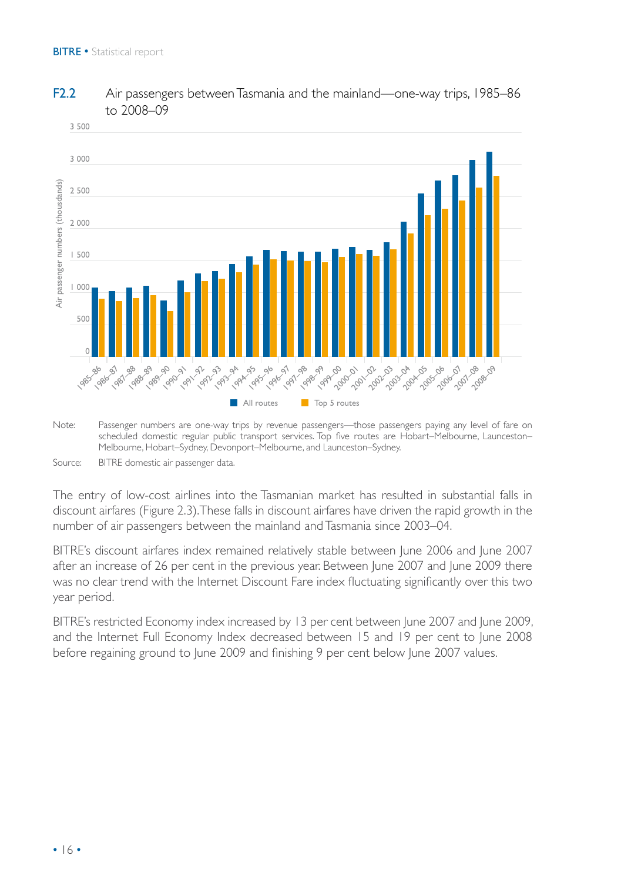**F2.2** Air passengers between Tasmania and the mainland—one-way trips, 1985–86 to 2008–09

Note: Passenger numbers are one-way trips by revenue passengers—those passengers paying any level of fare on scheduled domestic regular public transport services. Top five routes are Hobart–Melbourne, Launceston–Melbourne, Hobart–Sydney, Devonport–Melbourne, and Launceston–Sydney.

Source: BITRE domestic air passenger data.

The entry of low-cost airlines into the Tasmanian market has resulted in substantial falls in discount airfares (Figure 2.3). These falls in discount airfares have driven the rapid growth in the number of air passengers between the mainland and Tasmania since 2003–04.

BITRE's discount airfares index remained relatively stable between June 2006 and June 2007 after an increase of 26 per cent in the previous year. Between June 2007 and June 2009 there was no clear trend with the Internet Discount Fare index fluctuating significantly over this two year period.

BITRE's restricted Economy index increased by 13 per cent between June 2007 and June 2009, and the Internet Full Economy Index decreased between 15 and 19 per cent to June 2008 before regaining ground to June 2009 and finishing 9 per cent below June 2007 values.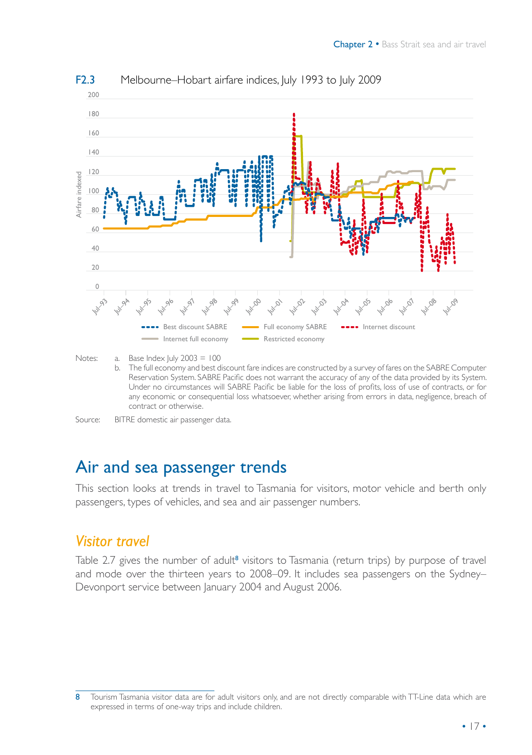**F2.3** Melbourne–Hobart airfare indices, July 1993 to July 2009

Notes: a. Base Index July 2003 = 100

b. The full economy and best discount fare indices are constructed by a survey of fares on the SABRE Computer Reservation System. SABRE Pacific does not warrant the accuracy of any of the data provided by its System. Under no circumstances will SABRE Pacific be liable for the loss of profits, loss of use of contracts, or for any economic or consequential loss whatsoever, whether arising from errors in data, negligence, breach of contract or otherwise.

Source: BITRE domestic air passenger data.

# Air and sea passenger trends

This section looks at trends in travel to Tasmania for visitors, motor vehicle and berth only passengers, types of vehicles, and sea and air passenger numbers.

## *Visitor travel*

Table 2.7 gives the number of adult[8] visitors to Tasmania (return trips) by purpose of travel and mode over the thirteen years to 2008–09. It includes sea passengers on the Sydney–Devonport service between January 2004 and August 2006.

8 Tourism Tasmania visitor data are for adult visitors only, and are not directly comparable with TT-Line data which are expressed in terms of one-way trips and include children.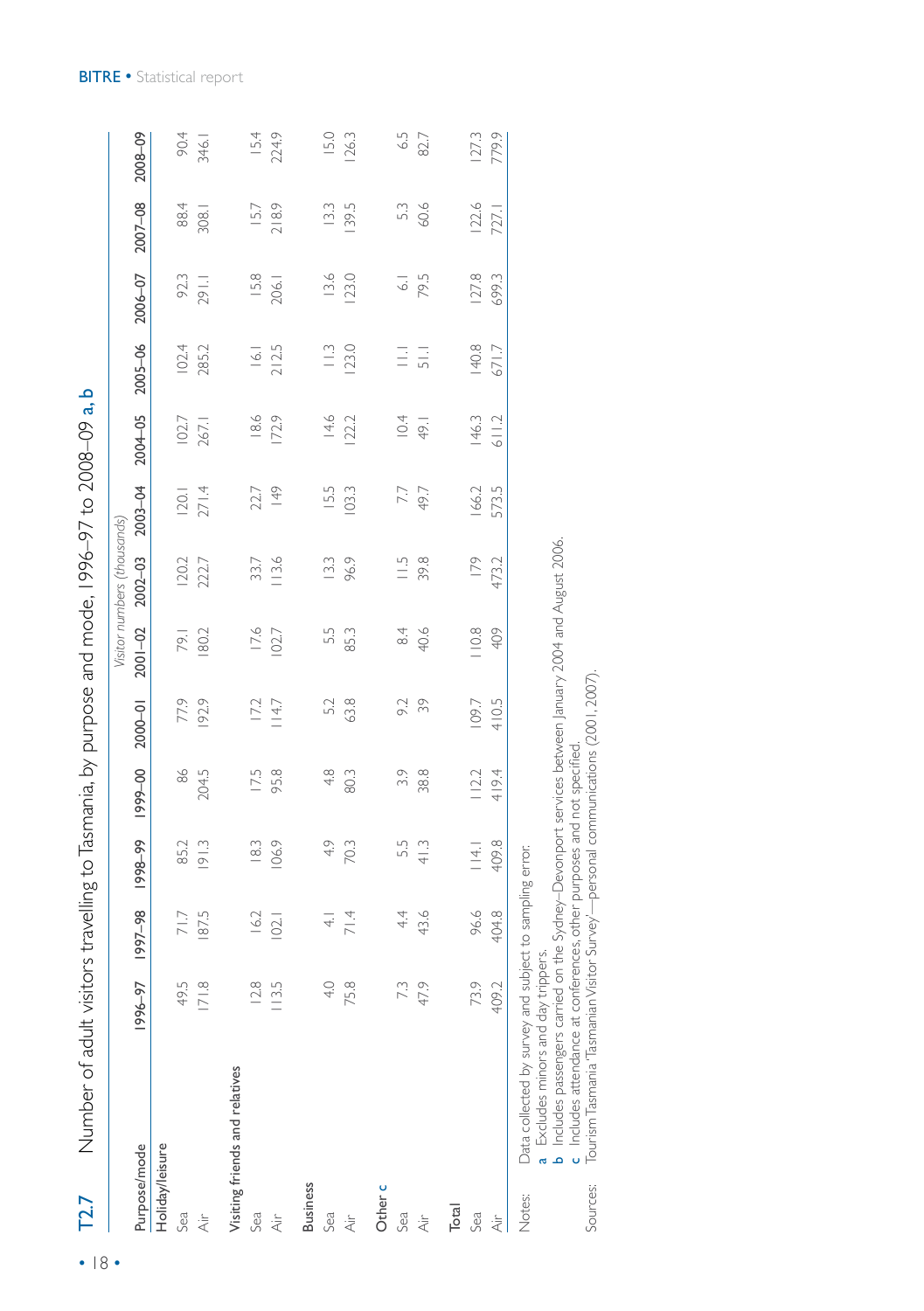## T2.7 Number of adult visitors travelling to Tasmania, by purpose and mode, 1996–97 to 2008–09 a, b

| Purpose/mode | Visitor numbers (thousands) | | | | | | | | | | | | |
|---|---|---|---|---|---|---|---|---|---|---|---|---|---|
| | 1996–97 | 1997–98 | 1998–99 | 1999–00 | 2000–01 | 2001–02 | 2002–03 | 2003–04 | 2004–05 | 2005–06 | 2006–07 | 2007–08 | 2008–09 |
| **Holiday/leisure** | | | | | | | | | | | | | |
| Sea | 49.5 | 71.7 | 85.2 | 86 | 77.9 | 79.1 | 120.2 | 120.1 | 102.7 | 102.4 | 92.3 | 88.4 | 90.4 |
| Air | 171.8 | 187.5 | 191.3 | 204.5 | 192.9 | 180.2 | 222.7 | 271.4 | 267.1 | 285.2 | 291.1 | 308.1 | 346.1 |
| **Visiting friends and relatives** | | | | | | | | | | | | | |
| Sea | 12.8 | 16.2 | 18.3 | 17.5 | 17.2 | 17.6 | 33.7 | 22.7 | 18.6 | 16.1 | 15.8 | 15.7 | 15.4 |
| Air | 113.5 | 102.1 | 106.9 | 95.8 | 114.7 | 102.7 | 113.6 | 149 | 172.9 | 212.5 | 206.1 | 218.9 | 224.9 |
| **Business** | | | | | | | | | | | | | |
| Sea | 4.0 | 4.1 | 4.9 | 4.8 | 5.2 | 5.5 | 13.3 | 15.5 | 14.6 | 11.3 | 13.6 | 13.3 | 15.0 |
| Air | 75.8 | 71.4 | 70.3 | 80.3 | 63.8 | 85.3 | 96.9 | 103.3 | 122.2 | 123.0 | 123.0 | 139.5 | 126.3 |
| **Other c** | | | | | | | | | | | | | |
| Sea | 7.3 | 4.4 | 5.5 | 3.9 | 9.2 | 8.4 | 11.5 | 7.7 | 10.4 | 11.1 | 6.1 | 5.3 | 6.5 |
| Air | 47.9 | 43.6 | 41.3 | 38.8 | 39 | 40.6 | 39.8 | 49.7 | 49.1 | 51.1 | 79.5 | 60.6 | 82.7 |
| **Total** | | | | | | | | | | | | | |
| Sea | 73.9 | 96.6 | 114.1 | 112.2 | 109.7 | 110.8 | 179 | 166.2 | 146.3 | 140.8 | 127.8 | 122.6 | 127.3 |
| Air | 409.2 | 404.8 | 409.8 | 419.4 | 410.5 | 409 | 473.2 | 573.5 | 611.2 | 671.7 | 699.3 | 727.1 | 779.9 |

Notes: Data collected by survey and subject to sampling error.
a Excludes minors and day trippers.
b Includes passengers carried on the Sydney–Devonport services between January 2004 and August 2006.
c Includes attendance at conferences, other purposes and not specified.

Sources: Tourism Tasmania 'Tasmanian Visitor Survey'—personal communications (2001, 2007).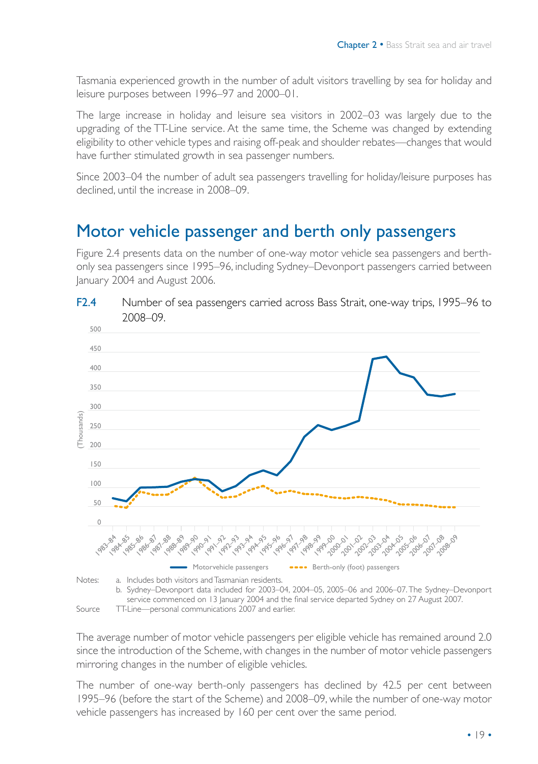Tasmania experienced growth in the number of adult visitors travelling by sea for holiday and leisure purposes between 1996–97 and 2000–01.

The large increase in holiday and leisure sea visitors in 2002–03 was largely due to the upgrading of the TT-Line service. At the same time, the Scheme was changed by extending eligibility to other vehicle types and raising off-peak and shoulder rebates—changes that would have further stimulated growth in sea passenger numbers.

Since 2003–04 the number of adult sea passengers travelling for holiday/leisure purposes has declined, until the increase in 2008–09.

## Motor vehicle passenger and berth only passengers

Figure 2.4 presents data on the number of one-way motor vehicle sea passengers and berth-only sea passengers since 1995–96, including Sydney–Devonport passengers carried between January 2004 and August 2006.

**F2.4** Number of sea passengers carried across Bass Strait, one-way trips, 1995–96 to 2008–09.

Notes: a. Includes both visitors and Tasmanian residents.
b. Sydney–Devonport data included for 2003–04, 2004–05, 2005–06 and 2006–07. The Sydney–Devonport service commenced on 13 January 2004 and the final service departed Sydney on 27 August 2007.

Source TT-Line—personal communications 2007 and earlier.

The average number of motor vehicle passengers per eligible vehicle has remained around 2.0 since the introduction of the Scheme, with changes in the number of motor vehicle passengers mirroring changes in the number of eligible vehicles.

The number of one-way berth-only passengers has declined by 42.5 per cent between 1995–96 (before the start of the Scheme) and 2008–09, while the number of one-way motor vehicle passengers has increased by 160 per cent over the same period.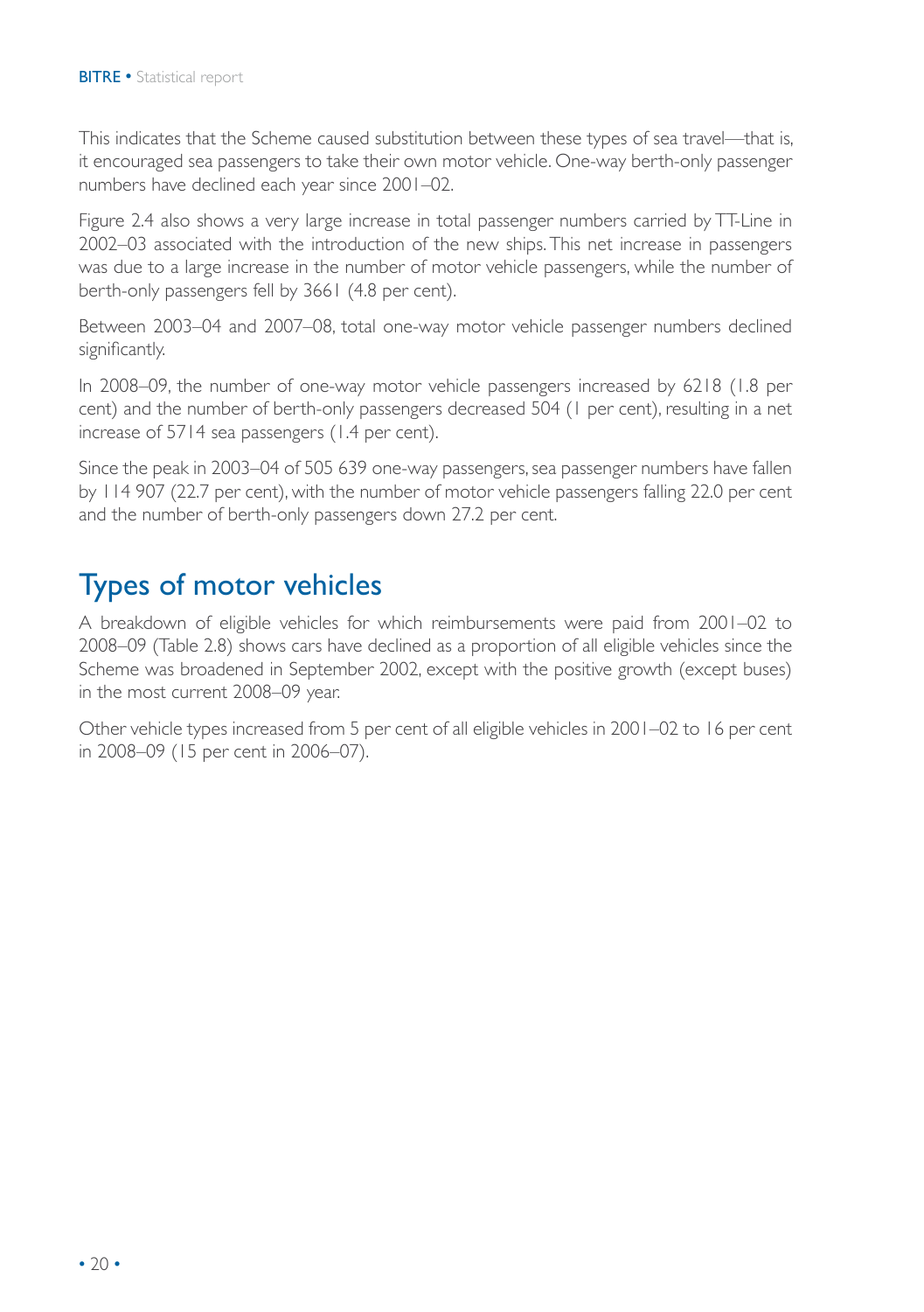This indicates that the Scheme caused substitution between these types of sea travel—that is, it encouraged sea passengers to take their own motor vehicle. One-way berth-only passenger numbers have declined each year since 2001–02.

Figure 2.4 also shows a very large increase in total passenger numbers carried by TT-Line in 2002–03 associated with the introduction of the new ships. This net increase in passengers was due to a large increase in the number of motor vehicle passengers, while the number of berth-only passengers fell by 3661 (4.8 per cent).

Between 2003–04 and 2007–08, total one-way motor vehicle passenger numbers declined significantly.

In 2008–09, the number of one-way motor vehicle passengers increased by 6218 (1.8 per cent) and the number of berth-only passengers decreased 504 (1 per cent), resulting in a net increase of 5714 sea passengers (1.4 per cent).

Since the peak in 2003–04 of 505 639 one-way passengers, sea passenger numbers have fallen by 114 907 (22.7 per cent), with the number of motor vehicle passengers falling 22.0 per cent and the number of berth-only passengers down 27.2 per cent.

## Types of motor vehicles

A breakdown of eligible vehicles for which reimbursements were paid from 2001–02 to 2008–09 (Table 2.8) shows cars have declined as a proportion of all eligible vehicles since the Scheme was broadened in September 2002, except with the positive growth (except buses) in the most current 2008–09 year.

Other vehicle types increased from 5 per cent of all eligible vehicles in 2001–02 to 16 per cent in 2008–09 (15 per cent in 2006–07).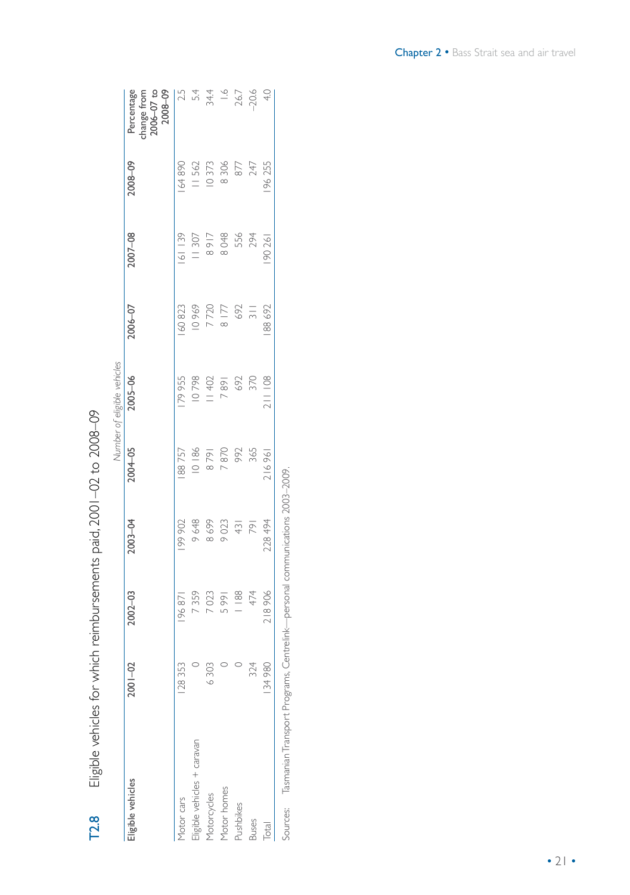## T2.8 Eligible vehicles for which reimbursements paid, 2001–02 to 2008–09

| Eligible vehicles | 2001–02 | 2002–03 | 2003–04 | 2004–05 | 2005–06 | 2006–07 | 2007–08 | 2008–09 | Percentage change from 2006–07 to 2008–09 |
|---|---|---|---|---|---|---|---|---|---|
| | *Number of eligible vehicles* | | | | | | | | |
| Motor cars | 128 353 | 196 871 | 199 902 | 188 757 | 179 955 | 160 823 | 161 139 | 164 890 | 2.5 |
| Eligible vehicles + caravan | 0 | 7 359 | 9 648 | 10 186 | 10 798 | 10 969 | 11 307 | 11 562 | 5.4 |
| Motorcycles | 6 303 | 7 023 | 8 699 | 8 791 | 11 402 | 7 720 | 8 917 | 10 373 | 34.4 |
| Motor homes | 0 | 5 991 | 9 023 | 7 870 | 7 891 | 8 177 | 8 048 | 8 306 | 1.6 |
| Pushbikes | 0 | 1 188 | 431 | 992 | 692 | 692 | 556 | 877 | 26.7 |
| Buses | 324 | 474 | 791 | 365 | 370 | 311 | 294 | 247 | -20.6 |
| Total | 134 980 | 218 906 | 228 494 | 216 961 | 211 108 | 188 692 | 190 261 | 196 255 | 4.0 |

Sources: Tasmanian Transport Programs, Centrelink—personal communications 2003–2009.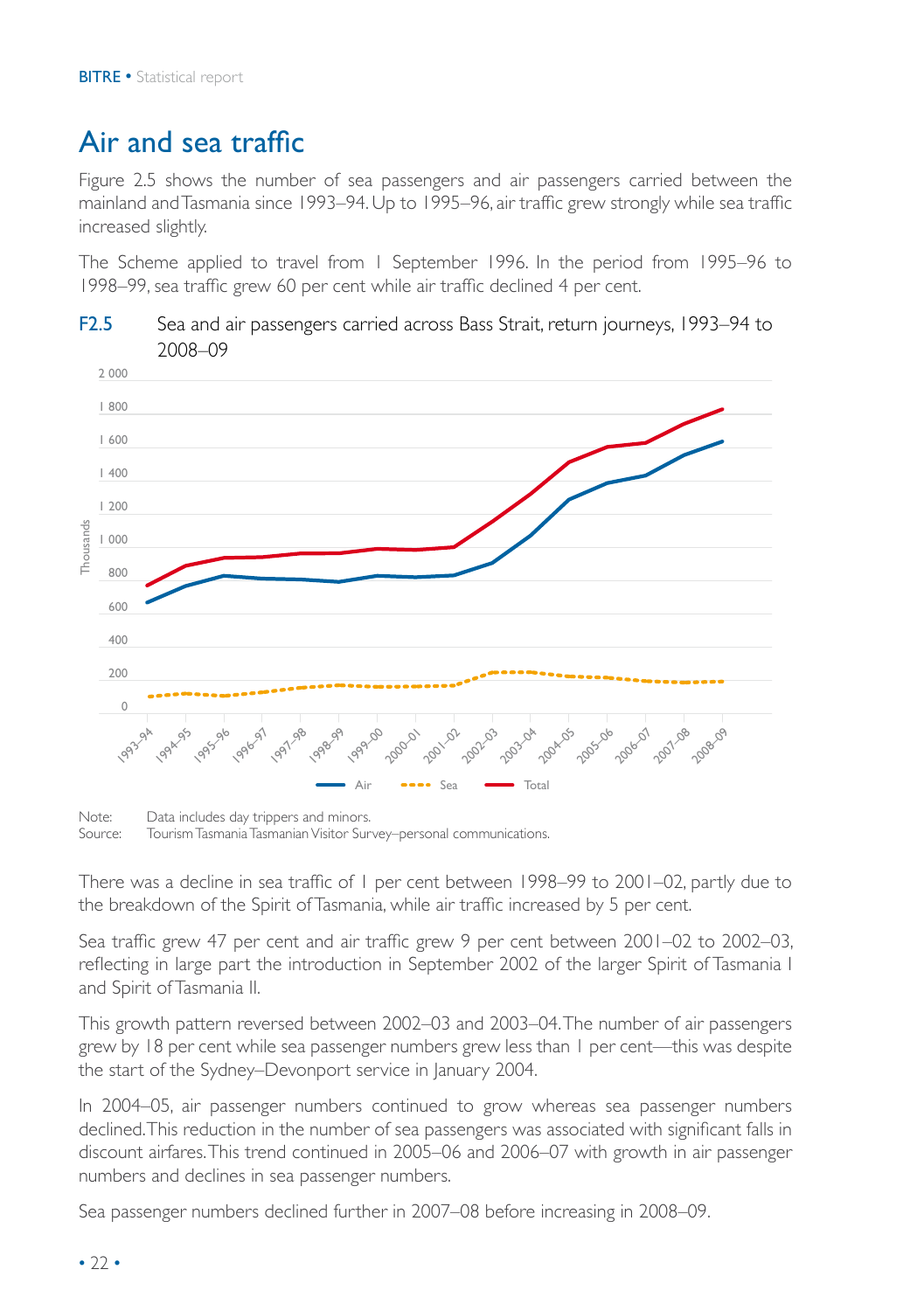## Air and sea traffic

Figure 2.5 shows the number of sea passengers and air passengers carried between the mainland and Tasmania since 1993–94. Up to 1995–96, air traffic grew strongly while sea traffic increased slightly.

The Scheme applied to travel from 1 September 1996. In the period from 1995–96 to 1998–99, sea traffic grew 60 per cent while air traffic declined 4 per cent.

**F2.5** Sea and air passengers carried across Bass Strait, return journeys, 1993–94 to 2008–09

Note: Data includes day trippers and minors.
Source: Tourism Tasmania Tasmanian Visitor Survey–personal communications.

There was a decline in sea traffic of 1 per cent between 1998–99 to 2001–02, partly due to the breakdown of the Spirit of Tasmania, while air traffic increased by 5 per cent.

Sea traffic grew 47 per cent and air traffic grew 9 per cent between 2001–02 to 2002–03, reflecting in large part the introduction in September 2002 of the larger Spirit of Tasmania I and Spirit of Tasmania II.

This growth pattern reversed between 2002–03 and 2003–04. The number of air passengers grew by 18 per cent while sea passenger numbers grew less than 1 per cent—this was despite the start of the Sydney–Devonport service in January 2004.

In 2004–05, air passenger numbers continued to grow whereas sea passenger numbers declined. This reduction in the number of sea passengers was associated with significant falls in discount airfares. This trend continued in 2005–06 and 2006–07 with growth in air passenger numbers and declines in sea passenger numbers.

Sea passenger numbers declined further in 2007–08 before increasing in 2008–09.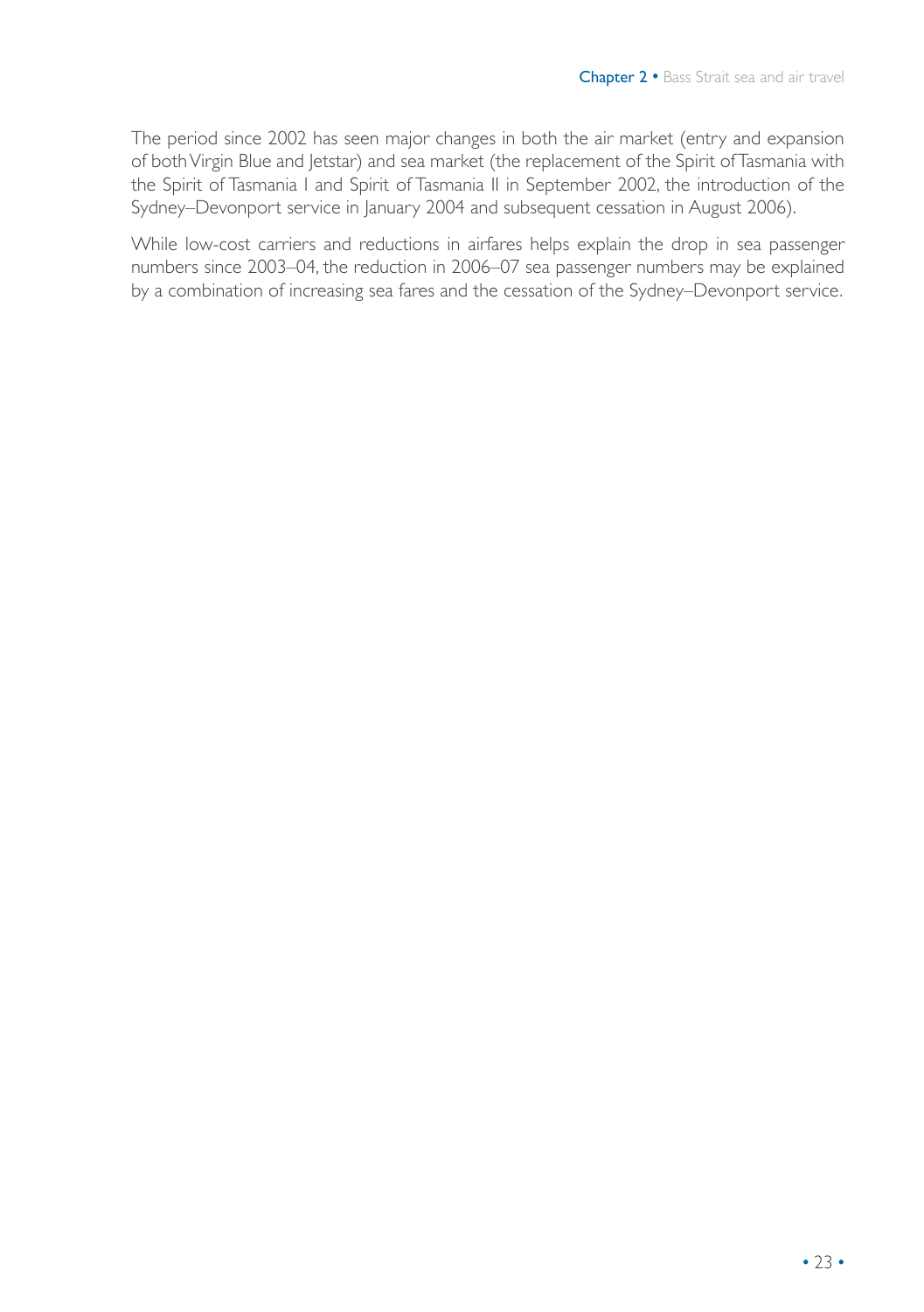The period since 2002 has seen major changes in both the air market (entry and expansion of both Virgin Blue and Jetstar) and sea market (the replacement of the Spirit of Tasmania with the Spirit of Tasmania I and Spirit of Tasmania II in September 2002, the introduction of the Sydney–Devonport service in January 2004 and subsequent cessation in August 2006).

While low-cost carriers and reductions in airfares helps explain the drop in sea passenger numbers since 2003–04, the reduction in 2006–07 sea passenger numbers may be explained by a combination of increasing sea fares and the cessation of the Sydney–Devonport service.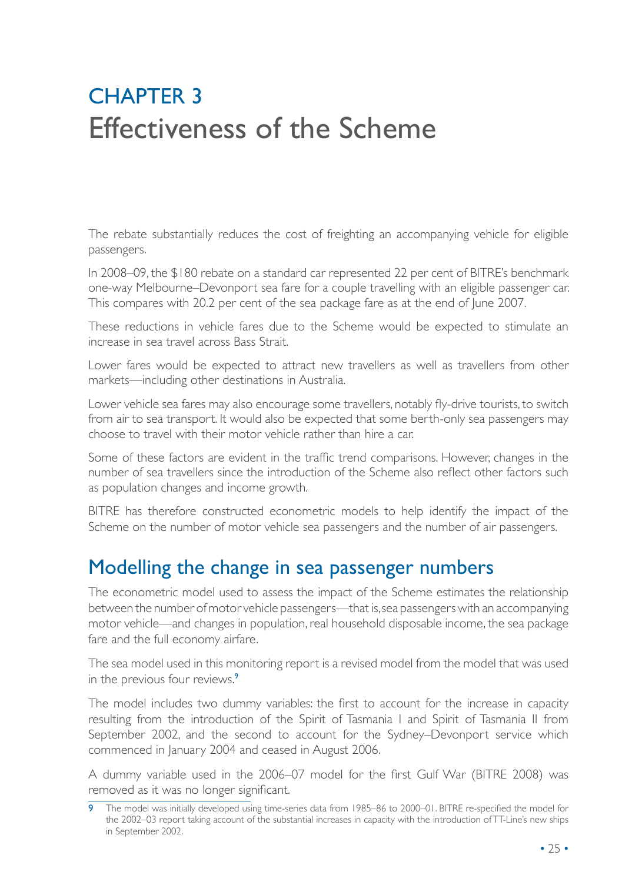# CHAPTER 3
# Effectiveness of the Scheme

The rebate substantially reduces the cost of freighting an accompanying vehicle for eligible passengers.

In 2008–09, the $180 rebate on a standard car represented 22 per cent of BITRE's benchmark one-way Melbourne–Devonport sea fare for a couple travelling with an eligible passenger car. This compares with 20.2 per cent of the sea package fare as at the end of June 2007.

These reductions in vehicle fares due to the Scheme would be expected to stimulate an increase in sea travel across Bass Strait.

Lower fares would be expected to attract new travellers as well as travellers from other markets—including other destinations in Australia.

Lower vehicle sea fares may also encourage some travellers, notably fly-drive tourists, to switch from air to sea transport. It would also be expected that some berth-only sea passengers may choose to travel with their motor vehicle rather than hire a car.

Some of these factors are evident in the traffic trend comparisons. However, changes in the number of sea travellers since the introduction of the Scheme also reflect other factors such as population changes and income growth.

BITRE has therefore constructed econometric models to help identify the impact of the Scheme on the number of motor vehicle sea passengers and the number of air passengers.

## Modelling the change in sea passenger numbers

The econometric model used to assess the impact of the Scheme estimates the relationship between the number of motor vehicle passengers—that is, sea passengers with an accompanying motor vehicle—and changes in population, real household disposable income, the sea package fare and the full economy airfare.

The sea model used in this monitoring report is a revised model from the model that was used in the previous four reviews.[9]

The model includes two dummy variables: the first to account for the increase in capacity resulting from the introduction of the Spirit of Tasmania I and Spirit of Tasmania II from September 2002, and the second to account for the Sydney–Devonport service which commenced in January 2004 and ceased in August 2006.

A dummy variable used in the 2006–07 model for the first Gulf War (BITRE 2008) was removed as it was no longer significant.

9 The model was initially developed using time-series data from 1985–86 to 2000–01. BITRE re-specified the model for the 2002–03 report taking account of the substantial increases in capacity with the introduction of TT-Line's new ships in September 2002.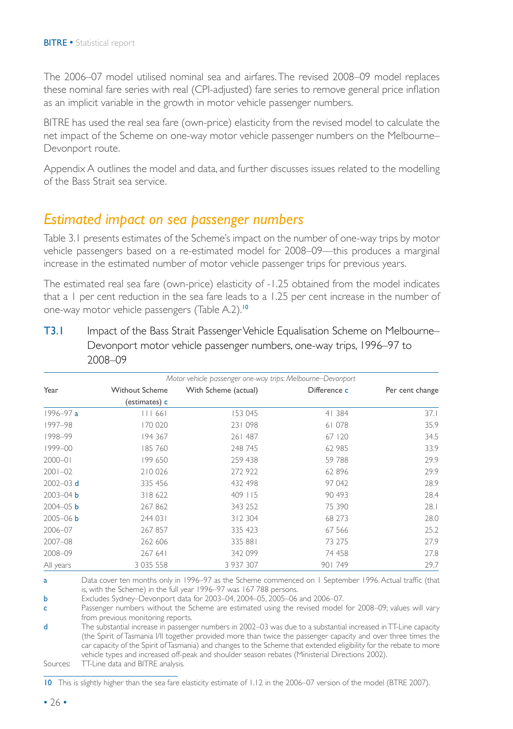The 2006–07 model utilised nominal sea and airfares. The revised 2008–09 model replaces these nominal fare series with real (CPI-adjusted) fare series to remove general price inflation as an implicit variable in the growth in motor vehicle passenger numbers.

BITRE has used the real sea fare (own-price) elasticity from the revised model to calculate the net impact of the Scheme on one-way motor vehicle passenger numbers on the Melbourne–Devonport route.

Appendix A outlines the model and data, and further discusses issues related to the modelling of the Bass Strait sea service.

## *Estimated impact on sea passenger numbers*

Table 3.1 presents estimates of the Scheme's impact on the number of one-way trips by motor vehicle passengers based on a re-estimated model for 2008–09—this produces a marginal increase in the estimated number of motor vehicle passenger trips for previous years.

The estimated real sea fare (own-price) elasticity of -1.25 obtained from the model indicates that a 1 per cent reduction in the sea fare leads to a 1.25 per cent increase in the number of one-way motor vehicle passengers (Table A.2).[10]

**T3.1** Impact of the Bass Strait Passenger Vehicle Equalisation Scheme on Melbourne–Devonport motor vehicle passenger numbers, one-way trips, 1996–97 to 2008–09

| | *Motor vehicle passenger one-way trips: Melbourne–Devonport* | | | |
|---|---|---|---|---|
| Year | Without Scheme (estimates) c | With Scheme (actual) | Difference c | Per cent change |
| 1996–97 a | 111 661 | 153 045 | 41 384 | 37.1 |
| 1997–98 | 170 020 | 231 098 | 61 078 | 35.9 |
| 1998–99 | 194 367 | 261 487 | 67 120 | 34.5 |
| 1999–00 | 185 760 | 248 745 | 62 985 | 33.9 |
| 2000–01 | 199 650 | 259 438 | 59 788 | 29.9 |
| 2001–02 | 210 026 | 272 922 | 62 896 | 29.9 |
| 2002–03 d | 335 456 | 432 498 | 97 042 | 28.9 |
| 2003–04 b | 318 622 | 409 115 | 90 493 | 28.4 |
| 2004–05 b | 267 862 | 343 252 | 75 390 | 28.1 |
| 2005–06 b | 244 031 | 312 304 | 68 273 | 28.0 |
| 2006–07 | 267 857 | 335 423 | 67 566 | 25.2 |
| 2007–08 | 262 606 | 335 881 | 73 275 | 27.9 |
| 2008–09 | 267 641 | 342 099 | 74 458 | 27.8 |
| All years | 3 035 558 | 3 937 307 | 901 749 | 29.7 |

a Data cover ten months only in 1996–97 as the Scheme commenced on 1 September 1996. Actual traffic (that is, with the Scheme) in the full year 1996–97 was 167 788 persons.

b Excludes Sydney–Devonport data for 2003–04, 2004–05, 2005–06 and 2006–07.

c Passenger numbers without the Scheme are estimated using the revised model for 2008–09; values will vary from previous monitoring reports.

d The substantial increase in passenger numbers in 2002–03 was due to a substantial increased in TT-Line capacity (the Spirit of Tasmania I/II together provided more than twice the passenger capacity and over three times the car capacity of the Spirit of Tasmania) and changes to the Scheme that extended eligibility for the rebate to more vehicle types and increased off-peak and shoulder season rebates (Ministerial Directions 2002).

Sources: TT-Line data and BITRE analysis.

10 This is slightly higher than the sea fare elasticity estimate of 1.12 in the 2006–07 version of the model (BTRE 2007).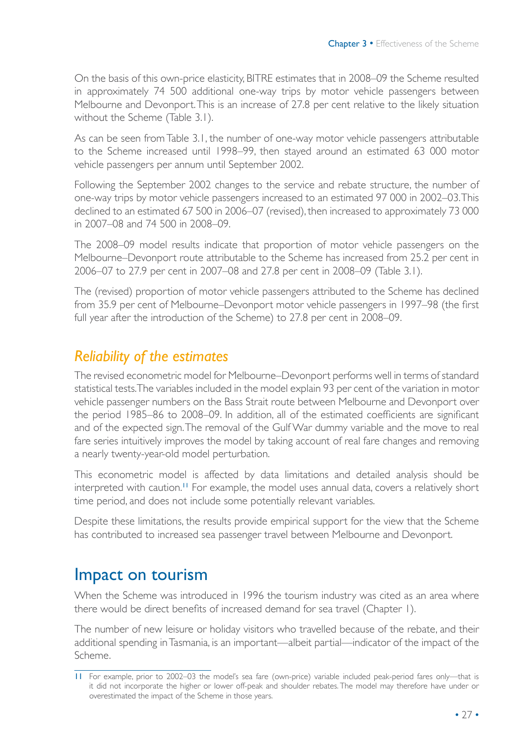On the basis of this own-price elasticity, BITRE estimates that in 2008–09 the Scheme resulted in approximately 74 500 additional one-way trips by motor vehicle passengers between Melbourne and Devonport. This is an increase of 27.8 per cent relative to the likely situation without the Scheme (Table 3.1).

As can be seen from Table 3.1, the number of one-way motor vehicle passengers attributable to the Scheme increased until 1998–99, then stayed around an estimated 63 000 motor vehicle passengers per annum until September 2002.

Following the September 2002 changes to the service and rebate structure, the number of one-way trips by motor vehicle passengers increased to an estimated 97 000 in 2002–03. This declined to an estimated 67 500 in 2006–07 (revised), then increased to approximately 73 000 in 2007–08 and 74 500 in 2008–09.

The 2008–09 model results indicate that proportion of motor vehicle passengers on the Melbourne–Devonport route attributable to the Scheme has increased from 25.2 per cent in 2006–07 to 27.9 per cent in 2007–08 and 27.8 per cent in 2008–09 (Table 3.1).

The (revised) proportion of motor vehicle passengers attributed to the Scheme has declined from 35.9 per cent of Melbourne–Devonport motor vehicle passengers in 1997–98 (the first full year after the introduction of the Scheme) to 27.8 per cent in 2008–09.

### *Reliability of the estimates*

The revised econometric model for Melbourne–Devonport performs well in terms of standard statistical tests. The variables included in the model explain 93 per cent of the variation in motor vehicle passenger numbers on the Bass Strait route between Melbourne and Devonport over the period 1985–86 to 2008–09. In addition, all of the estimated coefficients are significant and of the expected sign. The removal of the Gulf War dummy variable and the move to real fare series intuitively improves the model by taking account of real fare changes and removing a nearly twenty-year-old model perturbation.

This econometric model is affected by data limitations and detailed analysis should be interpreted with caution.[11] For example, the model uses annual data, covers a relatively short time period, and does not include some potentially relevant variables.

Despite these limitations, the results provide empirical support for the view that the Scheme has contributed to increased sea passenger travel between Melbourne and Devonport.

## Impact on tourism

When the Scheme was introduced in 1996 the tourism industry was cited as an area where there would be direct benefits of increased demand for sea travel (Chapter 1).

The number of new leisure or holiday visitors who travelled because of the rebate, and their additional spending in Tasmania, is an important—albeit partial—indicator of the impact of the Scheme.

---

11 For example, prior to 2002–03 the model's sea fare (own-price) variable included peak-period fares only—that is it did not incorporate the higher or lower off-peak and shoulder rebates. The model may therefore have under or overestimated the impact of the Scheme in those years.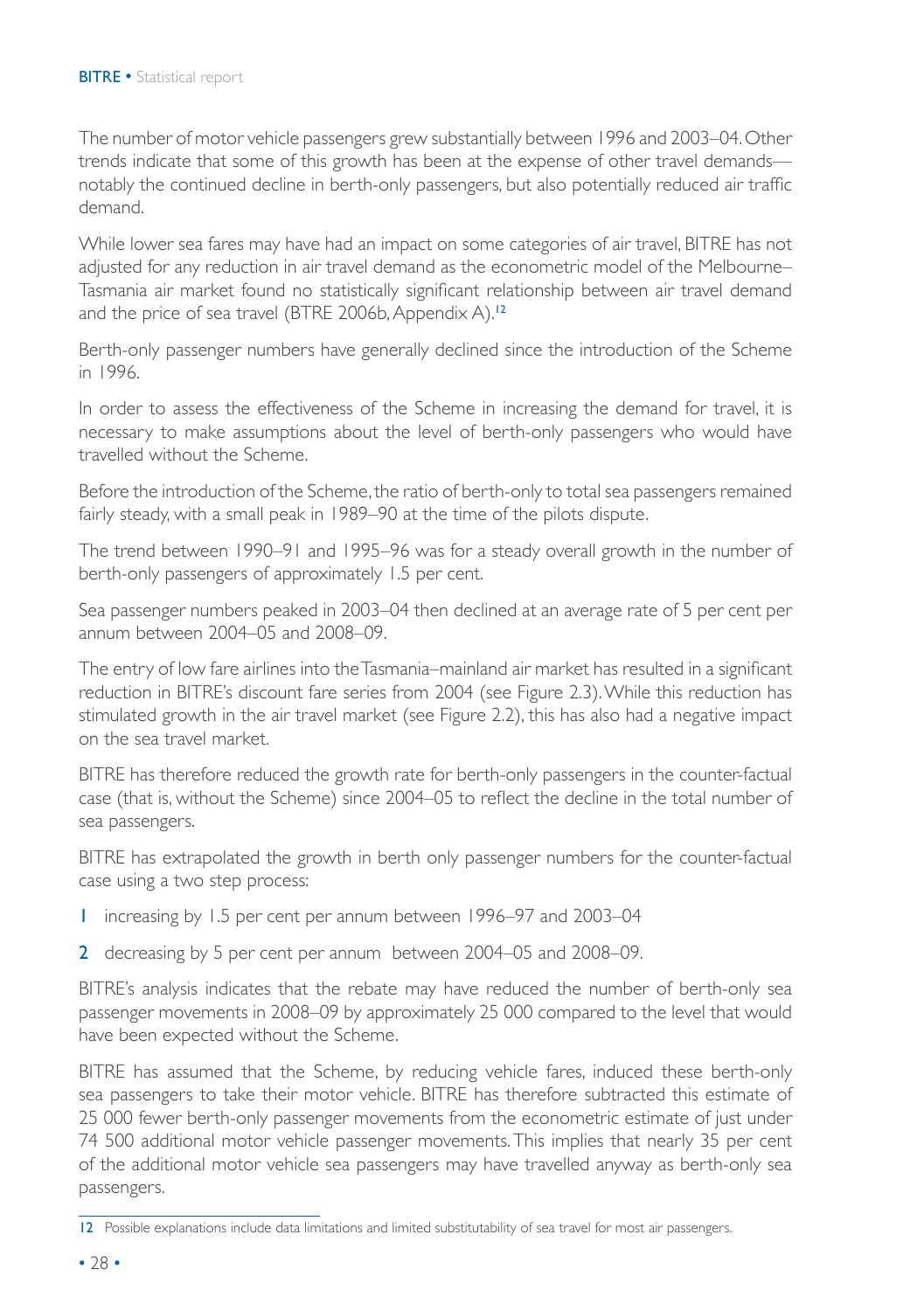The number of motor vehicle passengers grew substantially between 1996 and 2003–04. Other trends indicate that some of this growth has been at the expense of other travel demands—notably the continued decline in berth-only passengers, but also potentially reduced air traffic demand.

While lower sea fares may have had an impact on some categories of air travel, BITRE has not adjusted for any reduction in air travel demand as the econometric model of the Melbourne–Tasmania air market found no statistically significant relationship between air travel demand and the price of sea travel (BTRE 2006b, Appendix A).[12]

Berth-only passenger numbers have generally declined since the introduction of the Scheme in 1996.

In order to assess the effectiveness of the Scheme in increasing the demand for travel, it is necessary to make assumptions about the level of berth-only passengers who would have travelled without the Scheme.

Before the introduction of the Scheme, the ratio of berth-only to total sea passengers remained fairly steady, with a small peak in 1989–90 at the time of the pilots dispute.

The trend between 1990–91 and 1995–96 was for a steady overall growth in the number of berth-only passengers of approximately 1.5 per cent.

Sea passenger numbers peaked in 2003–04 then declined at an average rate of 5 per cent per annum between 2004–05 and 2008–09.

The entry of low fare airlines into the Tasmania–mainland air market has resulted in a significant reduction in BITRE's discount fare series from 2004 (see Figure 2.3). While this reduction has stimulated growth in the air travel market (see Figure 2.2), this has also had a negative impact on the sea travel market.

BITRE has therefore reduced the growth rate for berth-only passengers in the counter-factual case (that is, without the Scheme) since 2004–05 to reflect the decline in the total number of sea passengers.

BITRE has extrapolated the growth in berth only passenger numbers for the counter-factual case using a two step process:

1. increasing by 1.5 per cent per annum between 1996–97 and 2003–04
2. decreasing by 5 per cent per annum between 2004–05 and 2008–09.

BITRE's analysis indicates that the rebate may have reduced the number of berth-only sea passenger movements in 2008–09 by approximately 25 000 compared to the level that would have been expected without the Scheme.

BITRE has assumed that the Scheme, by reducing vehicle fares, induced these berth-only sea passengers to take their motor vehicle. BITRE has therefore subtracted this estimate of 25 000 fewer berth-only passenger movements from the econometric estimate of just under 74 500 additional motor vehicle passenger movements. This implies that nearly 35 per cent of the additional motor vehicle sea passengers may have travelled anyway as berth-only sea passengers.

---

12 Possible explanations include data limitations and limited substitutability of sea travel for most air passengers.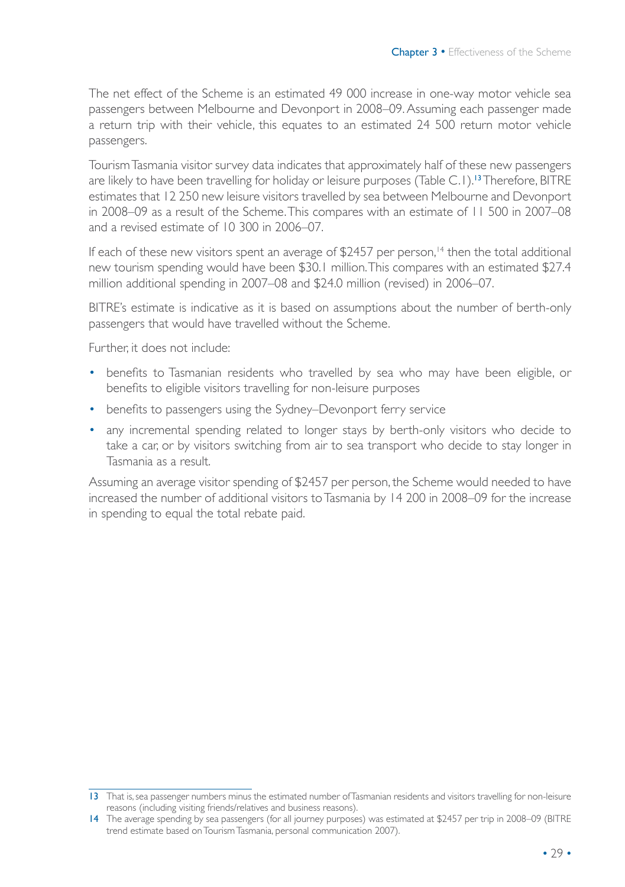The net effect of the Scheme is an estimated 49 000 increase in one-way motor vehicle sea passengers between Melbourne and Devonport in 2008–09. Assuming each passenger made a return trip with their vehicle, this equates to an estimated 24 500 return motor vehicle passengers.

Tourism Tasmania visitor survey data indicates that approximately half of these new passengers are likely to have been travelling for holiday or leisure purposes (Table C.1).[13] Therefore, BITRE estimates that 12 250 new leisure visitors travelled by sea between Melbourne and Devonport in 2008–09 as a result of the Scheme. This compares with an estimate of 11 500 in 2007–08 and a revised estimate of 10 300 in 2006–07.

If each of these new visitors spent an average of $2457 per person,[14] then the total additional new tourism spending would have been $30.1 million. This compares with an estimated $27.4 million additional spending in 2007–08 and $24.0 million (revised) in 2006–07.

BITRE's estimate is indicative as it is based on assumptions about the number of berth-only passengers that would have travelled without the Scheme.

Further, it does not include:

- benefits to Tasmanian residents who travelled by sea who may have been eligible, or benefits to eligible visitors travelling for non-leisure purposes
- benefits to passengers using the Sydney–Devonport ferry service
- any incremental spending related to longer stays by berth-only visitors who decide to take a car, or by visitors switching from air to sea transport who decide to stay longer in Tasmania as a result.

Assuming an average visitor spending of $2457 per person, the Scheme would needed to have increased the number of additional visitors to Tasmania by 14 200 in 2008–09 for the increase in spending to equal the total rebate paid.

---

13 That is, sea passenger numbers minus the estimated number of Tasmanian residents and visitors travelling for non-leisure reasons (including visiting friends/relatives and business reasons).

14 The average spending by sea passengers (for all journey purposes) was estimated at $2457 per trip in 2008–09 (BITRE trend estimate based on Tourism Tasmania, personal communication 2007).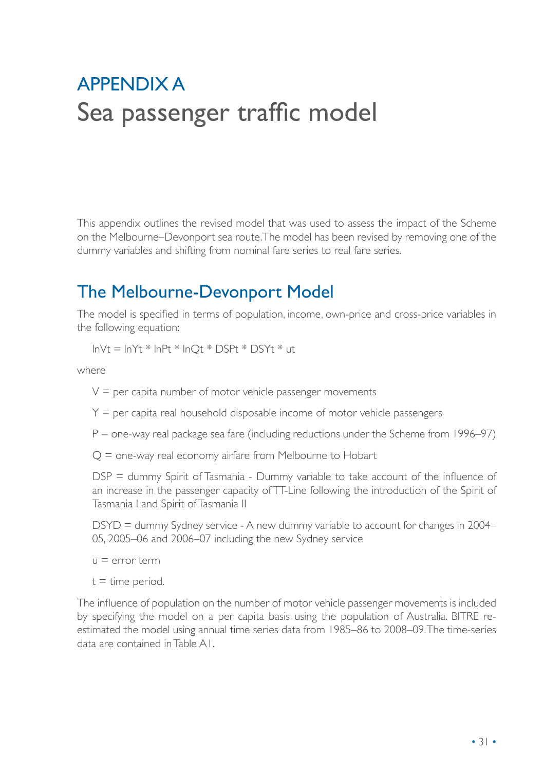# APPENDIX A

# Sea passenger traffic model

This appendix outlines the revised model that was used to assess the impact of the Scheme on the Melbourne–Devonport sea route. The model has been revised by removing one of the dummy variables and shifting from nominal fare series to real fare series.

## The Melbourne-Devonport Model

The model is specified in terms of population, income, own-price and cross-price variables in the following equation:

$$\ln V_t = \ln Y_t * \ln P_t * \ln Q_t * DSP_t * DSY_t * u_t$$

where

$V$ = per capita number of motor vehicle passenger movements

$Y$ = per capita real household disposable income of motor vehicle passengers

$P$ = one-way real package sea fare (including reductions under the Scheme from 1996–97)

$Q$ = one-way real economy airfare from Melbourne to Hobart

$DSP$ = dummy Spirit of Tasmania - Dummy variable to take account of the influence of an increase in the passenger capacity of TT-Line following the introduction of the Spirit of Tasmania I and Spirit of Tasmania II

$DSYD$ = dummy Sydney service - A new dummy variable to account for changes in 2004–05, 2005–06 and 2006–07 including the new Sydney service

$u$ = error term

$t$ = time period.

The influence of population on the number of motor vehicle passenger movements is included by specifying the model on a per capita basis using the population of Australia. BITRE re-estimated the model using annual time series data from 1985–86 to 2008–09. The time-series data are contained in Table A1.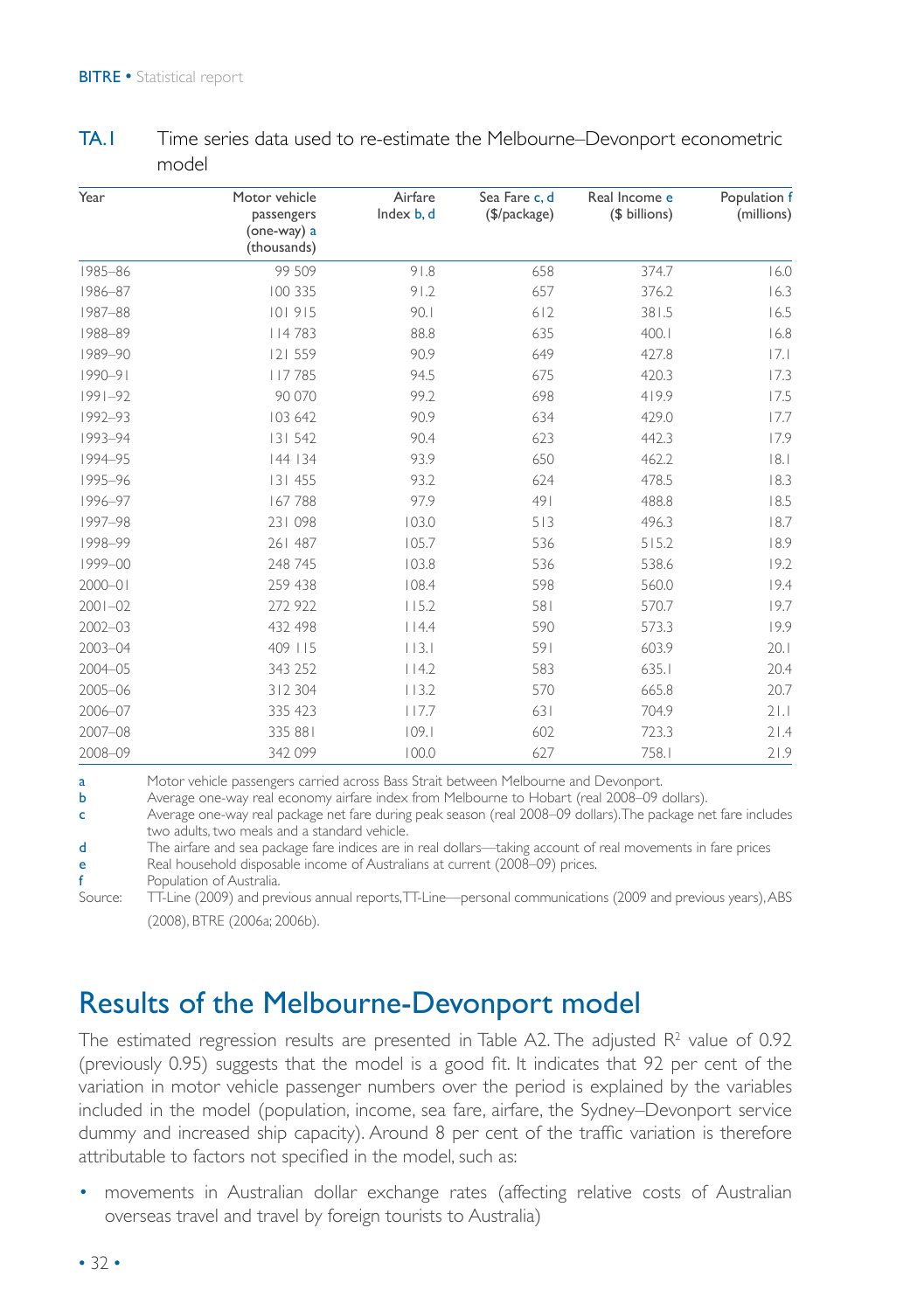**TA.1** Time series data used to re-estimate the Melbourne–Devonport econometric model

| Year | Motor vehicle passengers (one-way) a (thousands) | Airfare Index b, d | Sea Fare c, d ($/package) | Real Income e ($ billions) | Population f (millions) |
|---|---|---|---|---|---|
| 1985–86 | 99 509 | 91.8 | 658 | 374.7 | 16.0 |
| 1986–87 | 100 335 | 91.2 | 657 | 376.2 | 16.3 |
| 1987–88 | 101 915 | 90.1 | 612 | 381.5 | 16.5 |
| 1988–89 | 114 783 | 88.8 | 635 | 400.1 | 16.8 |
| 1989–90 | 121 559 | 90.9 | 649 | 427.8 | 17.1 |
| 1990–91 | 117 785 | 94.5 | 675 | 420.3 | 17.3 |
| 1991–92 | 90 070 | 99.2 | 698 | 419.9 | 17.5 |
| 1992–93 | 103 642 | 90.9 | 634 | 429.0 | 17.7 |
| 1993–94 | 131 542 | 90.4 | 623 | 442.3 | 17.9 |
| 1994–95 | 144 134 | 93.9 | 650 | 462.2 | 18.1 |
| 1995–96 | 131 455 | 93.2 | 624 | 478.5 | 18.3 |
| 1996–97 | 167 788 | 97.9 | 491 | 488.8 | 18.5 |
| 1997–98 | 231 098 | 103.0 | 513 | 496.3 | 18.7 |
| 1998–99 | 261 487 | 105.7 | 536 | 515.2 | 18.9 |
| 1999–00 | 248 745 | 103.8 | 536 | 538.6 | 19.2 |
| 2000–01 | 259 438 | 108.4 | 598 | 560.0 | 19.4 |
| 2001–02 | 272 922 | 115.2 | 581 | 570.7 | 19.7 |
| 2002–03 | 432 498 | 114.4 | 590 | 573.3 | 19.9 |
| 2003–04 | 409 115 | 113.1 | 591 | 603.9 | 20.1 |
| 2004–05 | 343 252 | 114.2 | 583 | 635.1 | 20.4 |
| 2005–06 | 312 304 | 113.2 | 570 | 665.8 | 20.7 |
| 2006–07 | 335 423 | 117.7 | 631 | 704.9 | 21.1 |
| 2007–08 | 335 881 | 109.1 | 602 | 723.3 | 21.4 |
| 2008–09 | 342 099 | 100.0 | 627 | 758.1 | 21.9 |

a Motor vehicle passengers carried across Bass Strait between Melbourne and Devonport.
b Average one-way real economy airfare index from Melbourne to Hobart (real 2008–09 dollars).
c Average one-way real package net fare during peak season (real 2008–09 dollars). The package net fare includes two adults, two meals and a standard vehicle.
d The airfare and sea package fare indices are in real dollars—taking account of real movements in fare prices
e Real household disposable income of Australians at current (2008–09) prices.
f Population of Australia.
Source: TT-Line (2009) and previous annual reports, TT-Line—personal communications (2009 and previous years), ABS (2008), BTRE (2006a; 2006b).

# Results of the Melbourne-Devonport model

The estimated regression results are presented in Table A2. The adjusted $R^2$ value of 0.92 (previously 0.95) suggests that the model is a good fit. It indicates that 92 per cent of the variation in motor vehicle passenger numbers over the period is explained by the variables included in the model (population, income, sea fare, airfare, the Sydney–Devonport service dummy and increased ship capacity). Around 8 per cent of the traffic variation is therefore attributable to factors not specified in the model, such as:

- movements in Australian dollar exchange rates (affecting relative costs of Australian overseas travel and travel by foreign tourists to Australia)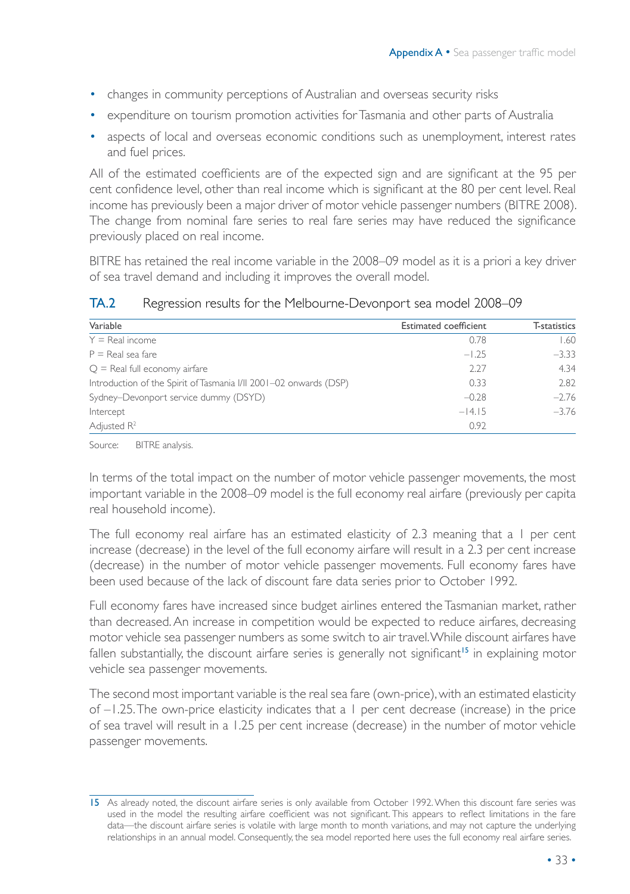- changes in community perceptions of Australian and overseas security risks
- expenditure on tourism promotion activities for Tasmania and other parts of Australia
- aspects of local and overseas economic conditions such as unemployment, interest rates and fuel prices.

All of the estimated coefficients are of the expected sign and are significant at the 95 per cent confidence level, other than real income which is significant at the 80 per cent level. Real income has previously been a major driver of motor vehicle passenger numbers (BITRE 2008). The change from nominal fare series to real fare series may have reduced the significance previously placed on real income.

BITRE has retained the real income variable in the 2008–09 model as it is a priori a key driver of sea travel demand and including it improves the overall model.

**TA.2 Regression results for the Melbourne-Devonport sea model 2008–09**

| Variable | Estimated coefficient | T-statistics |
|---|---|---|
| Y = Real income | 0.78 | 1.60 |
| P = Real sea fare | −1.25 | −3.33 |
| Q = Real full economy airfare | 2.27 | 4.34 |
| Introduction of the Spirit of Tasmania I/II 2001–02 onwards (DSP) | 0.33 | 2.82 |
| Sydney–Devonport service dummy (DSYD) | −0.28 | −2.76 |
| Intercept | −14.15 | −3.76 |
| Adjusted $R^2$ | 0.92 | |

Source: BITRE analysis.

In terms of the total impact on the number of motor vehicle passenger movements, the most important variable in the 2008–09 model is the full economy real airfare (previously per capita real household income).

The full economy real airfare has an estimated elasticity of 2.3 meaning that a 1 per cent increase (decrease) in the level of the full economy airfare will result in a 2.3 per cent increase (decrease) in the number of motor vehicle passenger movements. Full economy fares have been used because of the lack of discount fare data series prior to October 1992.

Full economy fares have increased since budget airlines entered the Tasmanian market, rather than decreased. An increase in competition would be expected to reduce airfares, decreasing motor vehicle sea passenger numbers as some switch to air travel. While discount airfares have fallen substantially, the discount airfare series is generally not significant[15] in explaining motor vehicle sea passenger movements.

The second most important variable is the real sea fare (own-price), with an estimated elasticity of −1.25. The own-price elasticity indicates that a 1 per cent decrease (increase) in the price of sea travel will result in a 1.25 per cent increase (decrease) in the number of motor vehicle passenger movements.

---

15 As already noted, the discount airfare series is only available from October 1992. When this discount fare series was used in the model the resulting airfare coefficient was not significant. This appears to reflect limitations in the fare data—the discount airfare series is volatile with large month to month variations, and may not capture the underlying relationships in an annual model. Consequently, the sea model reported here uses the full economy real airfare series.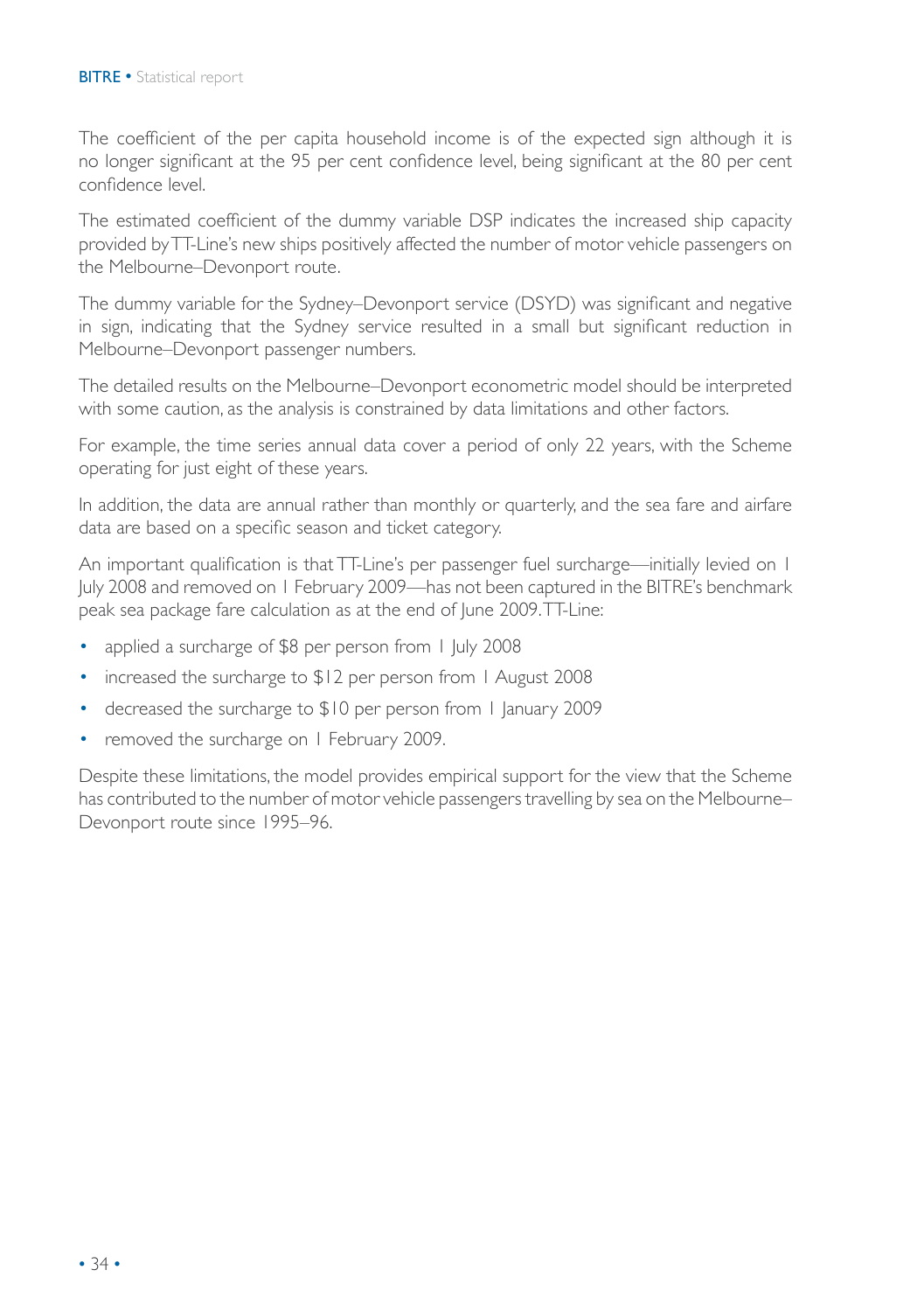The coefficient of the per capita household income is of the expected sign although it is no longer significant at the 95 per cent confidence level, being significant at the 80 per cent confidence level.

The estimated coefficient of the dummy variable DSP indicates the increased ship capacity provided by TT-Line's new ships positively affected the number of motor vehicle passengers on the Melbourne–Devonport route.

The dummy variable for the Sydney–Devonport service (DSYD) was significant and negative in sign, indicating that the Sydney service resulted in a small but significant reduction in Melbourne–Devonport passenger numbers.

The detailed results on the Melbourne–Devonport econometric model should be interpreted with some caution, as the analysis is constrained by data limitations and other factors.

For example, the time series annual data cover a period of only 22 years, with the Scheme operating for just eight of these years.

In addition, the data are annual rather than monthly or quarterly, and the sea fare and airfare data are based on a specific season and ticket category.

An important qualification is that TT-Line's per passenger fuel surcharge—initially levied on 1 July 2008 and removed on 1 February 2009—has not been captured in the BITRE's benchmark peak sea package fare calculation as at the end of June 2009. TT-Line:

- applied a surcharge of $8 per person from 1 July 2008
- increased the surcharge to $12 per person from 1 August 2008
- decreased the surcharge to $10 per person from 1 January 2009
- removed the surcharge on 1 February 2009.

Despite these limitations, the model provides empirical support for the view that the Scheme has contributed to the number of motor vehicle passengers travelling by sea on the Melbourne–Devonport route since 1995–96.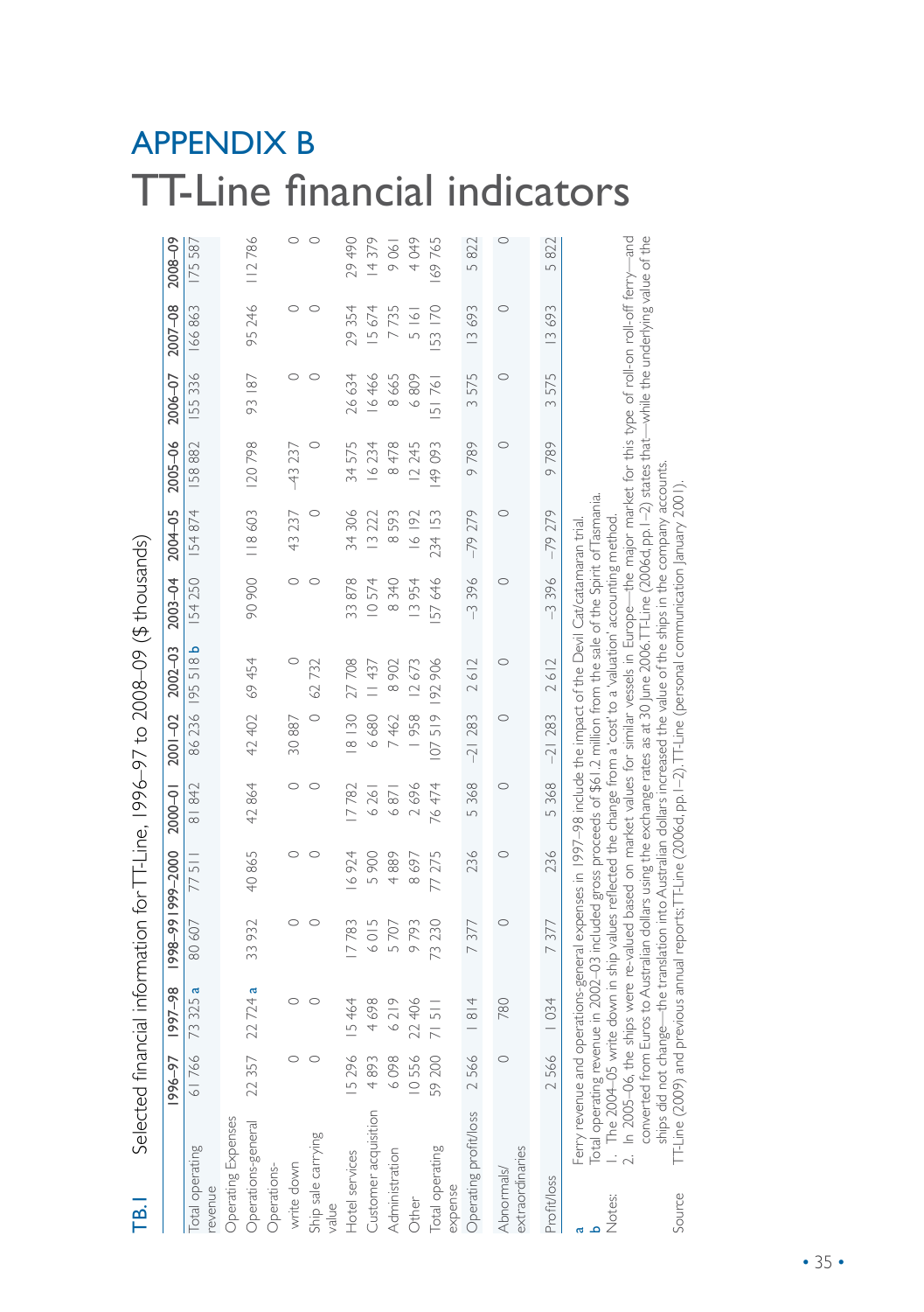# APPENDIX B

# TT-Line financial indicators

**TB.1 Selected financial information for TT-Line, 1996–97 to 2008–09 ($ thousands)**

| | 1996–97 | 1997–98 | 1998–99 | 1999–2000 | 2000–01 | 2001–02 | 2002–03 | 2003–04 | 2004–05 | 2005–06 | 2006–07 | 2007–08 | 2008–09 |
|---|---|---|---|---|---|---|---|---|---|---|---|---|---|
| Total operating revenue | 61 766 | 73 325 a | 80 607 | 77 511 | 81 842 | 86 236 | 195 518 b | 154 250 | 154 874 | 158 882 | 155 336 | 166 863 | 175 587 |
| Operating Expenses | | | | | | | | | | | | | |
| Operations-general | 22 357 | 22 724 a | 33 932 | 40 865 | 42 864 | 42 402 | 69 454 | 90 900 | 118 603 | 120 798 | 93 187 | 95 246 | 112 786 |
| Operations-write down | 0 | 0 | 0 | 0 | 0 | 30 887 | 0 | 0 | 43 237 | -43 237 | 0 | 0 | 0 |
| Ship sale carrying value | 0 | 0 | 0 | 0 | 0 | 0 | 62 732 | 0 | 0 | 0 | 0 | 0 | 0 |
| Hotel services | 15 296 | 15 464 | 17 783 | 16 924 | 17 782 | 18 130 | 27 708 | 33 878 | 34 306 | 34 575 | 26 634 | 29 354 | 29 490 |
| Customer acquisition | 4 893 | 4 698 | 6 015 | 5 900 | 6 261 | 6 680 | 11 437 | 10 574 | 13 222 | 16 234 | 16 466 | 15 674 | 14 379 |
| Administration | 6 098 | 6 219 | 5 707 | 4 889 | 6 871 | 7 462 | 8 902 | 8 340 | 8 593 | 8 478 | 8 665 | 7 735 | 9 061 |
| Other | 10 556 | 22 406 | 9 793 | 8 697 | 2 696 | 1 958 | 12 673 | 13 954 | 16 192 | 12 245 | 6 809 | 5 161 | 4 049 |
| Total operating expense | 59 200 | 71 511 | 73 230 | 77 275 | 76 474 | 107 519 | 192 906 | 157 646 | 234 153 | 149 093 | 151 761 | 153 170 | 169 765 |
| Operating profit/loss | 2 566 | 1 814 | 7 377 | 236 | 5 368 | -21 283 | 2 612 | -3 396 | -79 279 | 9 789 | 3 575 | 13 693 | 5 822 |
| Abnormals/extraordinaries | 0 | 780 | 0 | 0 | 0 | 0 | 0 | 0 | 0 | 0 | 0 | 0 | 0 |
| Profit/loss | 2 566 | 1 034 | 7 377 | 236 | 5 368 | -21 283 | 2 612 | -3 396 | -79 279 | 9 789 | 3 575 | 13 693 | 5 822 |

a Ferry revenue and operations-general expenses in 1997–98 include the impact of the Devil Cat/catamaran trial.
b Total operating revenue in 2002–03 included gross proceeds of $61.2 million from the sale of the Spirit of Tasmania.

Notes: 1. The 2004–05 write down in ship values reflected the change from a 'cost' to a 'valuation' accounting method.
2. In 2005–06, the ships were re-valued based on market values for similar vessels in Europe—the major market for this type of roll-on roll-off ferry—and converted from Euros to Australian dollars using the exchange rates as at 30 June 2006. TT-Line (2006d, pp. 1–2) states that—while the underlying value of the ships did not change—the translation into Australian dollars increased the value of the ships in the company accounts.

Source: TT-Line (2009) and previous annual reports; TT-Line (2006d, pp. 1–2); TT-Line (personal communication January 2001).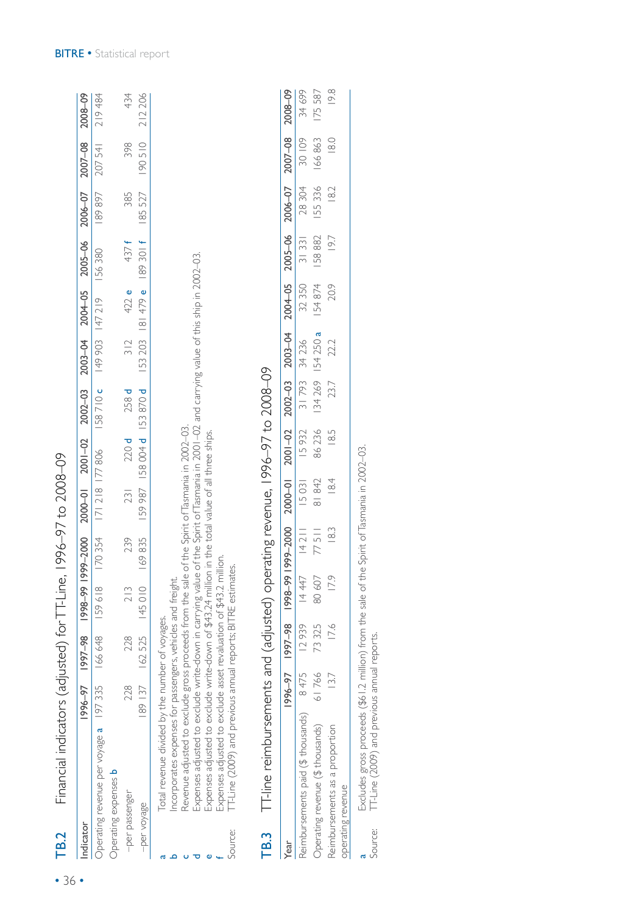## TB.2 Financial indicators (adjusted) for TT-Line, 1996–97 to 2008–09

| Indicator | 1996–97 | 1997–98 | 1998–99 | 1999–2000 | 2000–01 | 2001–02 | 2002–03 | 2003–04 | 2004–05 | 2005–06 | 2006–07 | 2007–08 | 2008–09 |
|---|---|---|---|---|---|---|---|---|---|---|---|---|---|
| Operating revenue per voyage a | 197 335 | 166 648 | 159 618 | 170 354 | 171 218 | 177 806 | 158 710 c | 149 903 | 147 219 | 156 380 | 189 897 | 207 541 | 219 484 |
| Operating expenses b | | | | | | | | | | | | | |
| –per passenger | 228 | 228 | 213 | 239 | 231 | 220 d | 258 d | 312 | 422 e | 437 f | 385 | 398 | 434 |
| –per voyage | 189 137 | 162 525 | 145 010 | 169 835 | 159 987 | 158 004 d | 153 870 d | 153 203 | 181 479 e | 189 301 f | 185 527 | 190 510 | 212 206 |

a Total revenue divided by the number of voyages.
b Incorporates expenses for passengers, vehicles and freight.
c Revenue adjusted to exclude gross proceeds from the sale of the Spirit of Tasmania in 2002–03.
d Expenses adjusted to exclude write-down in carrying value of the Spirit of Tasmania in 2001–02 and carrying value of this ship in 2002–03.
e Expenses adjusted to exclude write-down of $43.24 million in the total value of all three ships.
f Expenses adjusted to exclude asset revaluation of $43.2 million.
Source: TT-Line (2009) and previous annual reports; BITRE estimates.

## TB.3 TT-line reimbursements and (adjusted) operating revenue, 1996–97 to 2008–09

| Year | 1996–97 | 1997–98 | 1998–99 | 1999–2000 | 2000–01 | 2001–02 | 2002–03 | 2003–04 | 2004–05 | 2005–06 | 2006–07 | 2007–08 | 2008–09 |
|---|---|---|---|---|---|---|---|---|---|---|---|---|---|
| Reimbursements paid ($ thousands) | 8 475 | 12 939 | 14 447 | 14 211 | 15 031 | 15 932 | 31 793 | 34 236 | 32 350 | 31 331 | 28 304 | 30 109 | 34 699 |
| Operating revenue ($ thousands) | 61 766 | 73 325 | 80 607 | 77 511 | 81 842 | 86 236 | 134 269 | 154 250 a | 154 874 | 158 882 | 155 336 | 166 863 | 175 587 |
| Reimbursements as a proportion operating revenue | 13.7 | 17.6 | 17.9 | 18.3 | 18.4 | 18.5 | 23.7 | 22.2 | 20.9 | 19.7 | 18.2 | 18.0 | 19.8 |

a Excludes gross proceeds ($61.2 million) from the sale of the Spirit of Tasmania in 2002–03.
Source: TT-Line (2009) and previous annual reports.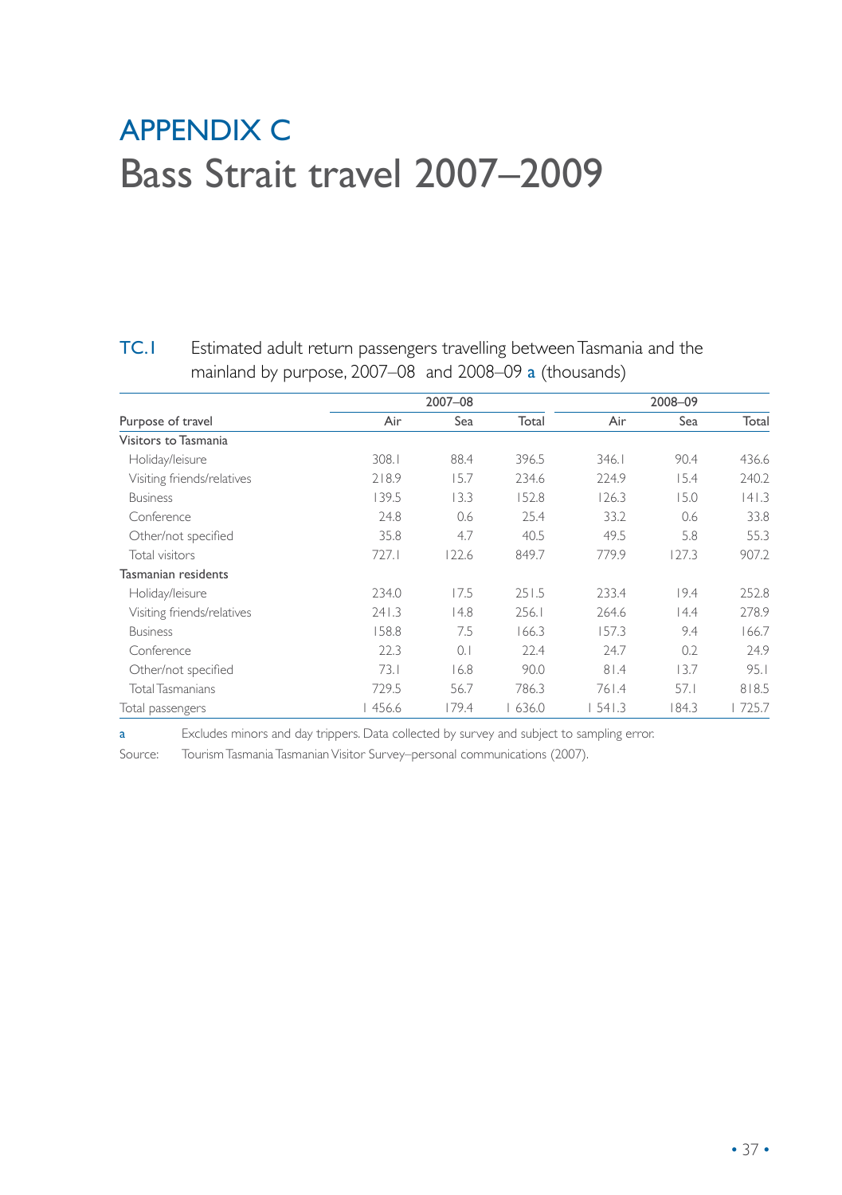# APPENDIX C
# Bass Strait travel 2007–2009

**TC.1** Estimated adult return passengers travelling between Tasmania and the mainland by purpose, 2007–08 and 2008–09 [a] (thousands)

| | 2007–08 | | | 2008–09 | | |
|---|---|---|---|---|---|---|
| Purpose of travel | Air | Sea | Total | Air | Sea | Total |
| **Visitors to Tasmania** | | | | | | |
| Holiday/leisure | 308.1 | 88.4 | 396.5 | 346.1 | 90.4 | 436.6 |
| Visiting friends/relatives | 218.9 | 15.7 | 234.6 | 224.9 | 15.4 | 240.2 |
| Business | 139.5 | 13.3 | 152.8 | 126.3 | 15.0 | 141.3 |
| Conference | 24.8 | 0.6 | 25.4 | 33.2 | 0.6 | 33.8 |
| Other/not specified | 35.8 | 4.7 | 40.5 | 49.5 | 5.8 | 55.3 |
| Total visitors | 727.1 | 122.6 | 849.7 | 779.9 | 127.3 | 907.2 |
| **Tasmanian residents** | | | | | | |
| Holiday/leisure | 234.0 | 17.5 | 251.5 | 233.4 | 19.4 | 252.8 |
| Visiting friends/relatives | 241.3 | 14.8 | 256.1 | 264.6 | 14.4 | 278.9 |
| Business | 158.8 | 7.5 | 166.3 | 157.3 | 9.4 | 166.7 |
| Conference | 22.3 | 0.1 | 22.4 | 24.7 | 0.2 | 24.9 |
| Other/not specified | 73.1 | 16.8 | 90.0 | 81.4 | 13.7 | 95.1 |
| Total Tasmanians | 729.5 | 56.7 | 786.3 | 761.4 | 57.1 | 818.5 |
| Total passengers | 1 456.6 | 179.4 | 1 636.0 | 1 541.3 | 184.3 | 1 725.7 |

a Excludes minors and day trippers. Data collected by survey and subject to sampling error.

Source: Tourism Tasmania Tasmanian Visitor Survey–personal communications (2007).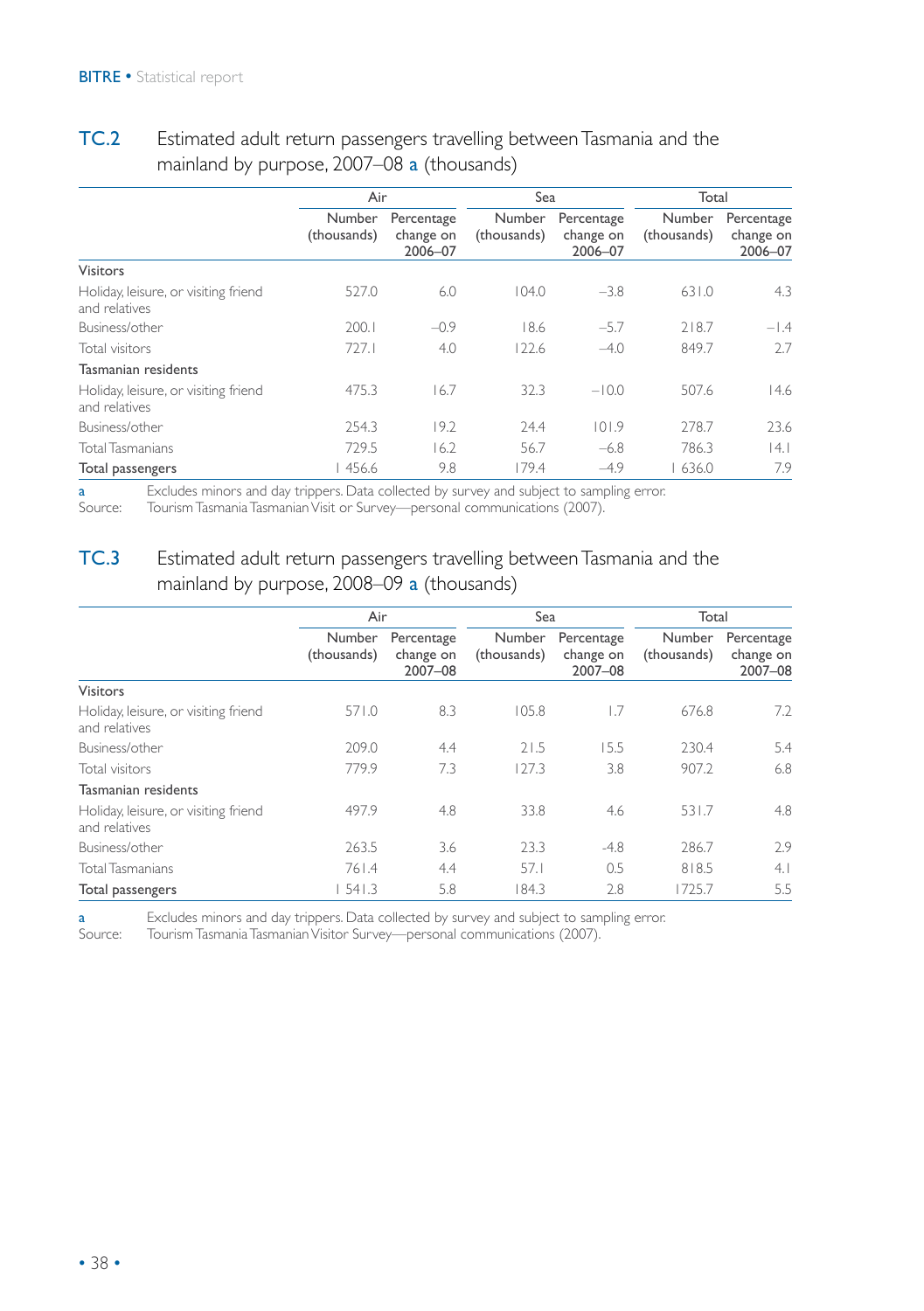## TC.2 Estimated adult return passengers travelling between Tasmania and the mainland by purpose, 2007–08 a (thousands)

| | Air | | Sea | | Total | |
|---|---|---|---|---|---|---|
| | Number (thousands) | Percentage change on 2006–07 | Number (thousands) | Percentage change on 2006–07 | Number (thousands) | Percentage change on 2006–07 |
| **Visitors** | | | | | | |
| Holiday, leisure, or visiting friend and relatives | 527.0 | 6.0 | 104.0 | –3.8 | 631.0 | 4.3 |
| Business/other | 200.1 | –0.9 | 18.6 | –5.7 | 218.7 | –1.4 |
| Total visitors | 727.1 | 4.0 | 122.6 | –4.0 | 849.7 | 2.7 |
| **Tasmanian residents** | | | | | | |
| Holiday, leisure, or visiting friend and relatives | 475.3 | 16.7 | 32.3 | –10.0 | 507.6 | 14.6 |
| Business/other | 254.3 | 19.2 | 24.4 | 101.9 | 278.7 | 23.6 |
| Total Tasmanians | 729.5 | 16.2 | 56.7 | –6.8 | 786.3 | 14.1 |
| **Total passengers** | 1 456.6 | 9.8 | 179.4 | –4.9 | 1 636.0 | 7.9 |

a Excludes minors and day trippers. Data collected by survey and subject to sampling error.
Source: Tourism Tasmania Tasmanian Visit or Survey—personal communications (2007).

## TC.3 Estimated adult return passengers travelling between Tasmania and the mainland by purpose, 2008–09 a (thousands)

| | Air | | Sea | | Total | |
|---|---|---|---|---|---|---|
| | Number (thousands) | Percentage change on 2007–08 | Number (thousands) | Percentage change on 2007–08 | Number (thousands) | Percentage change on 2007–08 |
| **Visitors** | | | | | | |
| Holiday, leisure, or visiting friend and relatives | 571.0 | 8.3 | 105.8 | 1.7 | 676.8 | 7.2 |
| Business/other | 209.0 | 4.4 | 21.5 | 15.5 | 230.4 | 5.4 |
| Total visitors | 779.9 | 7.3 | 127.3 | 3.8 | 907.2 | 6.8 |
| **Tasmanian residents** | | | | | | |
| Holiday, leisure, or visiting friend and relatives | 497.9 | 4.8 | 33.8 | 4.6 | 531.7 | 4.8 |
| Business/other | 263.5 | 3.6 | 23.3 | -4.8 | 286.7 | 2.9 |
| Total Tasmanians | 761.4 | 4.4 | 57.1 | 0.5 | 818.5 | 4.1 |
| **Total passengers** | 1 541.3 | 5.8 | 184.3 | 2.8 | 1725.7 | 5.5 |

a Excludes minors and day trippers. Data collected by survey and subject to sampling error.
Source: Tourism Tasmania Tasmanian Visitor Survey—personal communications (2007).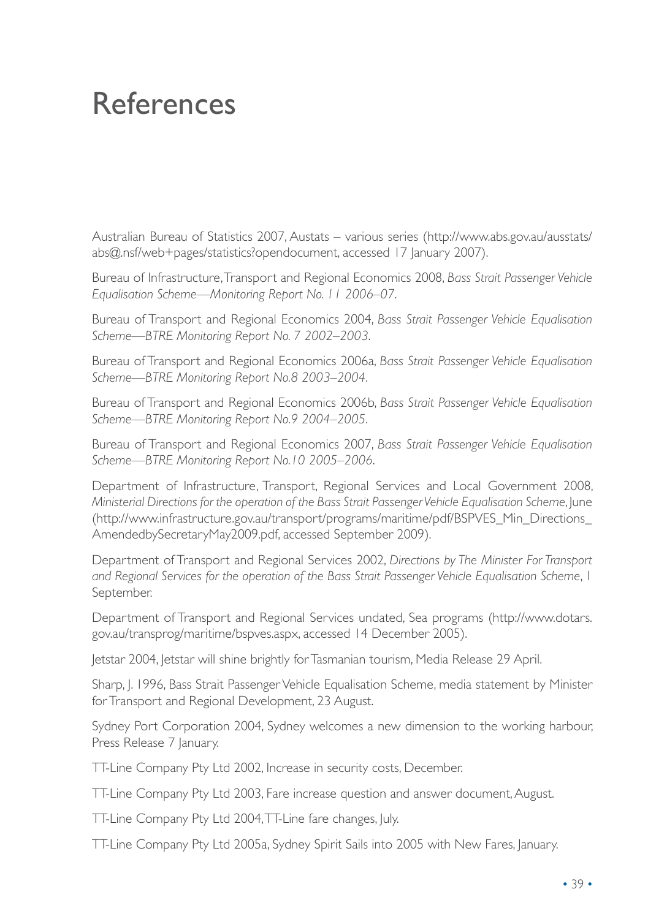# References

Australian Bureau of Statistics 2007, Austats – various series (http://www.abs.gov.au/ausstats/abs@.nsf/web+pages/statistics?opendocument, accessed 17 January 2007).

Bureau of Infrastructure, Transport and Regional Economics 2008, *Bass Strait Passenger Vehicle Equalisation Scheme—Monitoring Report No. 11 2006–07*.

Bureau of Transport and Regional Economics 2004, *Bass Strait Passenger Vehicle Equalisation Scheme—BTRE Monitoring Report No. 7 2002–2003*.

Bureau of Transport and Regional Economics 2006a, *Bass Strait Passenger Vehicle Equalisation Scheme—BTRE Monitoring Report No.8 2003–2004*.

Bureau of Transport and Regional Economics 2006b, *Bass Strait Passenger Vehicle Equalisation Scheme—BTRE Monitoring Report No.9 2004–2005*.

Bureau of Transport and Regional Economics 2007, *Bass Strait Passenger Vehicle Equalisation Scheme—BTRE Monitoring Report No.10 2005–2006*.

Department of Infrastructure, Transport, Regional Services and Local Government 2008, *Ministerial Directions for the operation of the Bass Strait Passenger Vehicle Equalisation Scheme*, June (http://www.infrastructure.gov.au/transport/programs/maritime/pdf/BSPVES_Min_Directions_AmendedbySecretaryMay2009.pdf, accessed September 2009).

Department of Transport and Regional Services 2002, *Directions by The Minister For Transport and Regional Services for the operation of the Bass Strait Passenger Vehicle Equalisation Scheme*, 1 September.

Department of Transport and Regional Services undated, Sea programs (http://www.dotars.gov.au/transprog/maritime/bspves.aspx, accessed 14 December 2005).

Jetstar 2004, Jetstar will shine brightly for Tasmanian tourism, Media Release 29 April.

Sharp, J. 1996, Bass Strait Passenger Vehicle Equalisation Scheme, media statement by Minister for Transport and Regional Development, 23 August.

Sydney Port Corporation 2004, Sydney welcomes a new dimension to the working harbour, Press Release 7 January.

TT-Line Company Pty Ltd 2002, Increase in security costs, December.

TT-Line Company Pty Ltd 2003, Fare increase question and answer document, August.

TT-Line Company Pty Ltd 2004, TT-Line fare changes, July.

TT-Line Company Pty Ltd 2005a, Sydney Spirit Sails into 2005 with New Fares, January.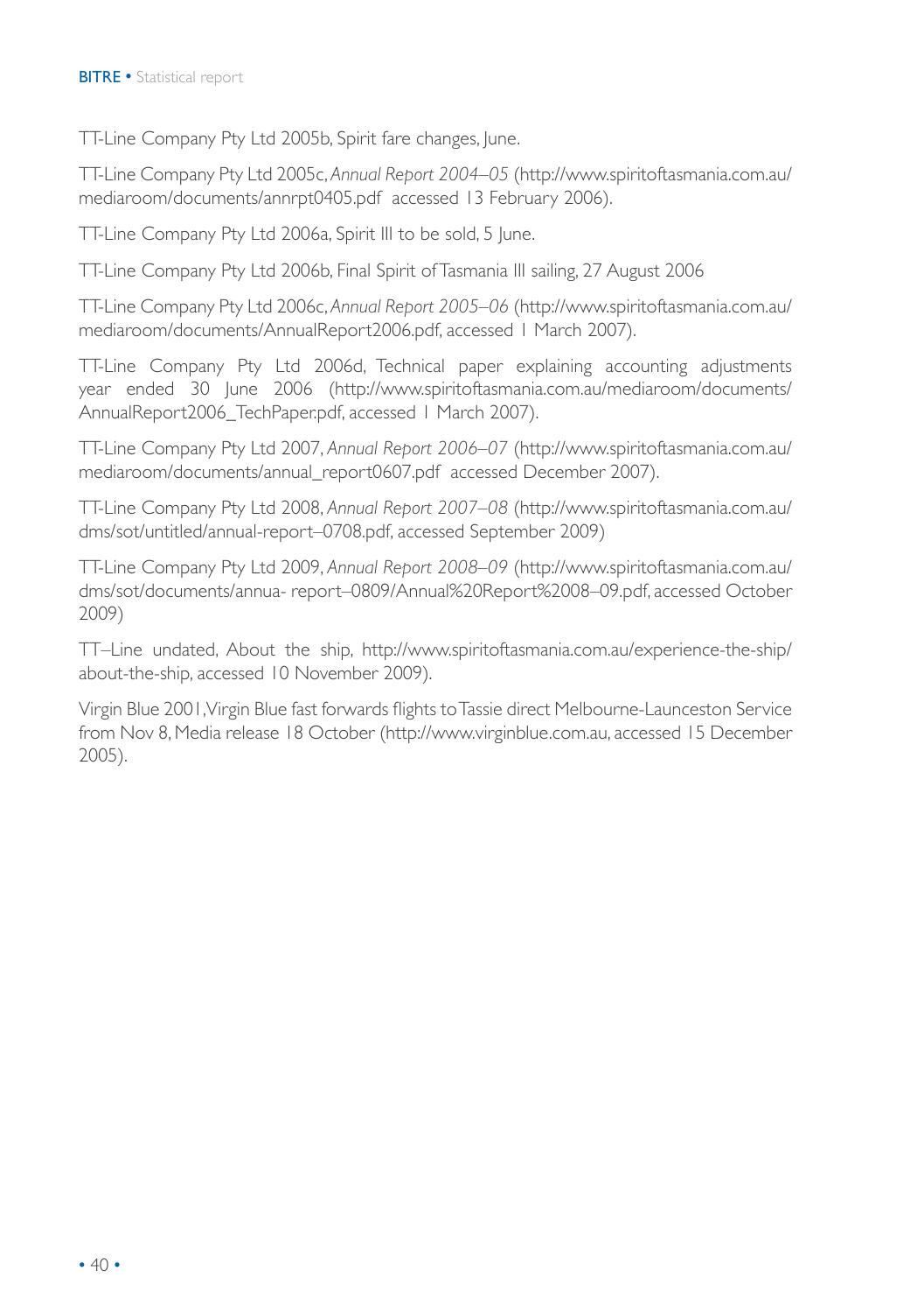TT-Line Company Pty Ltd 2005b, Spirit fare changes, June.

TT-Line Company Pty Ltd 2005c, *Annual Report 2004–05* (http://www.spiritoftasmania.com.au/mediaroom/documents/annrpt0405.pdf accessed 13 February 2006).

TT-Line Company Pty Ltd 2006a, Spirit III to be sold, 5 June.

TT-Line Company Pty Ltd 2006b, Final Spirit of Tasmania III sailing, 27 August 2006

TT-Line Company Pty Ltd 2006c, *Annual Report 2005–06* (http://www.spiritoftasmania.com.au/mediaroom/documents/AnnualReport2006.pdf, accessed 1 March 2007).

TT-Line Company Pty Ltd 2006d, Technical paper explaining accounting adjustments year ended 30 June 2006 (http://www.spiritoftasmania.com.au/mediaroom/documents/AnnualReport2006_TechPaper.pdf, accessed 1 March 2007).

TT-Line Company Pty Ltd 2007, *Annual Report 2006–07* (http://www.spiritoftasmania.com.au/mediaroom/documents/annual_report0607.pdf accessed December 2007).

TT-Line Company Pty Ltd 2008, *Annual Report 2007–08* (http://www.spiritoftasmania.com.au/dms/sot/untitled/annual-report–0708.pdf, accessed September 2009)

TT-Line Company Pty Ltd 2009, *Annual Report 2008–09* (http://www.spiritoftasmania.com.au/dms/sot/documents/annua- report–0809/Annual%20Report%2008–09.pdf, accessed October 2009)

TT–Line undated, About the ship, http://www.spiritoftasmania.com.au/experience-the-ship/about-the-ship, accessed 10 November 2009).

Virgin Blue 2001, Virgin Blue fast forwards flights to Tassie direct Melbourne-Launceston Service from Nov 8, Media release 18 October (http://www.virginblue.com.au, accessed 15 December 2005).